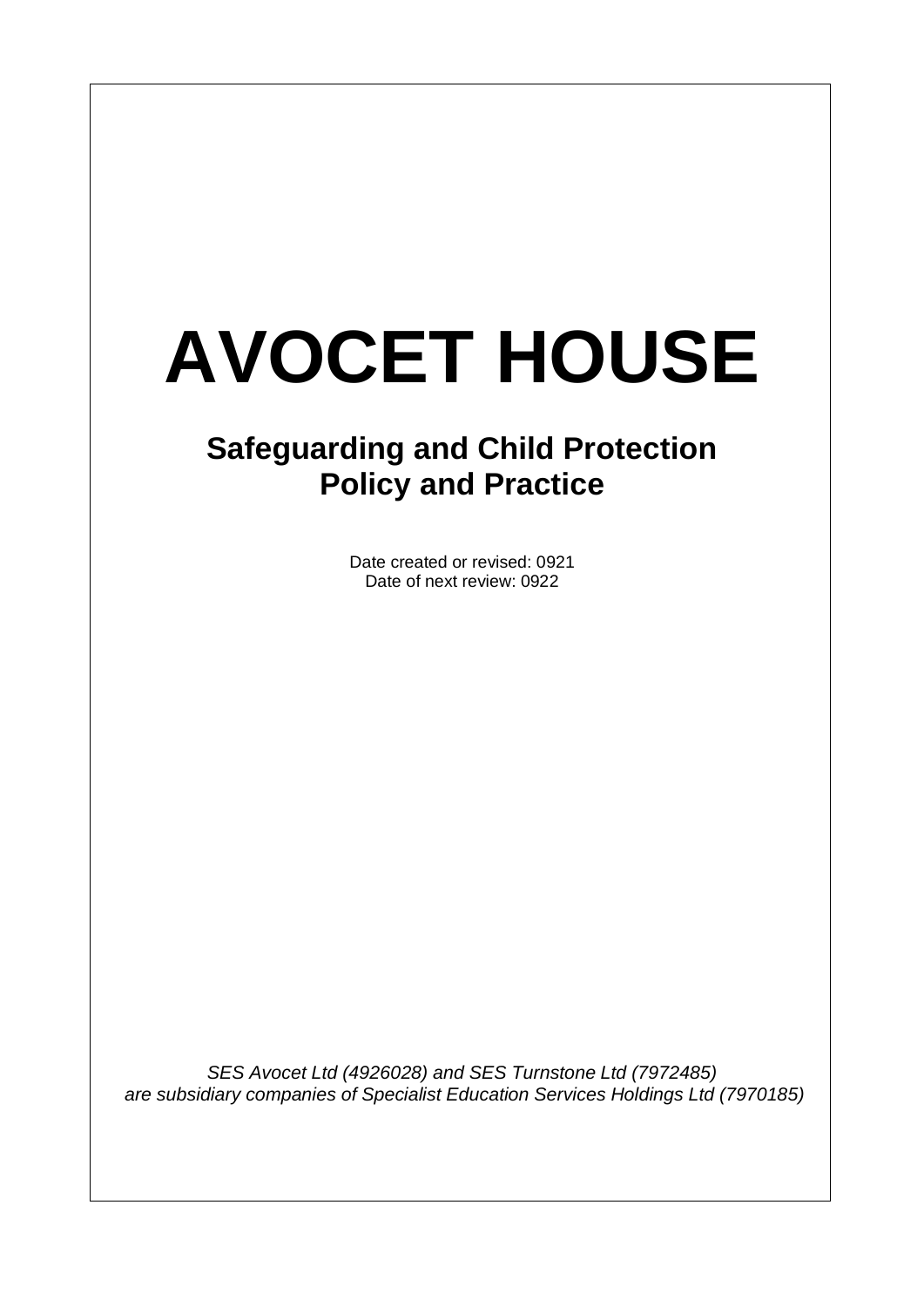# AVOCET HOUSE

## Safeguarding and Child Protection Policy and Practice

Date created or revised: 0921
Date of next review: 0922

*SES Avocet Ltd (4926028) and SES Turnstone Ltd (7972485) are subsidiary companies of Specialist Education Services Holdings Ltd (7970185)*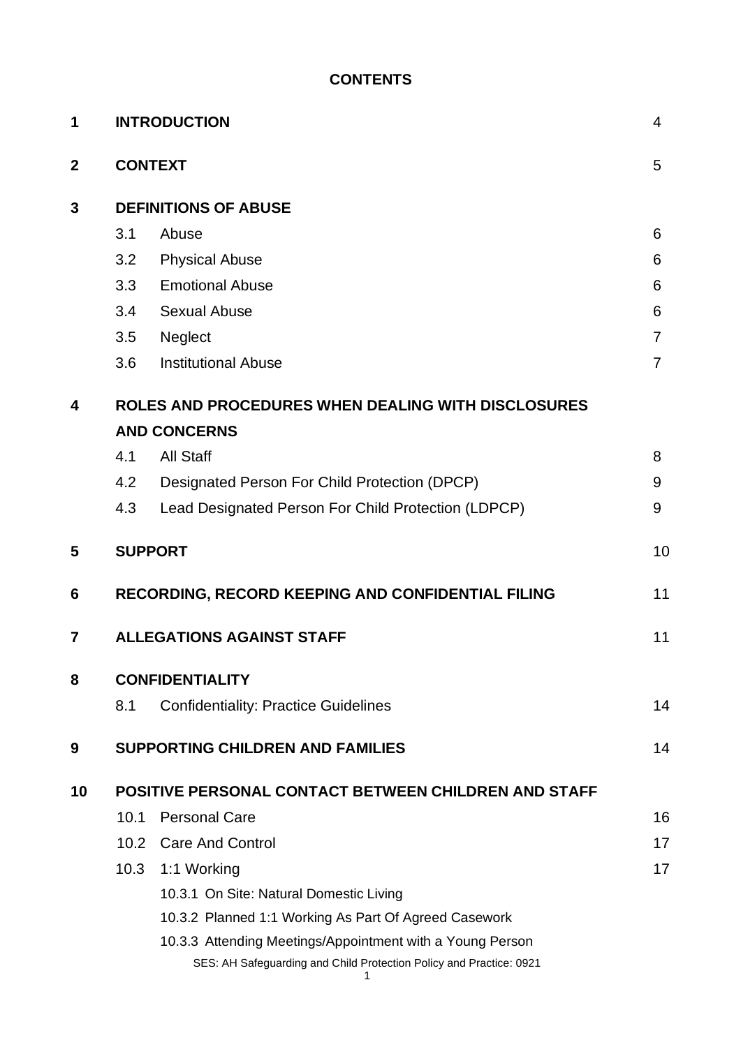**CONTENTS**

| | | | |
|---|---|---|---|
| **1** | **INTRODUCTION** | | 4 |
| **2** | **CONTEXT** | | 5 |
| **3** | **DEFINITIONS OF ABUSE** | | |
| | 3.1 | Abuse | 6 |
| | 3.2 | Physical Abuse | 6 |
| | 3.3 | Emotional Abuse | 6 |
| | 3.4 | Sexual Abuse | 6 |
| | 3.5 | Neglect | 7 |
| | 3.6 | Institutional Abuse | 7 |
| **4** | **ROLES AND PROCEDURES WHEN DEALING WITH DISCLOSURES AND CONCERNS** | | |
| | 4.1 | All Staff | 8 |
| | 4.2 | Designated Person For Child Protection (DPCP) | 9 |
| | 4.3 | Lead Designated Person For Child Protection (LDPCP) | 9 |
| **5** | **SUPPORT** | | 10 |
| **6** | **RECORDING, RECORD KEEPING AND CONFIDENTIAL FILING** | | 11 |
| **7** | **ALLEGATIONS AGAINST STAFF** | | 11 |
| **8** | **CONFIDENTIALITY** | | |
| | 8.1 | Confidentiality: Practice Guidelines | 14 |
| **9** | **SUPPORTING CHILDREN AND FAMILIES** | | 14 |
| **10** | **POSITIVE PERSONAL CONTACT BETWEEN CHILDREN AND STAFF** | | |
| | 10.1 | Personal Care | 16 |
| | 10.2 | Care And Control | 17 |
| | 10.3 | 1:1 Working | 17 |
| | | 10.3.1 On Site: Natural Domestic Living | |
| | | 10.3.2 Planned 1:1 Working As Part Of Agreed Casework | |
| | | 10.3.3 Attending Meetings/Appointment with a Young Person | |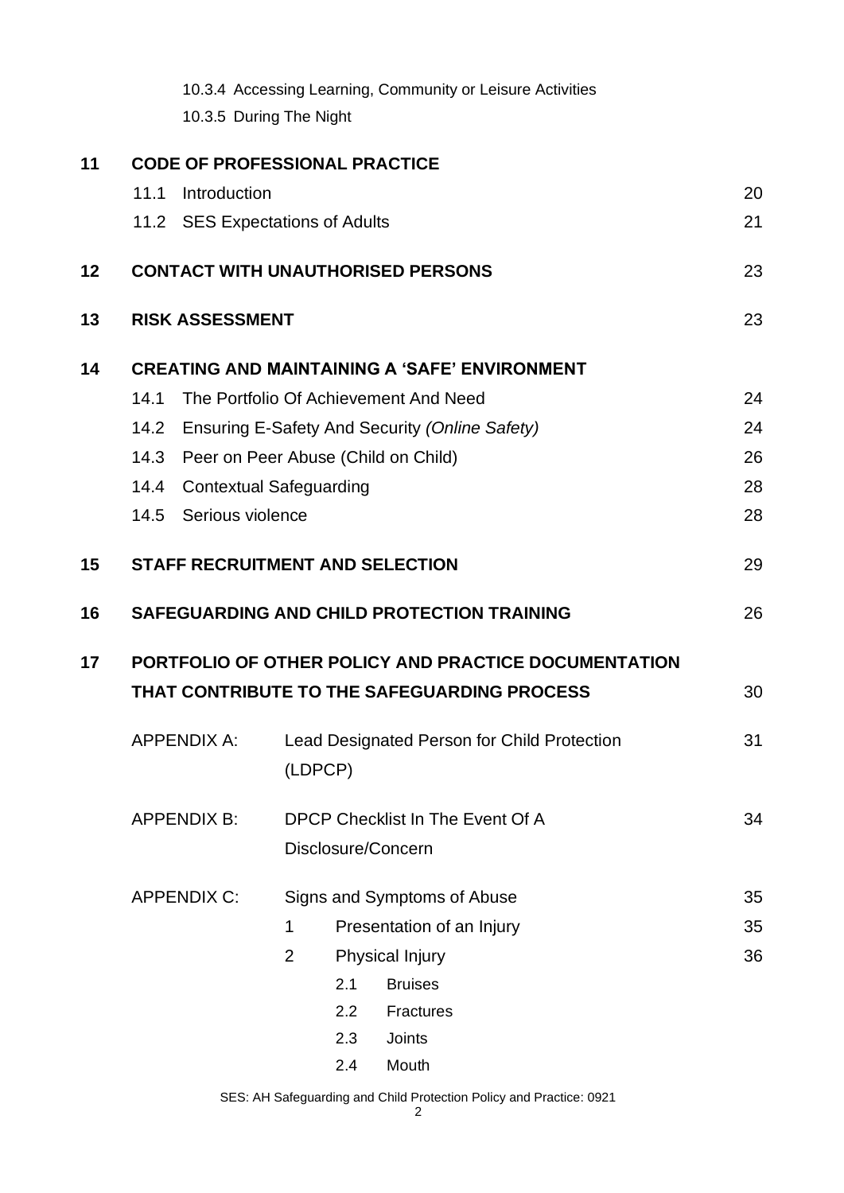| | | | |
|---|---|---|---|
| | 10.3.4 Accessing Learning, Community or Leisure Activities | | |
| | 10.3.5 During The Night | | |
| **11** | **CODE OF PROFESSIONAL PRACTICE** | | |
| | 11.1 | Introduction | 20 |
| | 11.2 | SES Expectations of Adults | 21 |
| **12** | **CONTACT WITH UNAUTHORISED PERSONS** | | 23 |
| **13** | **RISK ASSESSMENT** | | 23 |
| **14** | **CREATING AND MAINTAINING A 'SAFE' ENVIRONMENT** | | |
| | 14.1 | The Portfolio Of Achievement And Need | 24 |
| | 14.2 | Ensuring E-Safety And Security *(Online Safety)* | 24 |
| | 14.3 | Peer on Peer Abuse (Child on Child) | 26 |
| | 14.4 | Contextual Safeguarding | 28 |
| | 14.5 | Serious violence | 28 |
| **15** | **STAFF RECRUITMENT AND SELECTION** | | 29 |
| **16** | **SAFEGUARDING AND CHILD PROTECTION TRAINING** | | 26 |
| **17** | **PORTFOLIO OF OTHER POLICY AND PRACTICE DOCUMENTATION THAT CONTRIBUTE TO THE SAFEGUARDING PROCESS** | | 30 |
| | APPENDIX A: | Lead Designated Person for Child Protection (LDPCP) | 31 |
| | APPENDIX B: | DPCP Checklist In The Event Of A Disclosure/Concern | 34 |
| | APPENDIX C: | Signs and Symptoms of Abuse | 35 |
| | | 1 Presentation of an Injury | 35 |
| | | 2 Physical Injury | 36 |
| | | 2.1 Bruises | |
| | | 2.2 Fractures | |
| | | 2.3 Joints | |
| | | 2.4 Mouth | |

SES: AH Safeguarding and Child Protection Policy and Practice: 0921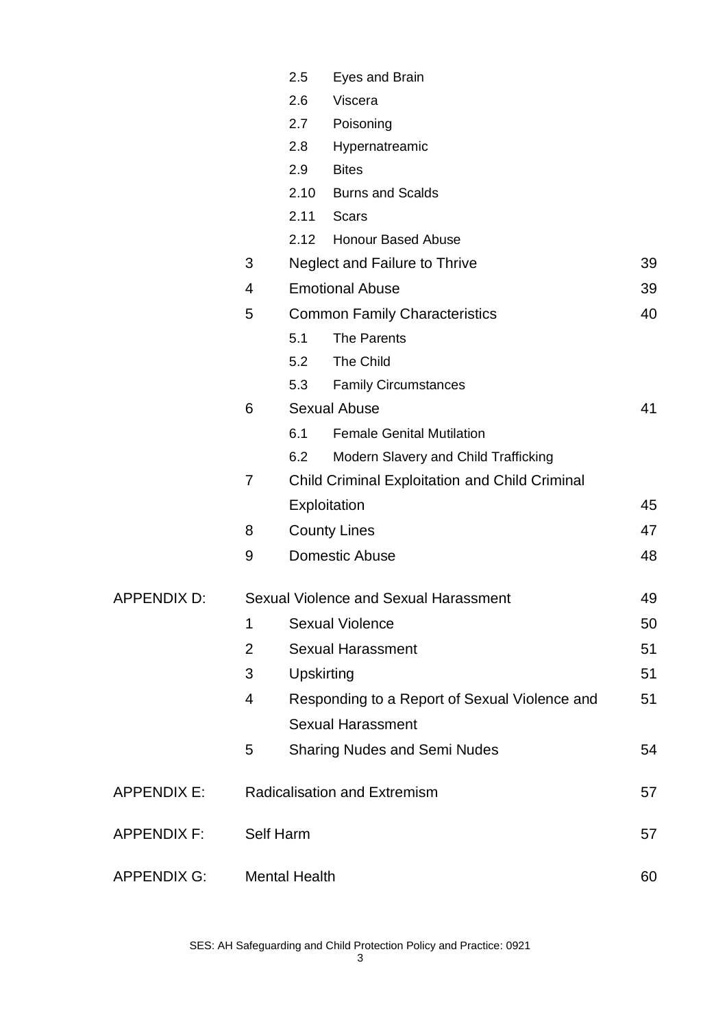| | | | |
|---|---|---|---|
| | | 2.5 Eyes and Brain | |
| | | 2.6 Viscera | |
| | | 2.7 Poisoning | |
| | | 2.8 Hypernatreamic | |
| | | 2.9 Bites | |
| | | 2.10 Burns and Scalds | |
| | | 2.11 Scars | |
| | | 2.12 Honour Based Abuse | |
| | 3 | Neglect and Failure to Thrive | 39 |
| | 4 | Emotional Abuse | 39 |
| | 5 | Common Family Characteristics | 40 |
| | | 5.1 The Parents | |
| | | 5.2 The Child | |
| | | 5.3 Family Circumstances | |
| | 6 | Sexual Abuse | 41 |
| | | 6.1 Female Genital Mutilation | |
| | | 6.2 Modern Slavery and Child Trafficking | |
| | 7 | Child Criminal Exploitation and Child Criminal Exploitation | 45 |
| | 8 | County Lines | 47 |
| | 9 | Domestic Abuse | 48 |
| APPENDIX D: | Sexual Violence and Sexual Harassment | | 49 |
| | 1 | Sexual Violence | 50 |
| | 2 | Sexual Harassment | 51 |
| | 3 | Upskirting | 51 |
| | 4 | Responding to a Report of Sexual Violence and Sexual Harassment | 51 |
| | 5 | Sharing Nudes and Semi Nudes | 54 |
| APPENDIX E: | Radicalisation and Extremism | | 57 |
| APPENDIX F: | Self Harm | | 57 |
| APPENDIX G: | Mental Health | | 60 |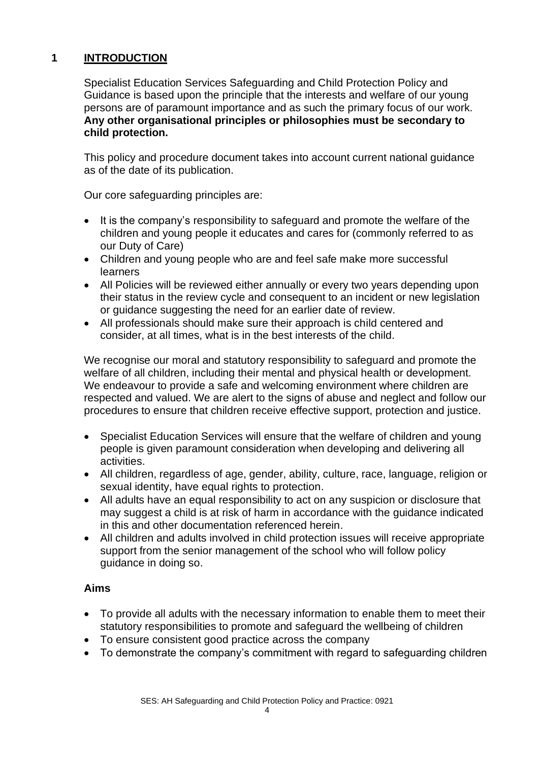# 1 INTRODUCTION

Specialist Education Services Safeguarding and Child Protection Policy and Guidance is based upon the principle that the interests and welfare of our young persons are of paramount importance and as such the primary focus of our work. **Any other organisational principles or philosophies must be secondary to child protection.**

This policy and procedure document takes into account current national guidance as of the date of its publication.

Our core safeguarding principles are:

- It is the company's responsibility to safeguard and promote the welfare of the children and young people it educates and cares for (commonly referred to as our Duty of Care)
- Children and young people who are and feel safe make more successful learners
- All Policies will be reviewed either annually or every two years depending upon their status in the review cycle and consequent to an incident or new legislation or guidance suggesting the need for an earlier date of review.
- All professionals should make sure their approach is child centered and consider, at all times, what is in the best interests of the child.

We recognise our moral and statutory responsibility to safeguard and promote the welfare of all children, including their mental and physical health or development. We endeavour to provide a safe and welcoming environment where children are respected and valued. We are alert to the signs of abuse and neglect and follow our procedures to ensure that children receive effective support, protection and justice.

- Specialist Education Services will ensure that the welfare of children and young people is given paramount consideration when developing and delivering all activities.
- All children, regardless of age, gender, ability, culture, race, language, religion or sexual identity, have equal rights to protection.
- All adults have an equal responsibility to act on any suspicion or disclosure that may suggest a child is at risk of harm in accordance with the guidance indicated in this and other documentation referenced herein.
- All children and adults involved in child protection issues will receive appropriate support from the senior management of the school who will follow policy guidance in doing so.

### Aims

- To provide all adults with the necessary information to enable them to meet their statutory responsibilities to promote and safeguard the wellbeing of children
- To ensure consistent good practice across the company
- To demonstrate the company's commitment with regard to safeguarding children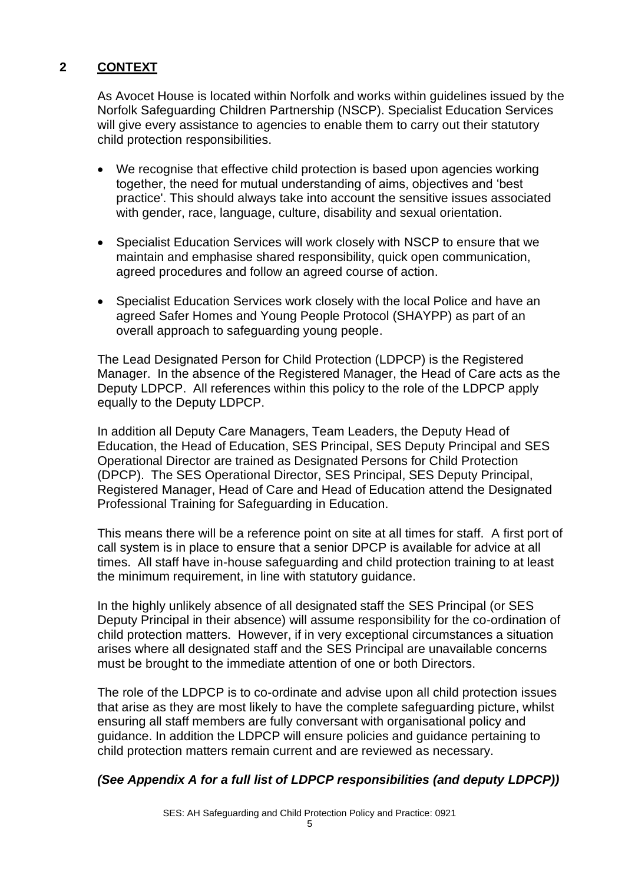## 2 CONTEXT

As Avocet House is located within Norfolk and works within guidelines issued by the Norfolk Safeguarding Children Partnership (NSCP). Specialist Education Services will give every assistance to agencies to enable them to carry out their statutory child protection responsibilities.

- We recognise that effective child protection is based upon agencies working together, the need for mutual understanding of aims, objectives and 'best practice'. This should always take into account the sensitive issues associated with gender, race, language, culture, disability and sexual orientation.
- Specialist Education Services will work closely with NSCP to ensure that we maintain and emphasise shared responsibility, quick open communication, agreed procedures and follow an agreed course of action.
- Specialist Education Services work closely with the local Police and have an agreed Safer Homes and Young People Protocol (SHAYPP) as part of an overall approach to safeguarding young people.

The Lead Designated Person for Child Protection (LDPCP) is the Registered Manager. In the absence of the Registered Manager, the Head of Care acts as the Deputy LDPCP. All references within this policy to the role of the LDPCP apply equally to the Deputy LDPCP.

In addition all Deputy Care Managers, Team Leaders, the Deputy Head of Education, the Head of Education, SES Principal, SES Deputy Principal and SES Operational Director are trained as Designated Persons for Child Protection (DPCP). The SES Operational Director, SES Principal, SES Deputy Principal, Registered Manager, Head of Care and Head of Education attend the Designated Professional Training for Safeguarding in Education.

This means there will be a reference point on site at all times for staff. A first port of call system is in place to ensure that a senior DPCP is available for advice at all times. All staff have in-house safeguarding and child protection training to at least the minimum requirement, in line with statutory guidance.

In the highly unlikely absence of all designated staff the SES Principal (or SES Deputy Principal in their absence) will assume responsibility for the co-ordination of child protection matters. However, if in very exceptional circumstances a situation arises where all designated staff and the SES Principal are unavailable concerns must be brought to the immediate attention of one or both Directors.

The role of the LDPCP is to co-ordinate and advise upon all child protection issues that arise as they are most likely to have the complete safeguarding picture, whilst ensuring all staff members are fully conversant with organisational policy and guidance. In addition the LDPCP will ensure policies and guidance pertaining to child protection matters remain current and are reviewed as necessary.

***(See Appendix A for a full list of LDPCP responsibilities (and deputy LDPCP))***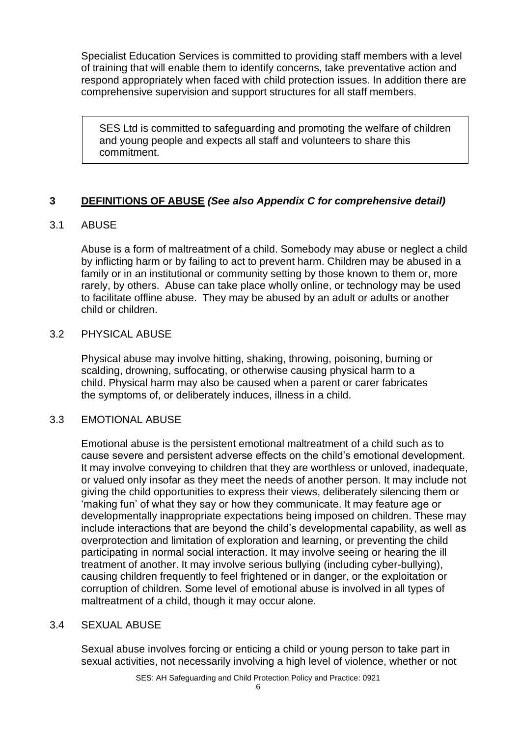Specialist Education Services is committed to providing staff members with a level of training that will enable them to identify concerns, take preventative action and respond appropriately when faced with child protection issues. In addition there are comprehensive supervision and support structures for all staff members.

> SES Ltd is committed to safeguarding and promoting the welfare of children and young people and expects all staff and volunteers to share this commitment.

## 3 DEFINITIONS OF ABUSE *(See also Appendix C for comprehensive detail)*

### 3.1 ABUSE

Abuse is a form of maltreatment of a child. Somebody may abuse or neglect a child by inflicting harm or by failing to act to prevent harm. Children may be abused in a family or in an institutional or community setting by those known to them or, more rarely, by others. Abuse can take place wholly online, or technology may be used to facilitate offline abuse. They may be abused by an adult or adults or another child or children.

### 3.2 PHYSICAL ABUSE

Physical abuse may involve hitting, shaking, throwing, poisoning, burning or scalding, drowning, suffocating, or otherwise causing physical harm to a child. Physical harm may also be caused when a parent or carer fabricates the symptoms of, or deliberately induces, illness in a child.

### 3.3 EMOTIONAL ABUSE

Emotional abuse is the persistent emotional maltreatment of a child such as to cause severe and persistent adverse effects on the child's emotional development. It may involve conveying to children that they are worthless or unloved, inadequate, or valued only insofar as they meet the needs of another person. It may include not giving the child opportunities to express their views, deliberately silencing them or 'making fun' of what they say or how they communicate. It may feature age or developmentally inappropriate expectations being imposed on children. These may include interactions that are beyond the child's developmental capability, as well as overprotection and limitation of exploration and learning, or preventing the child participating in normal social interaction. It may involve seeing or hearing the ill treatment of another. It may involve serious bullying (including cyber-bullying), causing children frequently to feel frightened or in danger, or the exploitation or corruption of children. Some level of emotional abuse is involved in all types of maltreatment of a child, though it may occur alone.

### 3.4 SEXUAL ABUSE

Sexual abuse involves forcing or enticing a child or young person to take part in sexual activities, not necessarily involving a high level of violence, whether or not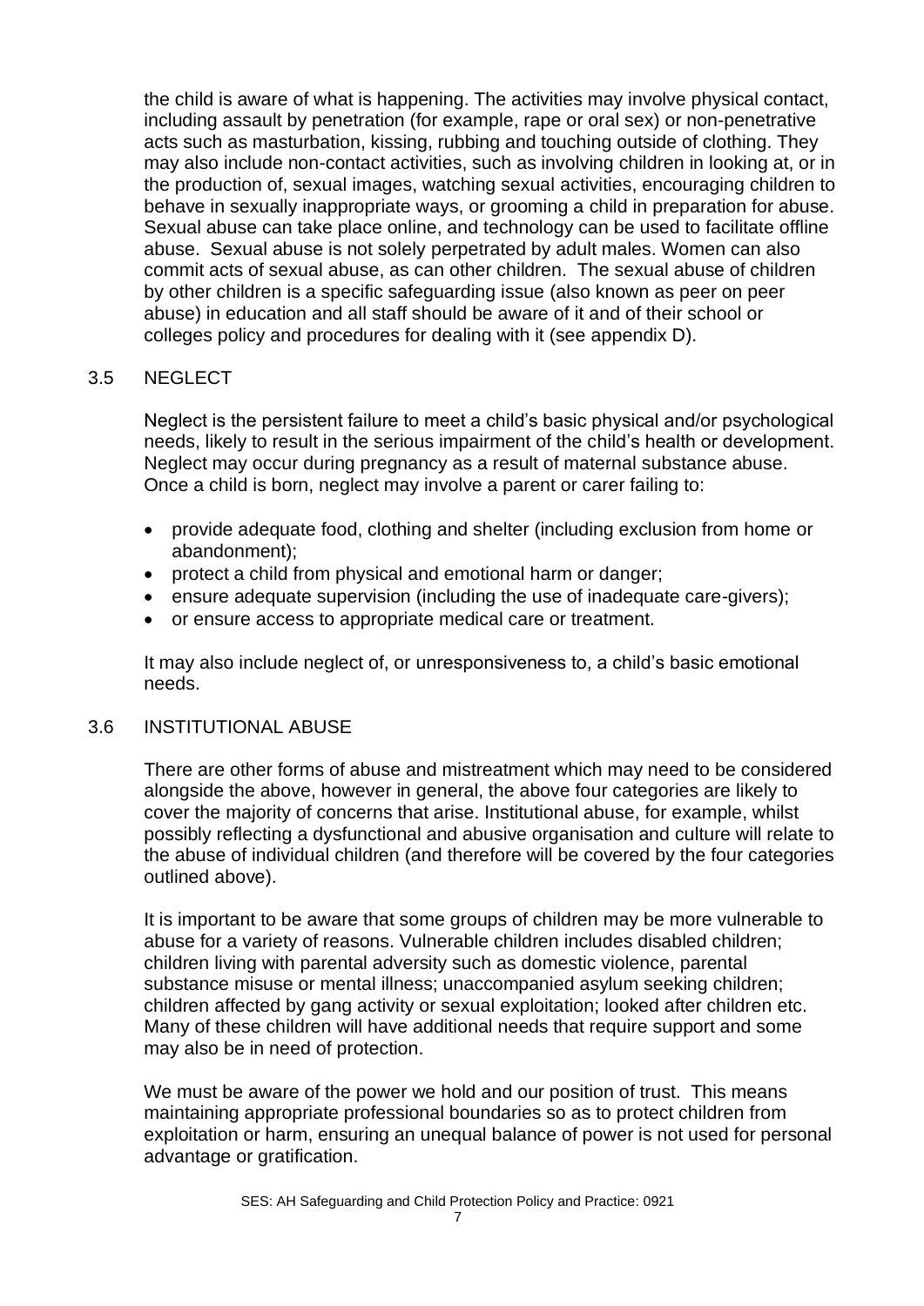the child is aware of what is happening. The activities may involve physical contact, including assault by penetration (for example, rape or oral sex) or non-penetrative acts such as masturbation, kissing, rubbing and touching outside of clothing. They may also include non-contact activities, such as involving children in looking at, or in the production of, sexual images, watching sexual activities, encouraging children to behave in sexually inappropriate ways, or grooming a child in preparation for abuse. Sexual abuse can take place online, and technology can be used to facilitate offline abuse. Sexual abuse is not solely perpetrated by adult males. Women can also commit acts of sexual abuse, as can other children. The sexual abuse of children by other children is a specific safeguarding issue (also known as peer on peer abuse) in education and all staff should be aware of it and of their school or colleges policy and procedures for dealing with it (see appendix D).

## 3.5 NEGLECT

Neglect is the persistent failure to meet a child's basic physical and/or psychological needs, likely to result in the serious impairment of the child's health or development. Neglect may occur during pregnancy as a result of maternal substance abuse. Once a child is born, neglect may involve a parent or carer failing to:

- provide adequate food, clothing and shelter (including exclusion from home or abandonment);
- protect a child from physical and emotional harm or danger;
- ensure adequate supervision (including the use of inadequate care-givers);
- or ensure access to appropriate medical care or treatment.

It may also include neglect of, or unresponsiveness to, a child's basic emotional needs.

## 3.6 INSTITUTIONAL ABUSE

There are other forms of abuse and mistreatment which may need to be considered alongside the above, however in general, the above four categories are likely to cover the majority of concerns that arise. Institutional abuse, for example, whilst possibly reflecting a dysfunctional and abusive organisation and culture will relate to the abuse of individual children (and therefore will be covered by the four categories outlined above).

It is important to be aware that some groups of children may be more vulnerable to abuse for a variety of reasons. Vulnerable children includes disabled children; children living with parental adversity such as domestic violence, parental substance misuse or mental illness; unaccompanied asylum seeking children; children affected by gang activity or sexual exploitation; looked after children etc. Many of these children will have additional needs that require support and some may also be in need of protection.

We must be aware of the power we hold and our position of trust. This means maintaining appropriate professional boundaries so as to protect children from exploitation or harm, ensuring an unequal balance of power is not used for personal advantage or gratification.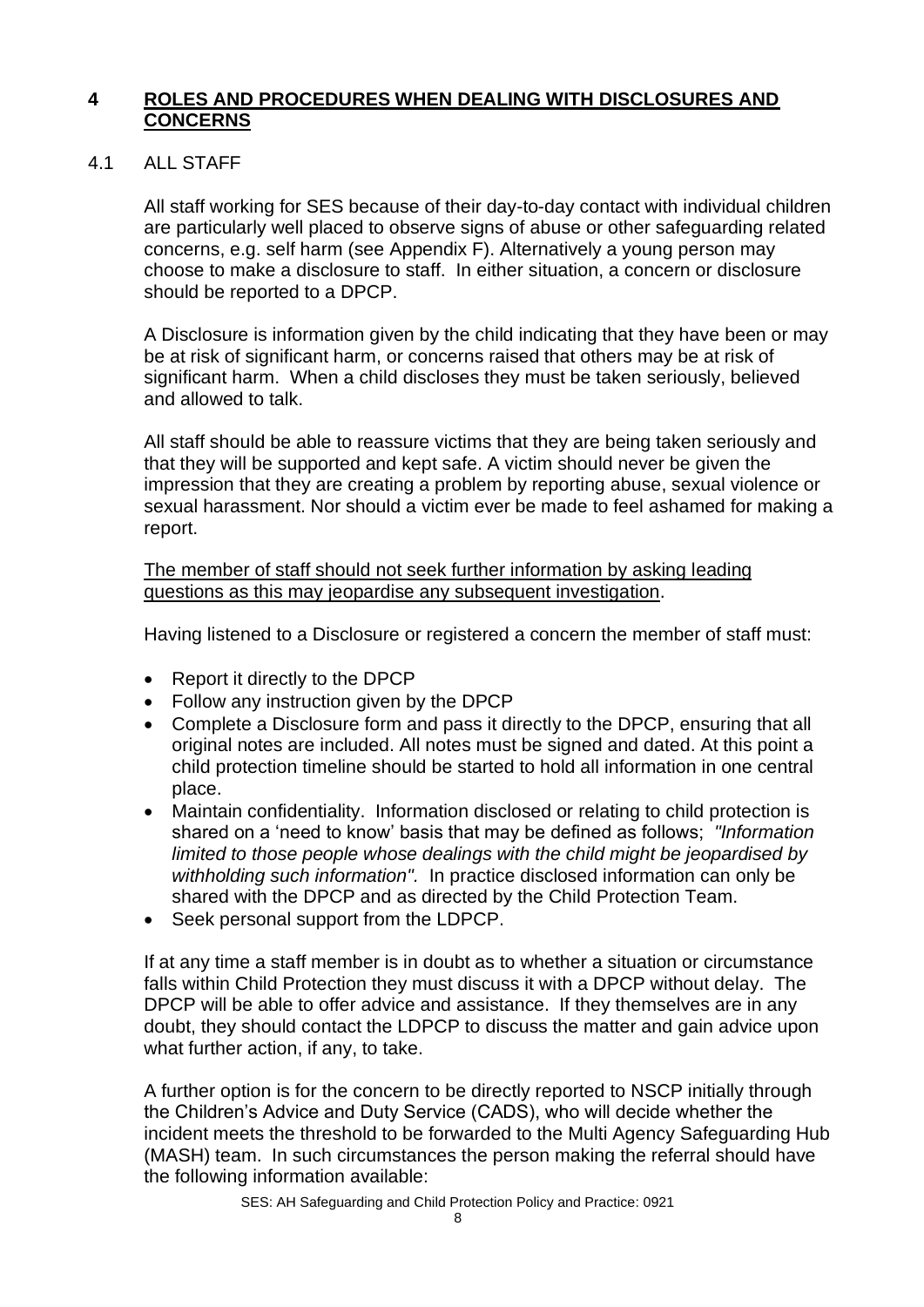## 4 ROLES AND PROCEDURES WHEN DEALING WITH DISCLOSURES AND CONCERNS

### 4.1 ALL STAFF

All staff working for SES because of their day-to-day contact with individual children are particularly well placed to observe signs of abuse or other safeguarding related concerns, e.g. self harm (see Appendix F). Alternatively a young person may choose to make a disclosure to staff. In either situation, a concern or disclosure should be reported to a DPCP.

A Disclosure is information given by the child indicating that they have been or may be at risk of significant harm, or concerns raised that others may be at risk of significant harm. When a child discloses they must be taken seriously, believed and allowed to talk.

All staff should be able to reassure victims that they are being taken seriously and that they will be supported and kept safe. A victim should never be given the impression that they are creating a problem by reporting abuse, sexual violence or sexual harassment. Nor should a victim ever be made to feel ashamed for making a report.

<u>The member of staff should not seek further information by asking leading questions as this may jeopardise any subsequent investigation</u>.

Having listened to a Disclosure or registered a concern the member of staff must:

- Report it directly to the DPCP
- Follow any instruction given by the DPCP
- Complete a Disclosure form and pass it directly to the DPCP, ensuring that all original notes are included. All notes must be signed and dated. At this point a child protection timeline should be started to hold all information in one central place.
- Maintain confidentiality. Information disclosed or relating to child protection is shared on a 'need to know' basis that may be defined as follows; *"Information limited to those people whose dealings with the child might be jeopardised by withholding such information".* In practice disclosed information can only be shared with the DPCP and as directed by the Child Protection Team.
- Seek personal support from the LDPCP.

If at any time a staff member is in doubt as to whether a situation or circumstance falls within Child Protection they must discuss it with a DPCP without delay. The DPCP will be able to offer advice and assistance. If they themselves are in any doubt, they should contact the LDPCP to discuss the matter and gain advice upon what further action, if any, to take.

A further option is for the concern to be directly reported to NSCP initially through the Children's Advice and Duty Service (CADS), who will decide whether the incident meets the threshold to be forwarded to the Multi Agency Safeguarding Hub (MASH) team. In such circumstances the person making the referral should have the following information available: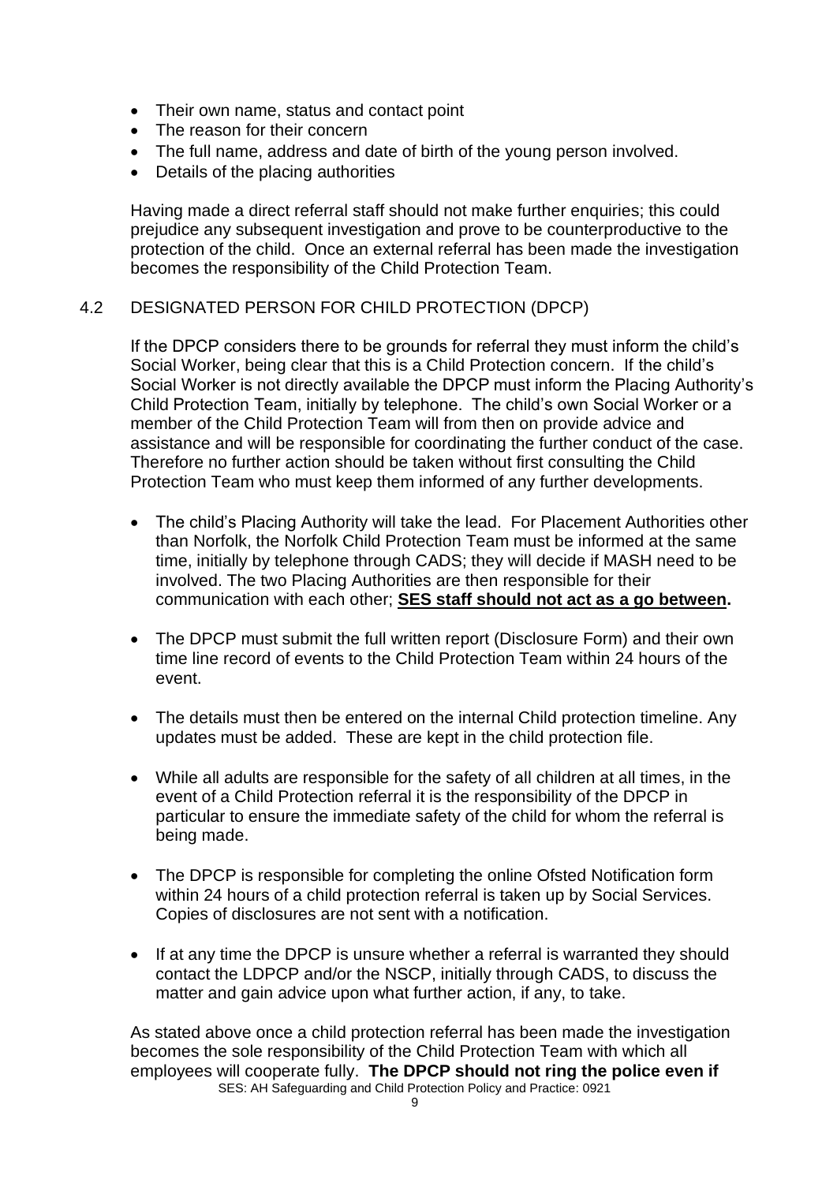- Their own name, status and contact point
- The reason for their concern
- The full name, address and date of birth of the young person involved.
- Details of the placing authorities

Having made a direct referral staff should not make further enquiries; this could prejudice any subsequent investigation and prove to be counterproductive to the protection of the child. Once an external referral has been made the investigation becomes the responsibility of the Child Protection Team.

## 4.2 DESIGNATED PERSON FOR CHILD PROTECTION (DPCP)

If the DPCP considers there to be grounds for referral they must inform the child's Social Worker, being clear that this is a Child Protection concern. If the child's Social Worker is not directly available the DPCP must inform the Placing Authority's Child Protection Team, initially by telephone. The child's own Social Worker or a member of the Child Protection Team will from then on provide advice and assistance and will be responsible for coordinating the further conduct of the case. Therefore no further action should be taken without first consulting the Child Protection Team who must keep them informed of any further developments.

- The child's Placing Authority will take the lead. For Placement Authorities other than Norfolk, the Norfolk Child Protection Team must be informed at the same time, initially by telephone through CADS; they will decide if MASH need to be involved. The two Placing Authorities are then responsible for their communication with each other; **SES staff should not act as a go between.**

- The DPCP must submit the full written report (Disclosure Form) and their own time line record of events to the Child Protection Team within 24 hours of the event.

- The details must then be entered on the internal Child protection timeline. Any updates must be added. These are kept in the child protection file.

- While all adults are responsible for the safety of all children at all times, in the event of a Child Protection referral it is the responsibility of the DPCP in particular to ensure the immediate safety of the child for whom the referral is being made.

- The DPCP is responsible for completing the online Ofsted Notification form within 24 hours of a child protection referral is taken up by Social Services. Copies of disclosures are not sent with a notification.

- If at any time the DPCP is unsure whether a referral is warranted they should contact the LDPCP and/or the NSCP, initially through CADS, to discuss the matter and gain advice upon what further action, if any, to take.

As stated above once a child protection referral has been made the investigation becomes the sole responsibility of the Child Protection Team with which all employees will cooperate fully. **The DPCP should not ring the police even if**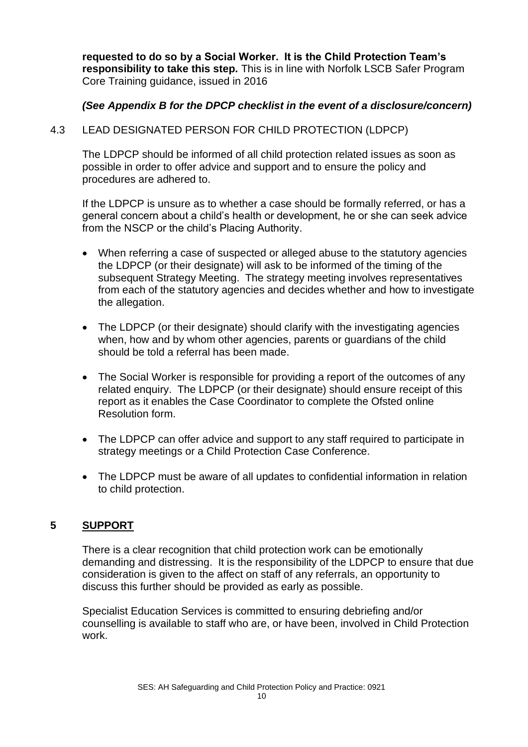**requested to do so by a Social Worker. It is the Child Protection Team's responsibility to take this step.** This is in line with Norfolk LSCB Safer Program Core Training guidance, issued in 2016

***(See Appendix B for the DPCP checklist in the event of a disclosure/concern)***

### 4.3 LEAD DESIGNATED PERSON FOR CHILD PROTECTION (LDPCP)

The LDPCP should be informed of all child protection related issues as soon as possible in order to offer advice and support and to ensure the policy and procedures are adhered to.

If the LDPCP is unsure as to whether a case should be formally referred, or has a general concern about a child's health or development, he or she can seek advice from the NSCP or the child's Placing Authority.

- When referring a case of suspected or alleged abuse to the statutory agencies the LDPCP (or their designate) will ask to be informed of the timing of the subsequent Strategy Meeting. The strategy meeting involves representatives from each of the statutory agencies and decides whether and how to investigate the allegation.
- The LDPCP (or their designate) should clarify with the investigating agencies when, how and by whom other agencies, parents or guardians of the child should be told a referral has been made.
- The Social Worker is responsible for providing a report of the outcomes of any related enquiry. The LDPCP (or their designate) should ensure receipt of this report as it enables the Case Coordinator to complete the Ofsted online Resolution form.
- The LDPCP can offer advice and support to any staff required to participate in strategy meetings or a Child Protection Case Conference.
- The LDPCP must be aware of all updates to confidential information in relation to child protection.

## 5 SUPPORT

There is a clear recognition that child protection work can be emotionally demanding and distressing. It is the responsibility of the LDPCP to ensure that due consideration is given to the affect on staff of any referrals, an opportunity to discuss this further should be provided as early as possible.

Specialist Education Services is committed to ensuring debriefing and/or counselling is available to staff who are, or have been, involved in Child Protection work.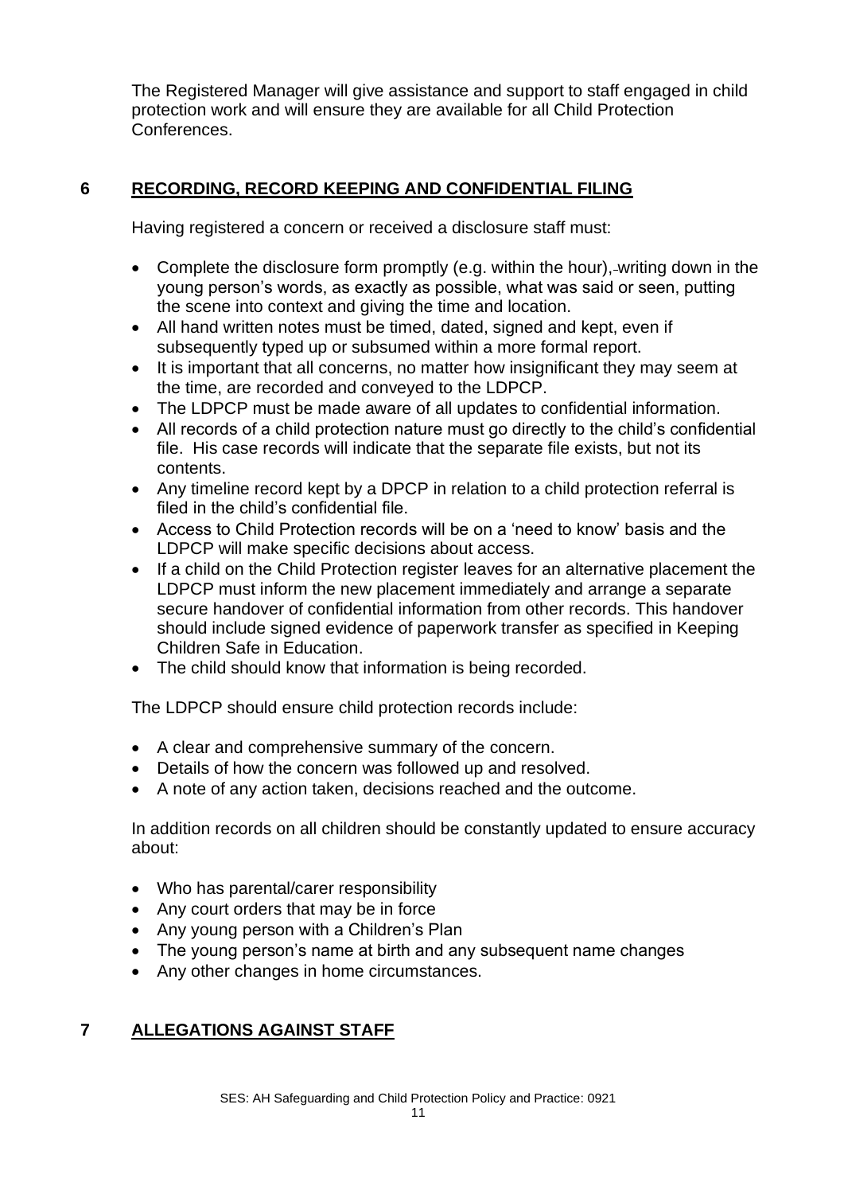The Registered Manager will give assistance and support to staff engaged in child protection work and will ensure they are available for all Child Protection Conferences.

## 6 RECORDING, RECORD KEEPING AND CONFIDENTIAL FILING

Having registered a concern or received a disclosure staff must:

- Complete the disclosure form promptly (e.g. within the hour), writing down in the young person's words, as exactly as possible, what was said or seen, putting the scene into context and giving the time and location.
- All hand written notes must be timed, dated, signed and kept, even if subsequently typed up or subsumed within a more formal report.
- It is important that all concerns, no matter how insignificant they may seem at the time, are recorded and conveyed to the LDPCP.
- The LDPCP must be made aware of all updates to confidential information.
- All records of a child protection nature must go directly to the child's confidential file. His case records will indicate that the separate file exists, but not its contents.
- Any timeline record kept by a DPCP in relation to a child protection referral is filed in the child's confidential file.
- Access to Child Protection records will be on a 'need to know' basis and the LDPCP will make specific decisions about access.
- If a child on the Child Protection register leaves for an alternative placement the LDPCP must inform the new placement immediately and arrange a separate secure handover of confidential information from other records. This handover should include signed evidence of paperwork transfer as specified in Keeping Children Safe in Education.
- The child should know that information is being recorded.

The LDPCP should ensure child protection records include:

- A clear and comprehensive summary of the concern.
- Details of how the concern was followed up and resolved.
- A note of any action taken, decisions reached and the outcome.

In addition records on all children should be constantly updated to ensure accuracy about:

- Who has parental/carer responsibility
- Any court orders that may be in force
- Any young person with a Children's Plan
- The young person's name at birth and any subsequent name changes
- Any other changes in home circumstances.

## 7 ALLEGATIONS AGAINST STAFF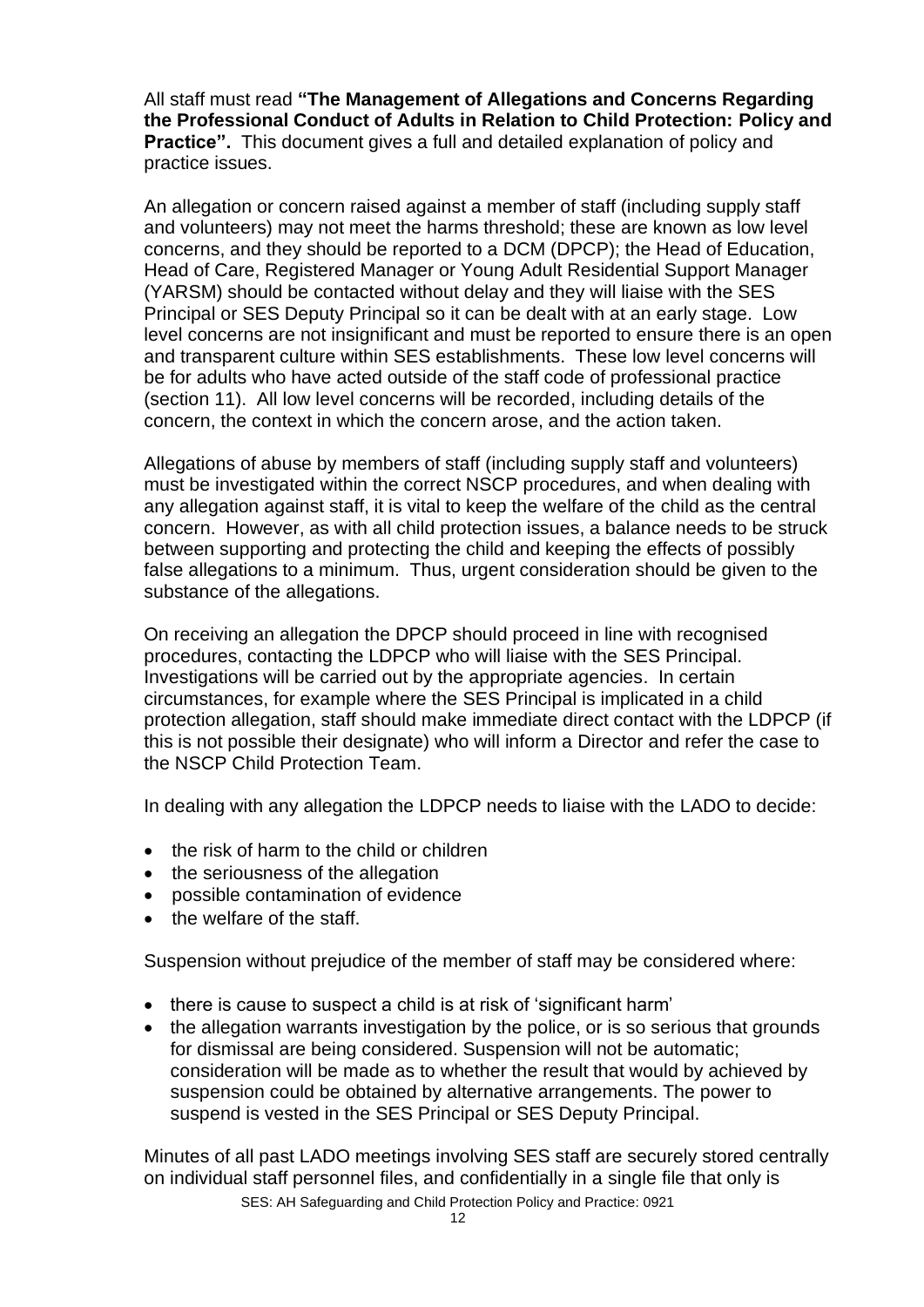All staff must read **"The Management of Allegations and Concerns Regarding the Professional Conduct of Adults in Relation to Child Protection: Policy and Practice".** This document gives a full and detailed explanation of policy and practice issues.

An allegation or concern raised against a member of staff (including supply staff and volunteers) may not meet the harms threshold; these are known as low level concerns, and they should be reported to a DCM (DPCP); the Head of Education, Head of Care, Registered Manager or Young Adult Residential Support Manager (YARSM) should be contacted without delay and they will liaise with the SES Principal or SES Deputy Principal so it can be dealt with at an early stage. Low level concerns are not insignificant and must be reported to ensure there is an open and transparent culture within SES establishments. These low level concerns will be for adults who have acted outside of the staff code of professional practice (section 11). All low level concerns will be recorded, including details of the concern, the context in which the concern arose, and the action taken.

Allegations of abuse by members of staff (including supply staff and volunteers) must be investigated within the correct NSCP procedures, and when dealing with any allegation against staff, it is vital to keep the welfare of the child as the central concern. However, as with all child protection issues, a balance needs to be struck between supporting and protecting the child and keeping the effects of possibly false allegations to a minimum. Thus, urgent consideration should be given to the substance of the allegations.

On receiving an allegation the DPCP should proceed in line with recognised procedures, contacting the LDPCP who will liaise with the SES Principal. Investigations will be carried out by the appropriate agencies. In certain circumstances, for example where the SES Principal is implicated in a child protection allegation, staff should make immediate direct contact with the LDPCP (if this is not possible their designate) who will inform a Director and refer the case to the NSCP Child Protection Team.

In dealing with any allegation the LDPCP needs to liaise with the LADO to decide:

- the risk of harm to the child or children
- the seriousness of the allegation
- possible contamination of evidence
- the welfare of the staff.

Suspension without prejudice of the member of staff may be considered where:

- there is cause to suspect a child is at risk of 'significant harm'
- the allegation warrants investigation by the police, or is so serious that grounds for dismissal are being considered. Suspension will not be automatic; consideration will be made as to whether the result that would by achieved by suspension could be obtained by alternative arrangements. The power to suspend is vested in the SES Principal or SES Deputy Principal.

Minutes of all past LADO meetings involving SES staff are securely stored centrally on individual staff personnel files, and confidentially in a single file that only is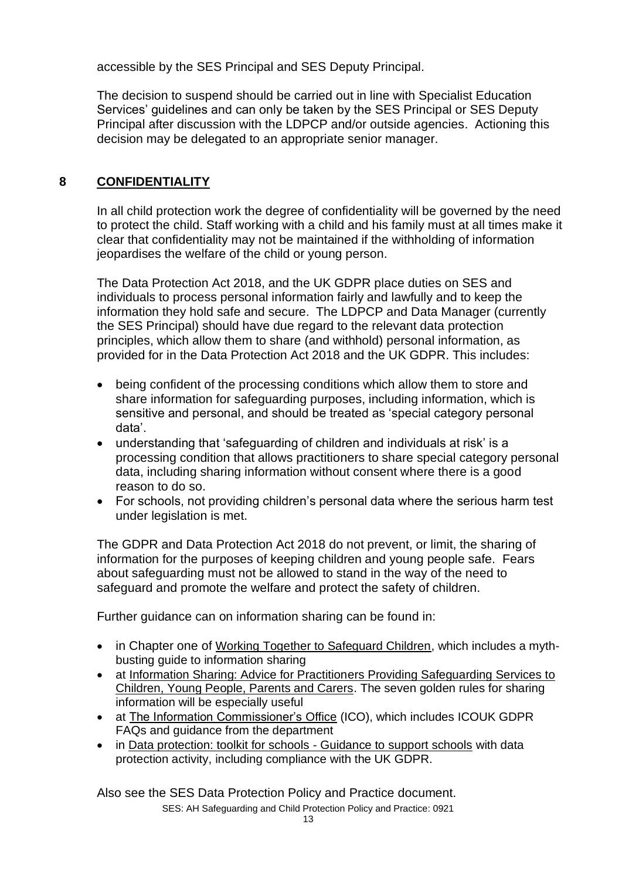accessible by the SES Principal and SES Deputy Principal.

The decision to suspend should be carried out in line with Specialist Education Services' guidelines and can only be taken by the SES Principal or SES Deputy Principal after discussion with the LDPCP and/or outside agencies. Actioning this decision may be delegated to an appropriate senior manager.

## 8 CONFIDENTIALITY

In all child protection work the degree of confidentiality will be governed by the need to protect the child. Staff working with a child and his family must at all times make it clear that confidentiality may not be maintained if the withholding of information jeopardises the welfare of the child or young person.

The Data Protection Act 2018, and the UK GDPR place duties on SES and individuals to process personal information fairly and lawfully and to keep the information they hold safe and secure. The LDPCP and Data Manager (currently the SES Principal) should have due regard to the relevant data protection principles, which allow them to share (and withhold) personal information, as provided for in the Data Protection Act 2018 and the UK GDPR. This includes:

- being confident of the processing conditions which allow them to store and share information for safeguarding purposes, including information, which is sensitive and personal, and should be treated as 'special category personal data'.
- understanding that 'safeguarding of children and individuals at risk' is a processing condition that allows practitioners to share special category personal data, including sharing information without consent where there is a good reason to do so.
- For schools, not providing children's personal data where the serious harm test under legislation is met.

The GDPR and Data Protection Act 2018 do not prevent, or limit, the sharing of information for the purposes of keeping children and young people safe. Fears about safeguarding must not be allowed to stand in the way of the need to safeguard and promote the welfare and protect the safety of children.

Further guidance can on information sharing can be found in:

- in Chapter one of Working Together to Safeguard Children, which includes a myth-busting guide to information sharing
- at Information Sharing: Advice for Practitioners Providing Safeguarding Services to Children, Young People, Parents and Carers. The seven golden rules for sharing information will be especially useful
- at The Information Commissioner's Office (ICO), which includes ICOUK GDPR FAQs and guidance from the department
- in Data protection: toolkit for schools - Guidance to support schools with data protection activity, including compliance with the UK GDPR.

Also see the SES Data Protection Policy and Practice document.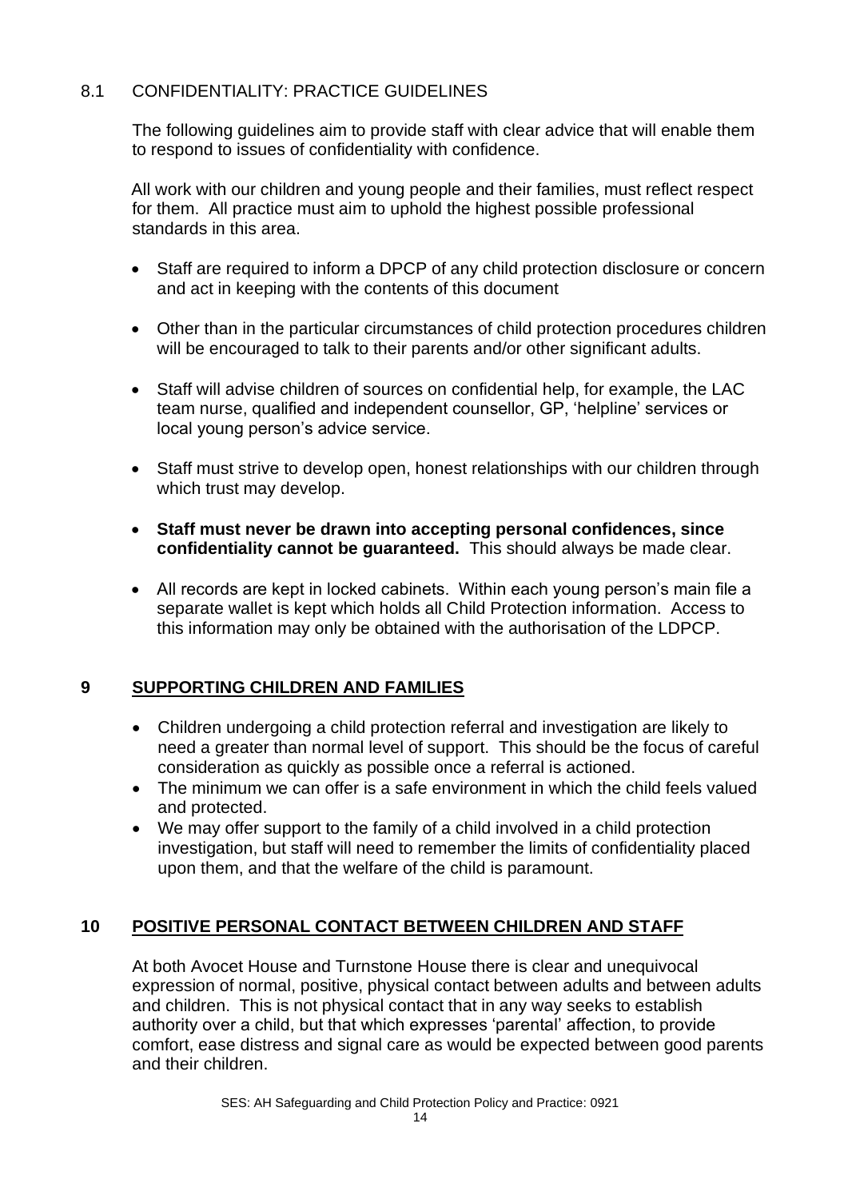### 8.1 CONFIDENTIALITY: PRACTICE GUIDELINES

The following guidelines aim to provide staff with clear advice that will enable them to respond to issues of confidentiality with confidence.

All work with our children and young people and their families, must reflect respect for them. All practice must aim to uphold the highest possible professional standards in this area.

- Staff are required to inform a DPCP of any child protection disclosure or concern and act in keeping with the contents of this document
- Other than in the particular circumstances of child protection procedures children will be encouraged to talk to their parents and/or other significant adults.
- Staff will advise children of sources on confidential help, for example, the LAC team nurse, qualified and independent counsellor, GP, 'helpline' services or local young person's advice service.
- Staff must strive to develop open, honest relationships with our children through which trust may develop.
- **Staff must never be drawn into accepting personal confidences, since confidentiality cannot be guaranteed.** This should always be made clear.
- All records are kept in locked cabinets. Within each young person's main file a separate wallet is kept which holds all Child Protection information. Access to this information may only be obtained with the authorisation of the LDPCP.

## 9 SUPPORTING CHILDREN AND FAMILIES

- Children undergoing a child protection referral and investigation are likely to need a greater than normal level of support. This should be the focus of careful consideration as quickly as possible once a referral is actioned.
- The minimum we can offer is a safe environment in which the child feels valued and protected.
- We may offer support to the family of a child involved in a child protection investigation, but staff will need to remember the limits of confidentiality placed upon them, and that the welfare of the child is paramount.

## 10 POSITIVE PERSONAL CONTACT BETWEEN CHILDREN AND STAFF

At both Avocet House and Turnstone House there is clear and unequivocal expression of normal, positive, physical contact between adults and between adults and children. This is not physical contact that in any way seeks to establish authority over a child, but that which expresses 'parental' affection, to provide comfort, ease distress and signal care as would be expected between good parents and their children.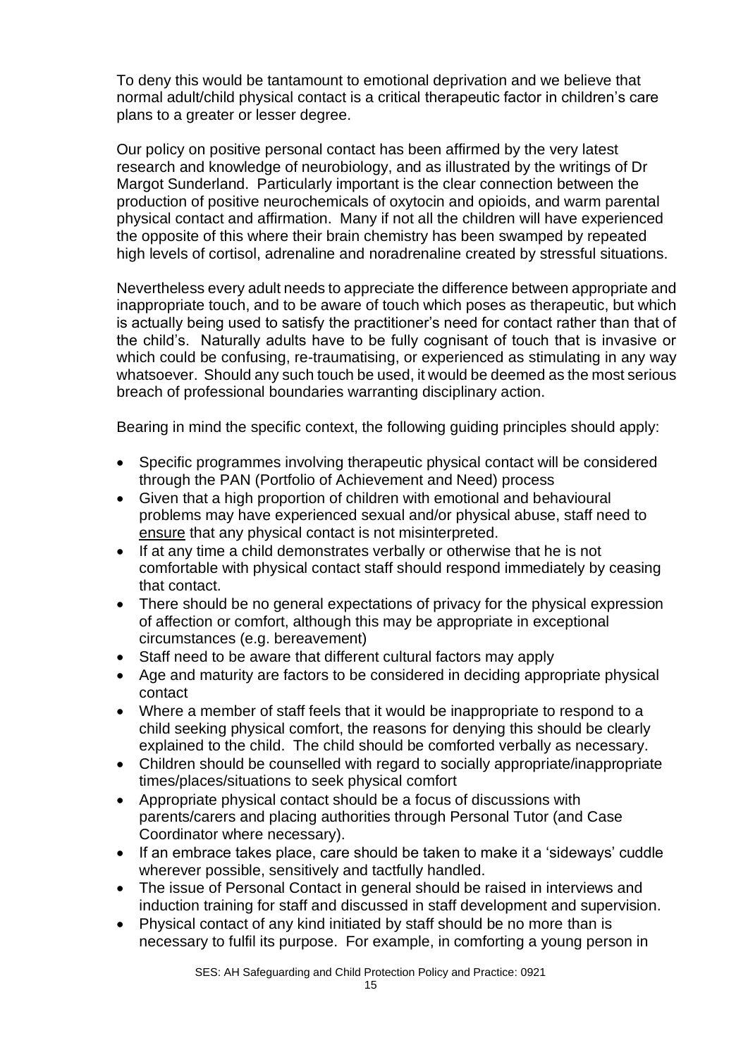To deny this would be tantamount to emotional deprivation and we believe that normal adult/child physical contact is a critical therapeutic factor in children's care plans to a greater or lesser degree.

Our policy on positive personal contact has been affirmed by the very latest research and knowledge of neurobiology, and as illustrated by the writings of Dr Margot Sunderland. Particularly important is the clear connection between the production of positive neurochemicals of oxytocin and opioids, and warm parental physical contact and affirmation. Many if not all the children will have experienced the opposite of this where their brain chemistry has been swamped by repeated high levels of cortisol, adrenaline and noradrenaline created by stressful situations.

Nevertheless every adult needs to appreciate the difference between appropriate and inappropriate touch, and to be aware of touch which poses as therapeutic, but which is actually being used to satisfy the practitioner's need for contact rather than that of the child's. Naturally adults have to be fully cognisant of touch that is invasive or which could be confusing, re-traumatising, or experienced as stimulating in any way whatsoever. Should any such touch be used, it would be deemed as the most serious breach of professional boundaries warranting disciplinary action.

Bearing in mind the specific context, the following guiding principles should apply:

- Specific programmes involving therapeutic physical contact will be considered through the PAN (Portfolio of Achievement and Need) process
- Given that a high proportion of children with emotional and behavioural problems may have experienced sexual and/or physical abuse, staff need to <u>ensure</u> that any physical contact is not misinterpreted.
- If at any time a child demonstrates verbally or otherwise that he is not comfortable with physical contact staff should respond immediately by ceasing that contact.
- There should be no general expectations of privacy for the physical expression of affection or comfort, although this may be appropriate in exceptional circumstances (e.g. bereavement)
- Staff need to be aware that different cultural factors may apply
- Age and maturity are factors to be considered in deciding appropriate physical contact
- Where a member of staff feels that it would be inappropriate to respond to a child seeking physical comfort, the reasons for denying this should be clearly explained to the child. The child should be comforted verbally as necessary.
- Children should be counselled with regard to socially appropriate/inappropriate times/places/situations to seek physical comfort
- Appropriate physical contact should be a focus of discussions with parents/carers and placing authorities through Personal Tutor (and Case Coordinator where necessary).
- If an embrace takes place, care should be taken to make it a 'sideways' cuddle wherever possible, sensitively and tactfully handled.
- The issue of Personal Contact in general should be raised in interviews and induction training for staff and discussed in staff development and supervision.
- Physical contact of any kind initiated by staff should be no more than is necessary to fulfil its purpose. For example, in comforting a young person in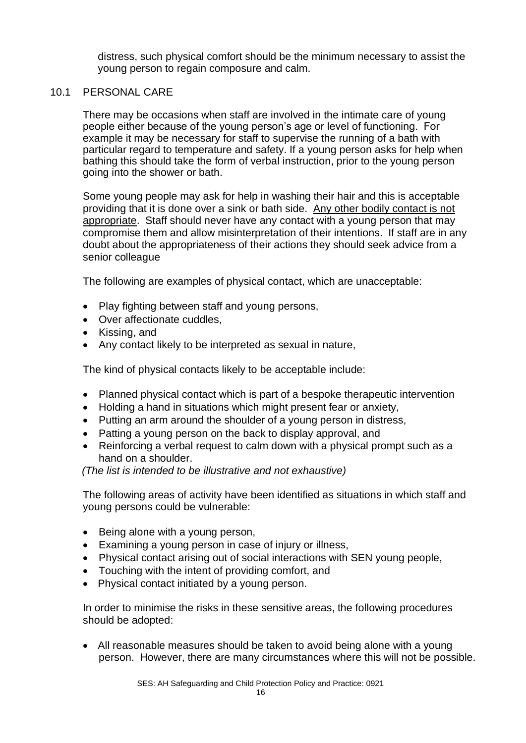distress, such physical comfort should be the minimum necessary to assist the young person to regain composure and calm.

## 10.1 PERSONAL CARE

There may be occasions when staff are involved in the intimate care of young people either because of the young person's age or level of functioning. For example it may be necessary for staff to supervise the running of a bath with particular regard to temperature and safety. If a young person asks for help when bathing this should take the form of verbal instruction, prior to the young person going into the shower or bath.

Some young people may ask for help in washing their hair and this is acceptable providing that it is done over a sink or bath side. <u>Any other bodily contact is not appropriate</u>. Staff should never have any contact with a young person that may compromise them and allow misinterpretation of their intentions. If staff are in any doubt about the appropriateness of their actions they should seek advice from a senior colleague

The following are examples of physical contact, which are unacceptable:

- Play fighting between staff and young persons,
- Over affectionate cuddles,
- Kissing, and
- Any contact likely to be interpreted as sexual in nature,

The kind of physical contacts likely to be acceptable include:

- Planned physical contact which is part of a bespoke therapeutic intervention
- Holding a hand in situations which might present fear or anxiety,
- Putting an arm around the shoulder of a young person in distress,
- Patting a young person on the back to display approval, and
- Reinforcing a verbal request to calm down with a physical prompt such as a hand on a shoulder.

*(The list is intended to be illustrative and not exhaustive)*

The following areas of activity have been identified as situations in which staff and young persons could be vulnerable:

- Being alone with a young person,
- Examining a young person in case of injury or illness,
- Physical contact arising out of social interactions with SEN young people,
- Touching with the intent of providing comfort, and
- Physical contact initiated by a young person.

In order to minimise the risks in these sensitive areas, the following procedures should be adopted:

- All reasonable measures should be taken to avoid being alone with a young person. However, there are many circumstances where this will not be possible.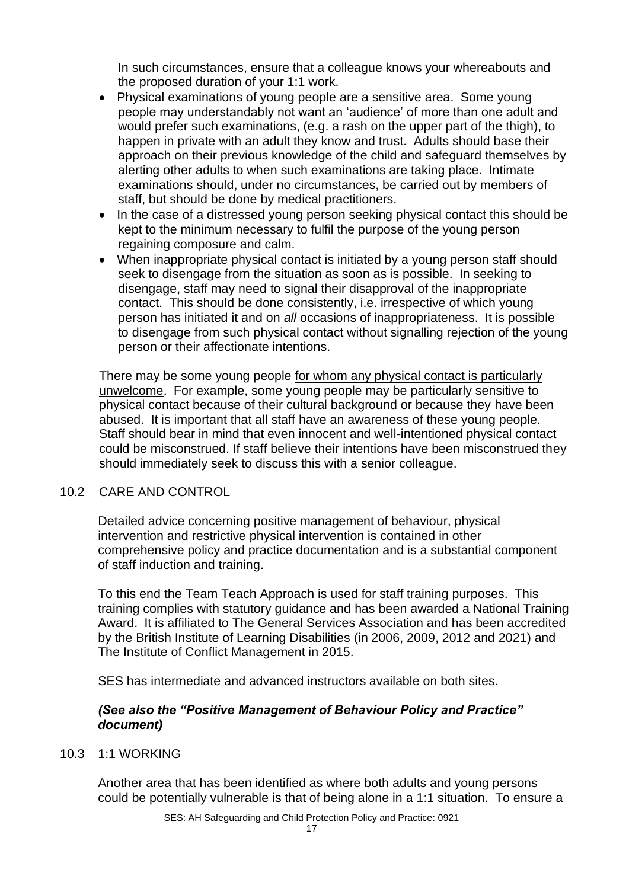In such circumstances, ensure that a colleague knows your whereabouts and the proposed duration of your 1:1 work.

- Physical examinations of young people are a sensitive area. Some young people may understandably not want an 'audience' of more than one adult and would prefer such examinations, (e.g. a rash on the upper part of the thigh), to happen in private with an adult they know and trust. Adults should base their approach on their previous knowledge of the child and safeguard themselves by alerting other adults to when such examinations are taking place. Intimate examinations should, under no circumstances, be carried out by members of staff, but should be done by medical practitioners.
- In the case of a distressed young person seeking physical contact this should be kept to the minimum necessary to fulfil the purpose of the young person regaining composure and calm.
- When inappropriate physical contact is initiated by a young person staff should seek to disengage from the situation as soon as is possible. In seeking to disengage, staff may need to signal their disapproval of the inappropriate contact. This should be done consistently, i.e. irrespective of which young person has initiated it and on *all* occasions of inappropriateness. It is possible to disengage from such physical contact without signalling rejection of the young person or their affectionate intentions.

There may be some young people <u>for whom any physical contact is particularly unwelcome</u>. For example, some young people may be particularly sensitive to physical contact because of their cultural background or because they have been abused. It is important that all staff have an awareness of these young people. Staff should bear in mind that even innocent and well-intentioned physical contact could be misconstrued. If staff believe their intentions have been misconstrued they should immediately seek to discuss this with a senior colleague.

## 10.2 CARE AND CONTROL

Detailed advice concerning positive management of behaviour, physical intervention and restrictive physical intervention is contained in other comprehensive policy and practice documentation and is a substantial component of staff induction and training.

To this end the Team Teach Approach is used for staff training purposes. This training complies with statutory guidance and has been awarded a National Training Award. It is affiliated to The General Services Association and has been accredited by the British Institute of Learning Disabilities (in 2006, 2009, 2012 and 2021) and The Institute of Conflict Management in 2015.

SES has intermediate and advanced instructors available on both sites.

***(See also the "Positive Management of Behaviour Policy and Practice" document)***

## 10.3 1:1 WORKING

Another area that has been identified as where both adults and young persons could be potentially vulnerable is that of being alone in a 1:1 situation. To ensure a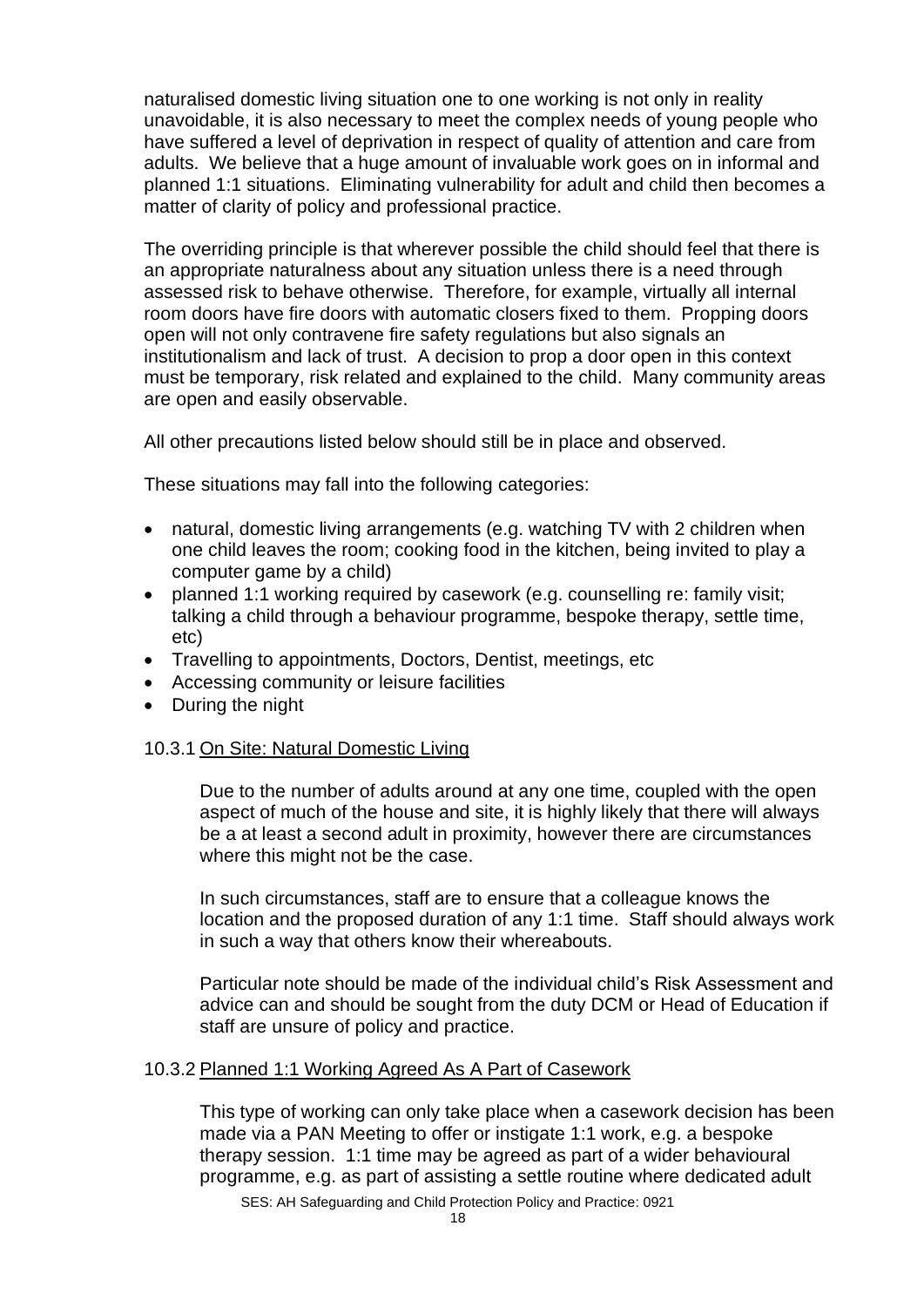naturalised domestic living situation one to one working is not only in reality unavoidable, it is also necessary to meet the complex needs of young people who have suffered a level of deprivation in respect of quality of attention and care from adults. We believe that a huge amount of invaluable work goes on in informal and planned 1:1 situations. Eliminating vulnerability for adult and child then becomes a matter of clarity of policy and professional practice.

The overriding principle is that wherever possible the child should feel that there is an appropriate naturalness about any situation unless there is a need through assessed risk to behave otherwise. Therefore, for example, virtually all internal room doors have fire doors with automatic closers fixed to them. Propping doors open will not only contravene fire safety regulations but also signals an institutionalism and lack of trust. A decision to prop a door open in this context must be temporary, risk related and explained to the child. Many community areas are open and easily observable.

All other precautions listed below should still be in place and observed.

These situations may fall into the following categories:

- natural, domestic living arrangements (e.g. watching TV with 2 children when one child leaves the room; cooking food in the kitchen, being invited to play a computer game by a child)
- planned 1:1 working required by casework (e.g. counselling re: family visit; talking a child through a behaviour programme, bespoke therapy, settle time, etc)
- Travelling to appointments, Doctors, Dentist, meetings, etc
- Accessing community or leisure facilities
- During the night

10.3.1 On Site: Natural Domestic Living

Due to the number of adults around at any one time, coupled with the open aspect of much of the house and site, it is highly likely that there will always be a at least a second adult in proximity, however there are circumstances where this might not be the case.

In such circumstances, staff are to ensure that a colleague knows the location and the proposed duration of any 1:1 time. Staff should always work in such a way that others know their whereabouts.

Particular note should be made of the individual child's Risk Assessment and advice can and should be sought from the duty DCM or Head of Education if staff are unsure of policy and practice.

10.3.2 Planned 1:1 Working Agreed As A Part of Casework

This type of working can only take place when a casework decision has been made via a PAN Meeting to offer or instigate 1:1 work, e.g. a bespoke therapy session. 1:1 time may be agreed as part of a wider behavioural programme, e.g. as part of assisting a settle routine where dedicated adult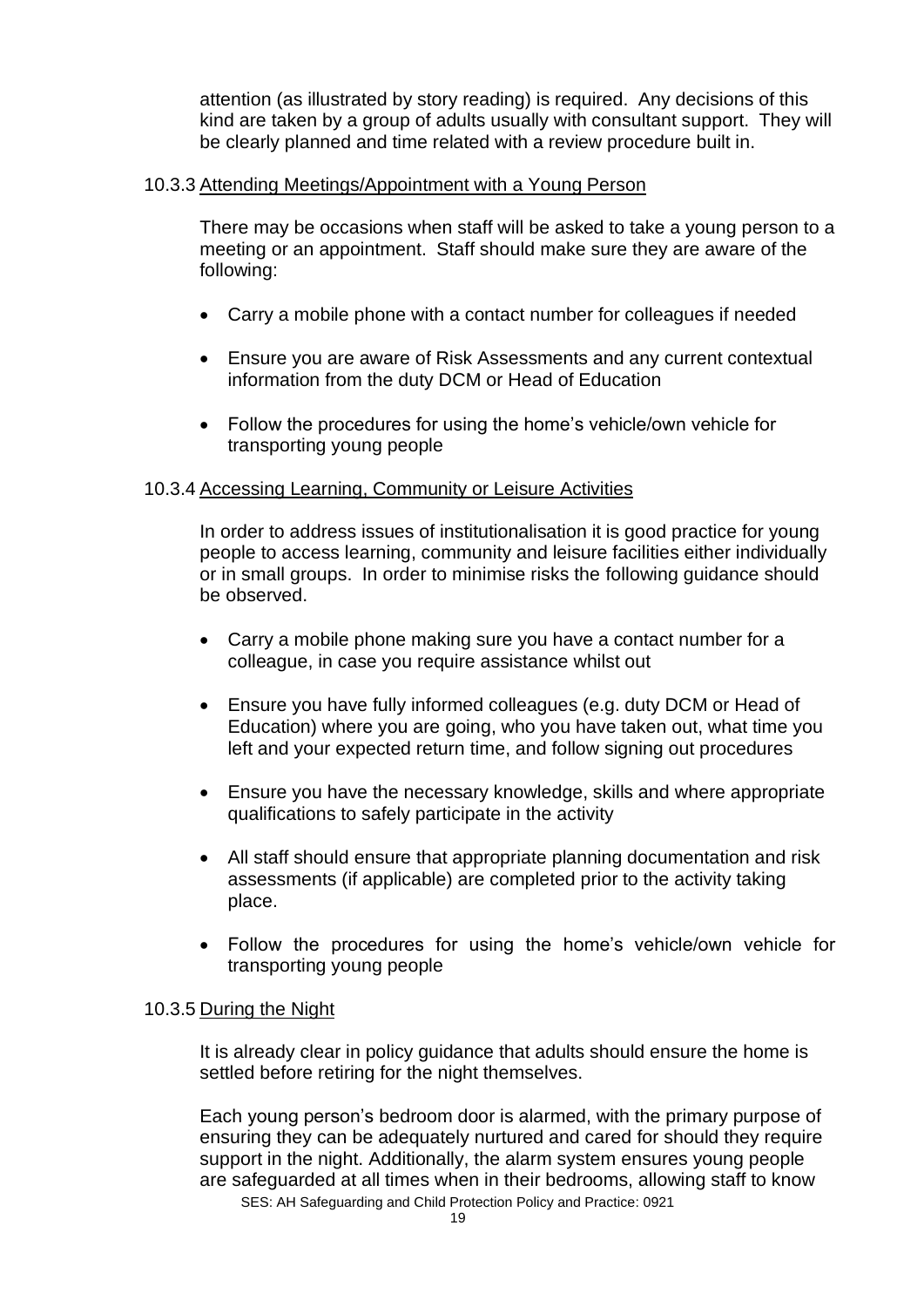attention (as illustrated by story reading) is required. Any decisions of this kind are taken by a group of adults usually with consultant support. They will be clearly planned and time related with a review procedure built in.

#### 10.3.3 Attending Meetings/Appointment with a Young Person

There may be occasions when staff will be asked to take a young person to a meeting or an appointment. Staff should make sure they are aware of the following:

- Carry a mobile phone with a contact number for colleagues if needed
- Ensure you are aware of Risk Assessments and any current contextual information from the duty DCM or Head of Education
- Follow the procedures for using the home's vehicle/own vehicle for transporting young people

#### 10.3.4 Accessing Learning, Community or Leisure Activities

In order to address issues of institutionalisation it is good practice for young people to access learning, community and leisure facilities either individually or in small groups. In order to minimise risks the following guidance should be observed.

- Carry a mobile phone making sure you have a contact number for a colleague, in case you require assistance whilst out
- Ensure you have fully informed colleagues (e.g. duty DCM or Head of Education) where you are going, who you have taken out, what time you left and your expected return time, and follow signing out procedures
- Ensure you have the necessary knowledge, skills and where appropriate qualifications to safely participate in the activity
- All staff should ensure that appropriate planning documentation and risk assessments (if applicable) are completed prior to the activity taking place.
- Follow the procedures for using the home's vehicle/own vehicle for transporting young people

#### 10.3.5 During the Night

It is already clear in policy guidance that adults should ensure the home is settled before retiring for the night themselves.

Each young person's bedroom door is alarmed, with the primary purpose of ensuring they can be adequately nurtured and cared for should they require support in the night. Additionally, the alarm system ensures young people are safeguarded at all times when in their bedrooms, allowing staff to know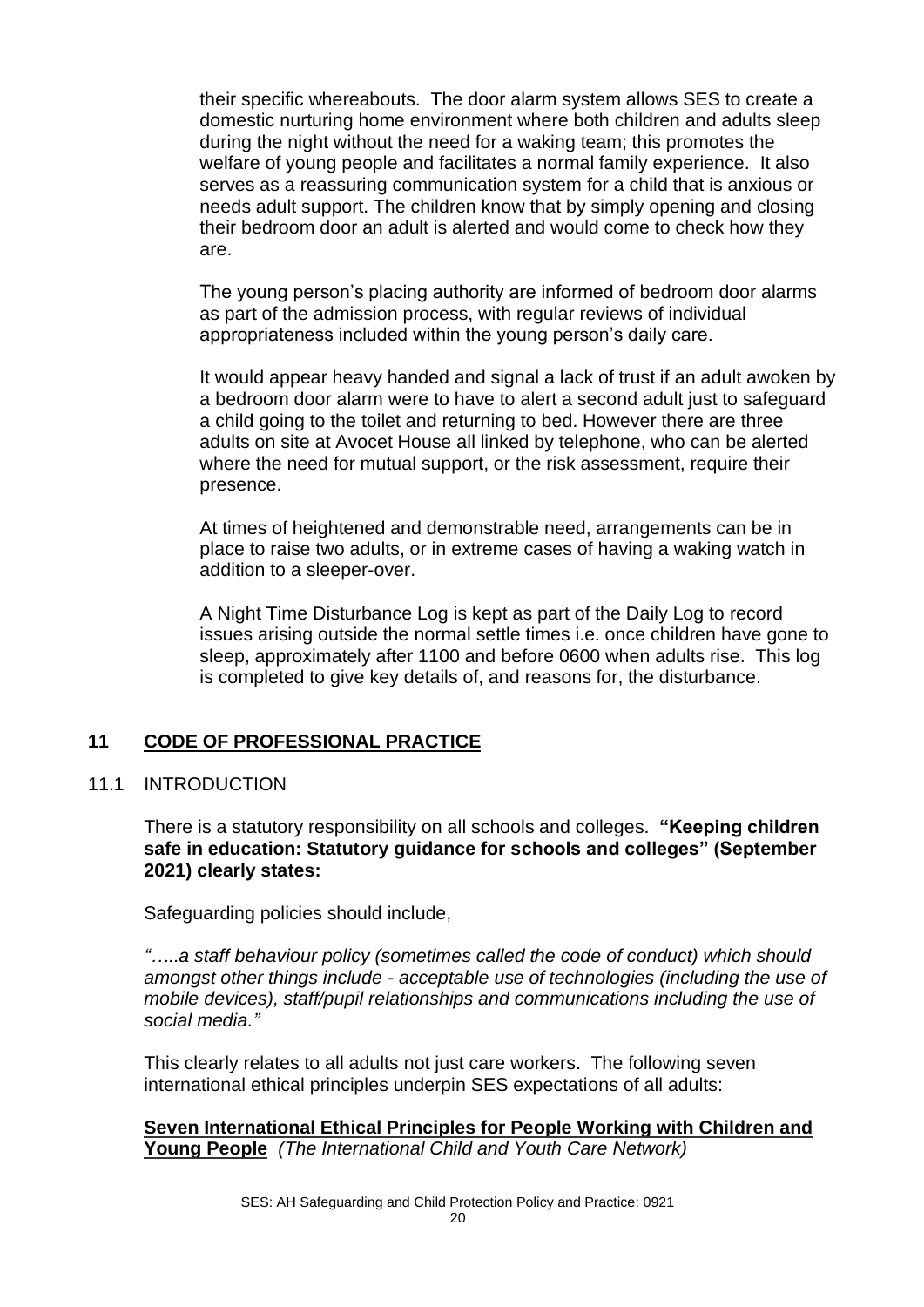their specific whereabouts. The door alarm system allows SES to create a domestic nurturing home environment where both children and adults sleep during the night without the need for a waking team; this promotes the welfare of young people and facilitates a normal family experience. It also serves as a reassuring communication system for a child that is anxious or needs adult support. The children know that by simply opening and closing their bedroom door an adult is alerted and would come to check how they are.

The young person's placing authority are informed of bedroom door alarms as part of the admission process, with regular reviews of individual appropriateness included within the young person's daily care.

It would appear heavy handed and signal a lack of trust if an adult awoken by a bedroom door alarm were to have to alert a second adult just to safeguard a child going to the toilet and returning to bed. However there are three adults on site at Avocet House all linked by telephone, who can be alerted where the need for mutual support, or the risk assessment, require their presence.

At times of heightened and demonstrable need, arrangements can be in place to raise two adults, or in extreme cases of having a waking watch in addition to a sleeper-over.

A Night Time Disturbance Log is kept as part of the Daily Log to record issues arising outside the normal settle times i.e. once children have gone to sleep, approximately after 1100 and before 0600 when adults rise. This log is completed to give key details of, and reasons for, the disturbance.

## 11 CODE OF PROFESSIONAL PRACTICE

### 11.1 INTRODUCTION

There is a statutory responsibility on all schools and colleges. **"Keeping children safe in education: Statutory guidance for schools and colleges" (September 2021) clearly states:**

Safeguarding policies should include,

*".....a staff behaviour policy (sometimes called the code of conduct) which should amongst other things include - acceptable use of technologies (including the use of mobile devices), staff/pupil relationships and communications including the use of social media."*

This clearly relates to all adults not just care workers. The following seven international ethical principles underpin SES expectations of all adults:

**Seven International Ethical Principles for People Working with Children and Young People** *(The International Child and Youth Care Network)*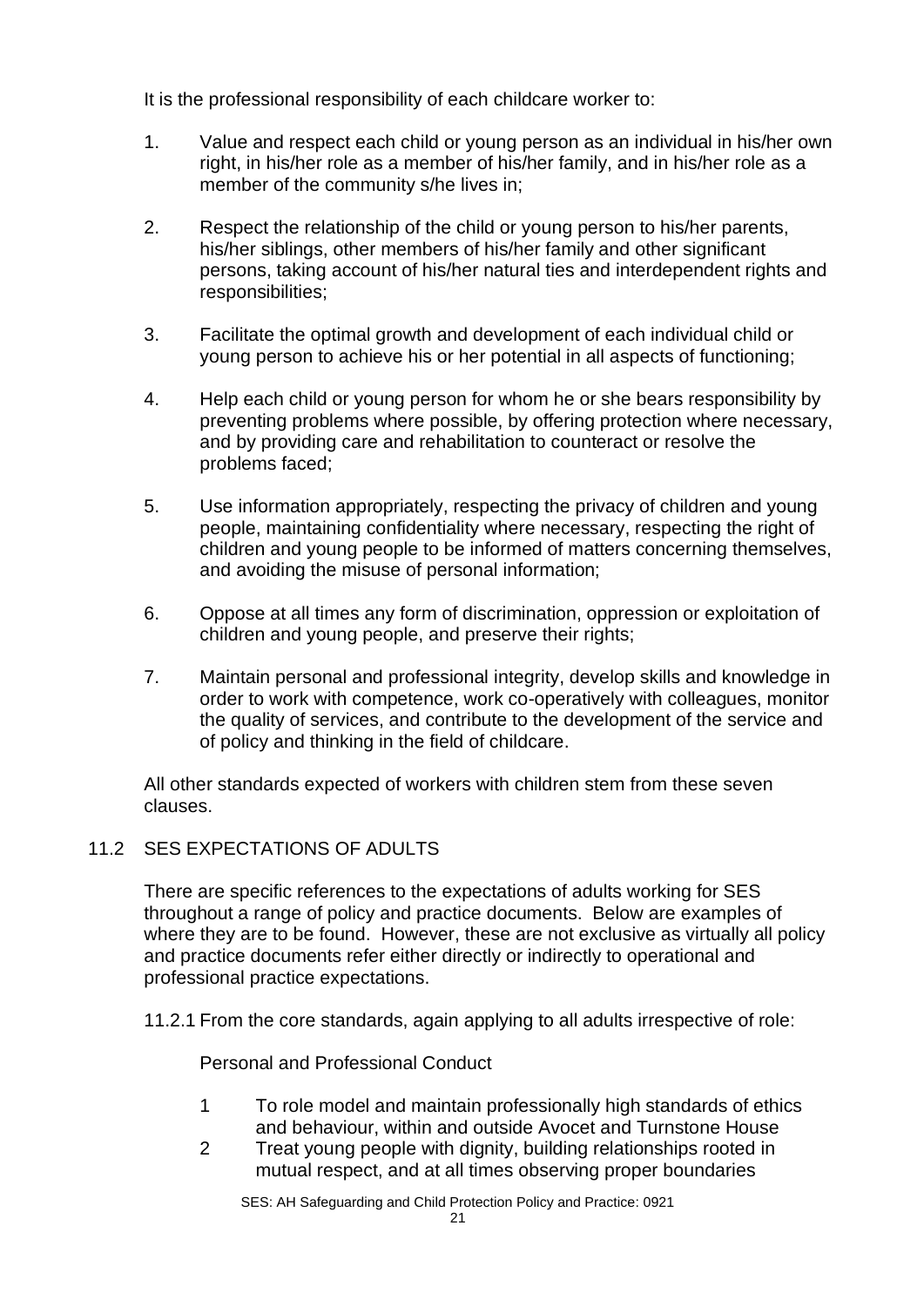It is the professional responsibility of each childcare worker to:

1. Value and respect each child or young person as an individual in his/her own right, in his/her role as a member of his/her family, and in his/her role as a member of the community s/he lives in;

2. Respect the relationship of the child or young person to his/her parents, his/her siblings, other members of his/her family and other significant persons, taking account of his/her natural ties and interdependent rights and responsibilities;

3. Facilitate the optimal growth and development of each individual child or young person to achieve his or her potential in all aspects of functioning;

4. Help each child or young person for whom he or she bears responsibility by preventing problems where possible, by offering protection where necessary, and by providing care and rehabilitation to counteract or resolve the problems faced;

5. Use information appropriately, respecting the privacy of children and young people, maintaining confidentiality where necessary, respecting the right of children and young people to be informed of matters concerning themselves, and avoiding the misuse of personal information;

6. Oppose at all times any form of discrimination, oppression or exploitation of children and young people, and preserve their rights;

7. Maintain personal and professional integrity, develop skills and knowledge in order to work with competence, work co-operatively with colleagues, monitor the quality of services, and contribute to the development of the service and of policy and thinking in the field of childcare.

All other standards expected of workers with children stem from these seven clauses.

## 11.2 SES EXPECTATIONS OF ADULTS

There are specific references to the expectations of adults working for SES throughout a range of policy and practice documents. Below are examples of where they are to be found. However, these are not exclusive as virtually all policy and practice documents refer either directly or indirectly to operational and professional practice expectations.

11.2.1 From the core standards, again applying to all adults irrespective of role:

Personal and Professional Conduct

1. To role model and maintain professionally high standards of ethics and behaviour, within and outside Avocet and Turnstone House
2. Treat young people with dignity, building relationships rooted in mutual respect, and at all times observing proper boundaries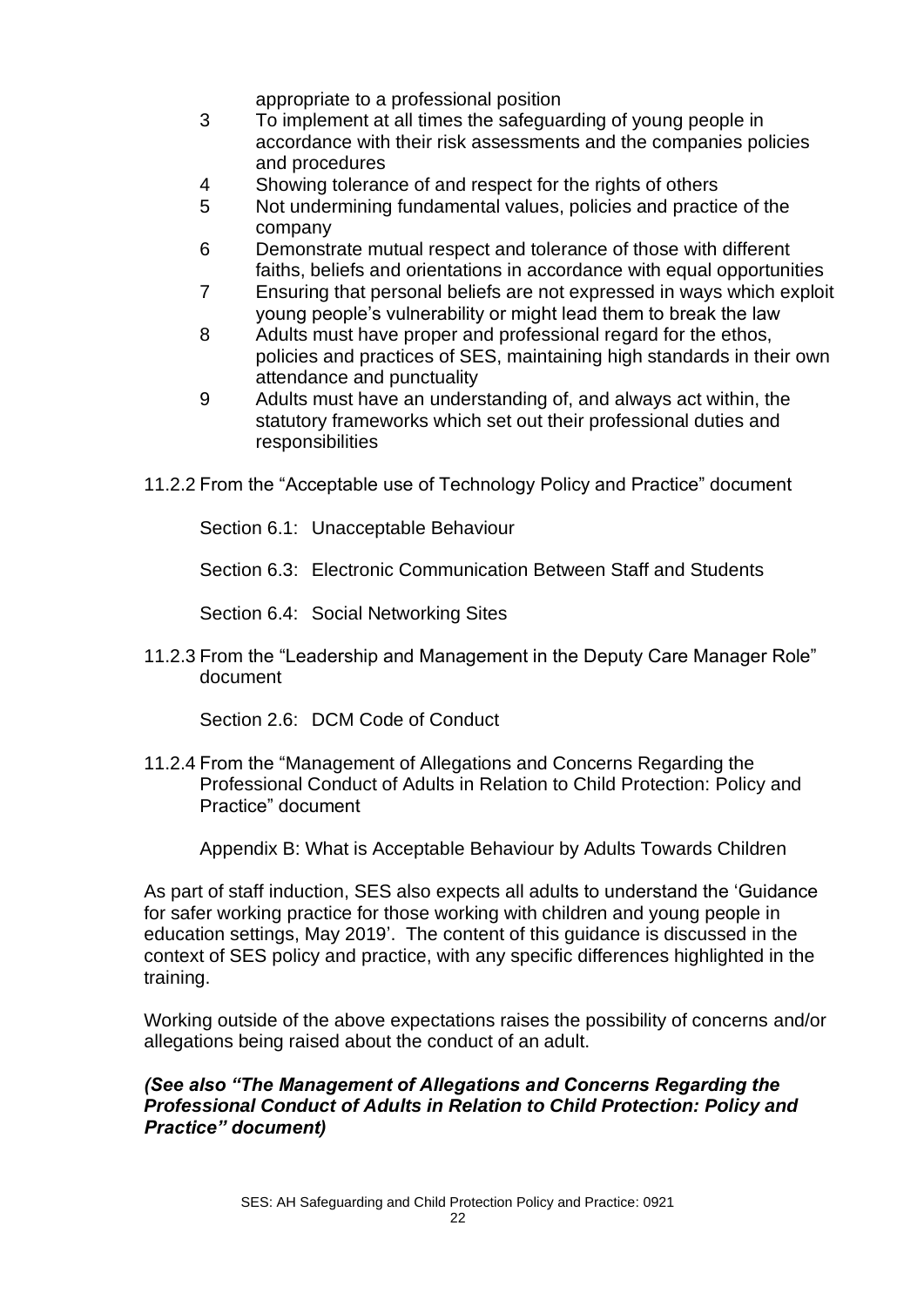appropriate to a professional position

3. To implement at all times the safeguarding of young people in accordance with their risk assessments and the companies policies and procedures
4. Showing tolerance of and respect for the rights of others
5. Not undermining fundamental values, policies and practice of the company
6. Demonstrate mutual respect and tolerance of those with different faiths, beliefs and orientations in accordance with equal opportunities
7. Ensuring that personal beliefs are not expressed in ways which exploit young people's vulnerability or might lead them to break the law
8. Adults must have proper and professional regard for the ethos, policies and practices of SES, maintaining high standards in their own attendance and punctuality
9. Adults must have an understanding of, and always act within, the statutory frameworks which set out their professional duties and responsibilities

11.2.2 From the "Acceptable use of Technology Policy and Practice" document

Section 6.1: Unacceptable Behaviour

Section 6.3: Electronic Communication Between Staff and Students

Section 6.4: Social Networking Sites

11.2.3 From the "Leadership and Management in the Deputy Care Manager Role" document

Section 2.6: DCM Code of Conduct

11.2.4 From the "Management of Allegations and Concerns Regarding the Professional Conduct of Adults in Relation to Child Protection: Policy and Practice" document

Appendix B: What is Acceptable Behaviour by Adults Towards Children

As part of staff induction, SES also expects all adults to understand the 'Guidance for safer working practice for those working with children and young people in education settings, May 2019'. The content of this guidance is discussed in the context of SES policy and practice, with any specific differences highlighted in the training.

Working outside of the above expectations raises the possibility of concerns and/or allegations being raised about the conduct of an adult.

***(See also "The Management of Allegations and Concerns Regarding the Professional Conduct of Adults in Relation to Child Protection: Policy and Practice" document)***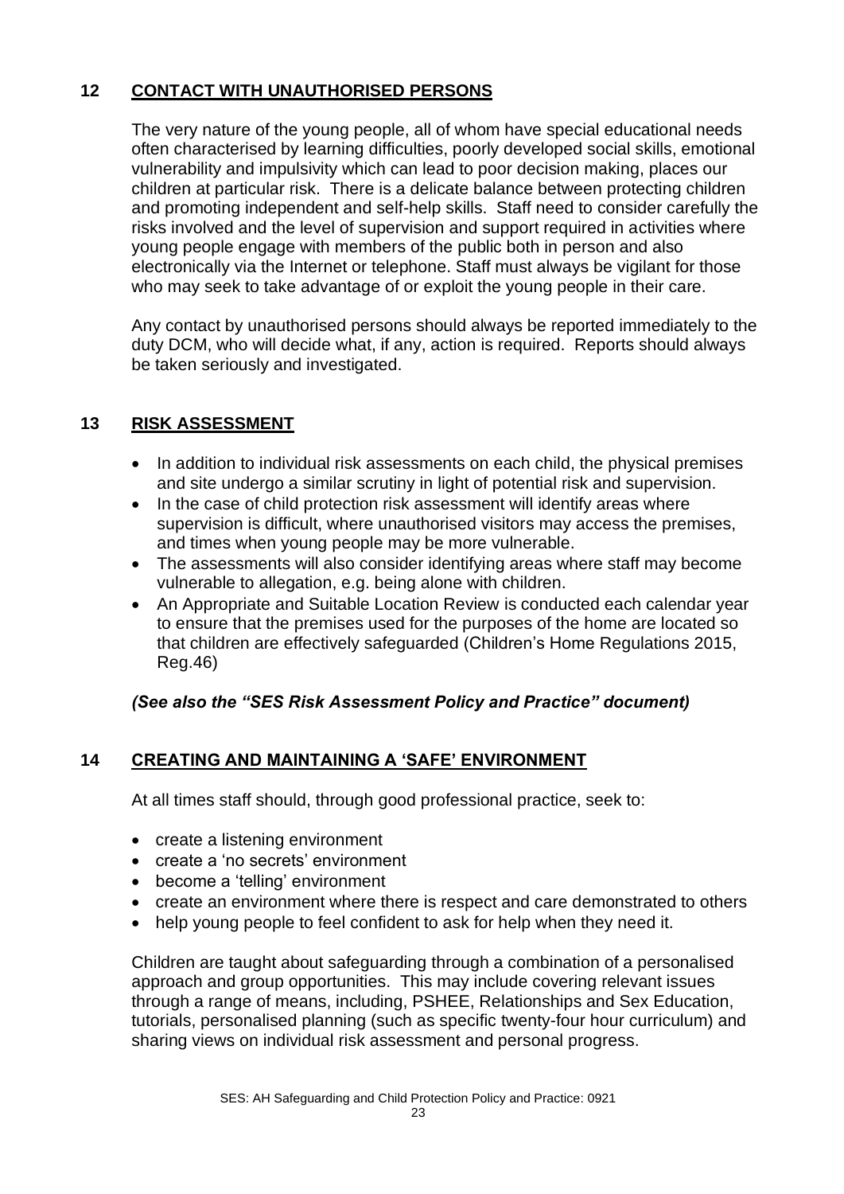## 12 CONTACT WITH UNAUTHORISED PERSONS

The very nature of the young people, all of whom have special educational needs often characterised by learning difficulties, poorly developed social skills, emotional vulnerability and impulsivity which can lead to poor decision making, places our children at particular risk. There is a delicate balance between protecting children and promoting independent and self-help skills. Staff need to consider carefully the risks involved and the level of supervision and support required in activities where young people engage with members of the public both in person and also electronically via the Internet or telephone. Staff must always be vigilant for those who may seek to take advantage of or exploit the young people in their care.

Any contact by unauthorised persons should always be reported immediately to the duty DCM, who will decide what, if any, action is required. Reports should always be taken seriously and investigated.

## 13 RISK ASSESSMENT

- In addition to individual risk assessments on each child, the physical premises and site undergo a similar scrutiny in light of potential risk and supervision.
- In the case of child protection risk assessment will identify areas where supervision is difficult, where unauthorised visitors may access the premises, and times when young people may be more vulnerable.
- The assessments will also consider identifying areas where staff may become vulnerable to allegation, e.g. being alone with children.
- An Appropriate and Suitable Location Review is conducted each calendar year to ensure that the premises used for the purposes of the home are located so that children are effectively safeguarded (Children's Home Regulations 2015, Reg.46)

***(See also the "SES Risk Assessment Policy and Practice" document)***

## 14 CREATING AND MAINTAINING A 'SAFE' ENVIRONMENT

At all times staff should, through good professional practice, seek to:

- create a listening environment
- create a 'no secrets' environment
- become a 'telling' environment
- create an environment where there is respect and care demonstrated to others
- help young people to feel confident to ask for help when they need it.

Children are taught about safeguarding through a combination of a personalised approach and group opportunities. This may include covering relevant issues through a range of means, including, PSHEE, Relationships and Sex Education, tutorials, personalised planning (such as specific twenty-four hour curriculum) and sharing views on individual risk assessment and personal progress.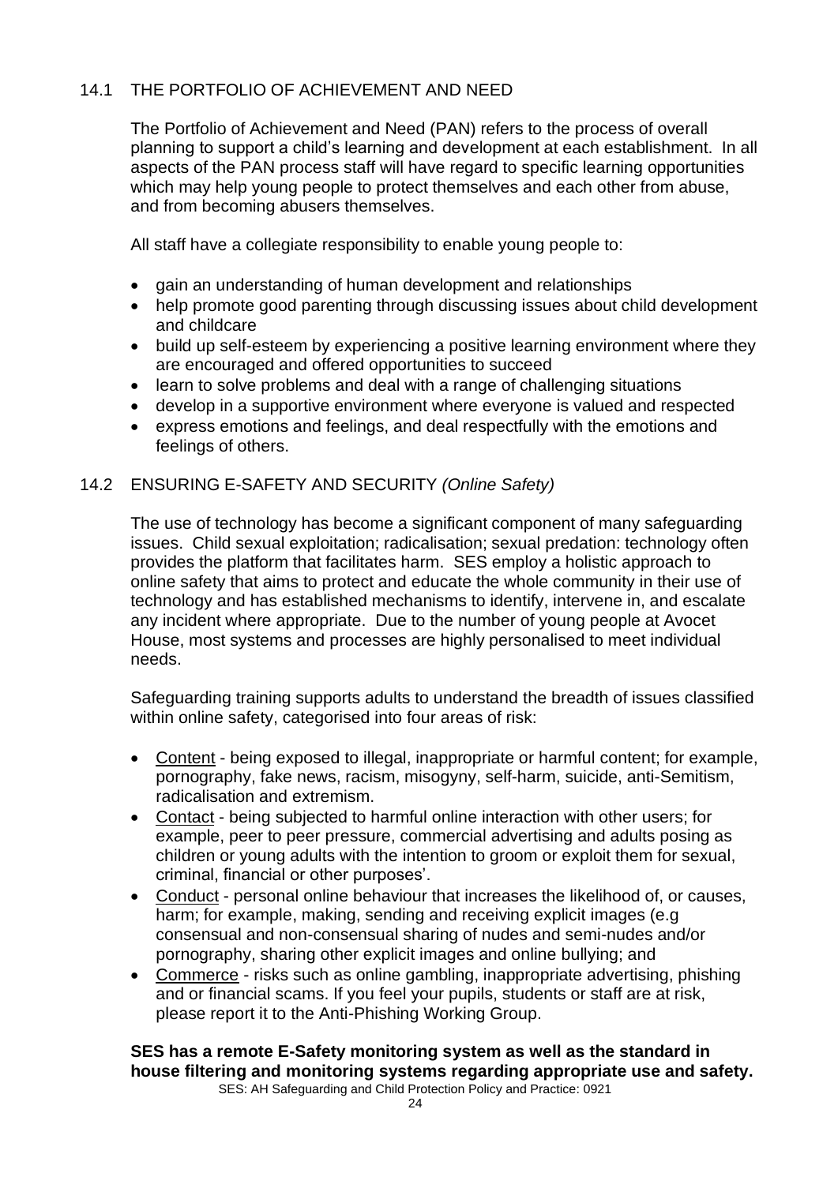## 14.1 THE PORTFOLIO OF ACHIEVEMENT AND NEED

The Portfolio of Achievement and Need (PAN) refers to the process of overall planning to support a child's learning and development at each establishment. In all aspects of the PAN process staff will have regard to specific learning opportunities which may help young people to protect themselves and each other from abuse, and from becoming abusers themselves.

All staff have a collegiate responsibility to enable young people to:

- gain an understanding of human development and relationships
- help promote good parenting through discussing issues about child development and childcare
- build up self-esteem by experiencing a positive learning environment where they are encouraged and offered opportunities to succeed
- learn to solve problems and deal with a range of challenging situations
- develop in a supportive environment where everyone is valued and respected
- express emotions and feelings, and deal respectfully with the emotions and feelings of others.

## 14.2 ENSURING E-SAFETY AND SECURITY *(Online Safety)*

The use of technology has become a significant component of many safeguarding issues. Child sexual exploitation; radicalisation; sexual predation: technology often provides the platform that facilitates harm. SES employ a holistic approach to online safety that aims to protect and educate the whole community in their use of technology and has established mechanisms to identify, intervene in, and escalate any incident where appropriate. Due to the number of young people at Avocet House, most systems and processes are highly personalised to meet individual needs.

Safeguarding training supports adults to understand the breadth of issues classified within online safety, categorised into four areas of risk:

- Content - being exposed to illegal, inappropriate or harmful content; for example, pornography, fake news, racism, misogyny, self-harm, suicide, anti-Semitism, radicalisation and extremism.
- Contact - being subjected to harmful online interaction with other users; for example, peer to peer pressure, commercial advertising and adults posing as children or young adults with the intention to groom or exploit them for sexual, criminal, financial or other purposes'.
- Conduct - personal online behaviour that increases the likelihood of, or causes, harm; for example, making, sending and receiving explicit images (e.g consensual and non-consensual sharing of nudes and semi-nudes and/or pornography, sharing other explicit images and online bullying; and
- Commerce - risks such as online gambling, inappropriate advertising, phishing and or financial scams. If you feel your pupils, students or staff are at risk, please report it to the Anti-Phishing Working Group.

**SES has a remote E-Safety monitoring system as well as the standard in house filtering and monitoring systems regarding appropriate use and safety.**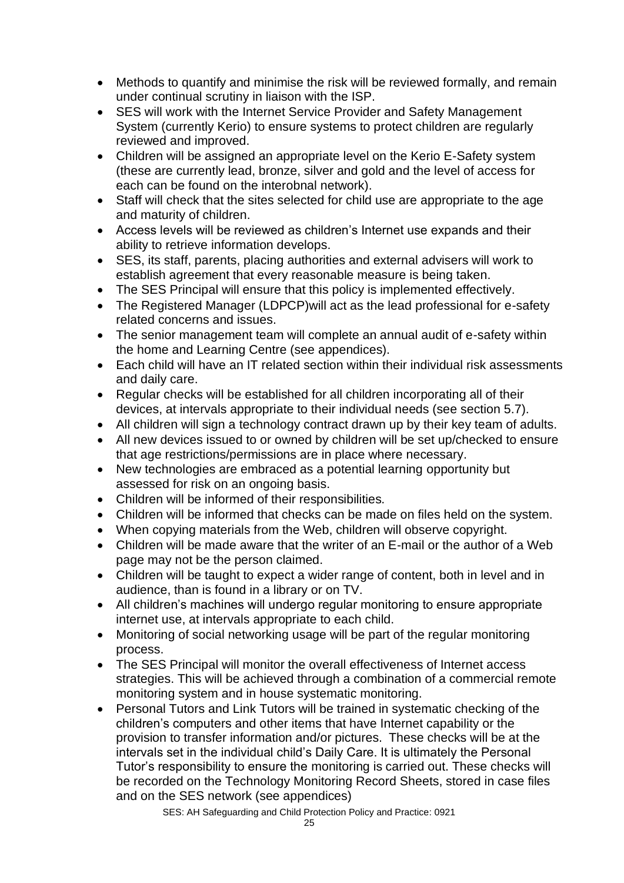- Methods to quantify and minimise the risk will be reviewed formally, and remain under continual scrutiny in liaison with the ISP.
- SES will work with the Internet Service Provider and Safety Management System (currently Kerio) to ensure systems to protect children are regularly reviewed and improved.
- Children will be assigned an appropriate level on the Kerio E-Safety system (these are currently lead, bronze, silver and gold and the level of access for each can be found on the interobnal network).
- Staff will check that the sites selected for child use are appropriate to the age and maturity of children.
- Access levels will be reviewed as children's Internet use expands and their ability to retrieve information develops.
- SES, its staff, parents, placing authorities and external advisers will work to establish agreement that every reasonable measure is being taken.
- The SES Principal will ensure that this policy is implemented effectively.
- The Registered Manager (LDPCP)will act as the lead professional for e-safety related concerns and issues.
- The senior management team will complete an annual audit of e-safety within the home and Learning Centre (see appendices).
- Each child will have an IT related section within their individual risk assessments and daily care.
- Regular checks will be established for all children incorporating all of their devices, at intervals appropriate to their individual needs (see section 5.7).
- All children will sign a technology contract drawn up by their key team of adults.
- All new devices issued to or owned by children will be set up/checked to ensure that age restrictions/permissions are in place where necessary.
- New technologies are embraced as a potential learning opportunity but assessed for risk on an ongoing basis.
- Children will be informed of their responsibilities.
- Children will be informed that checks can be made on files held on the system.
- When copying materials from the Web, children will observe copyright.
- Children will be made aware that the writer of an E-mail or the author of a Web page may not be the person claimed.
- Children will be taught to expect a wider range of content, both in level and in audience, than is found in a library or on TV.
- All children's machines will undergo regular monitoring to ensure appropriate internet use, at intervals appropriate to each child.
- Monitoring of social networking usage will be part of the regular monitoring process.
- The SES Principal will monitor the overall effectiveness of Internet access strategies. This will be achieved through a combination of a commercial remote monitoring system and in house systematic monitoring.
- Personal Tutors and Link Tutors will be trained in systematic checking of the children's computers and other items that have Internet capability or the provision to transfer information and/or pictures. These checks will be at the intervals set in the individual child's Daily Care. It is ultimately the Personal Tutor's responsibility to ensure the monitoring is carried out. These checks will be recorded on the Technology Monitoring Record Sheets, stored in case files and on the SES network (see appendices)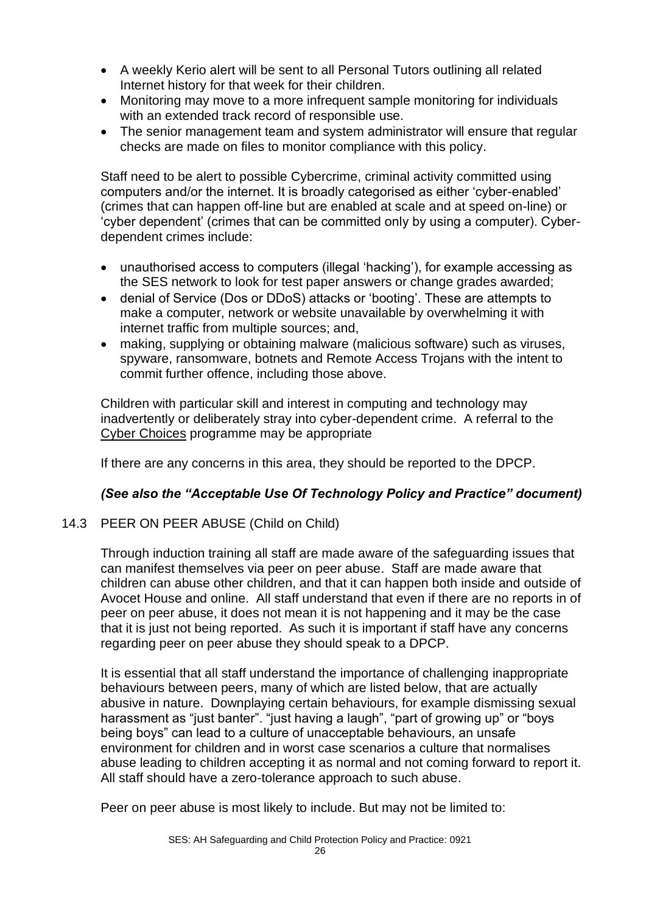- A weekly Kerio alert will be sent to all Personal Tutors outlining all related Internet history for that week for their children.
- Monitoring may move to a more infrequent sample monitoring for individuals with an extended track record of responsible use.
- The senior management team and system administrator will ensure that regular checks are made on files to monitor compliance with this policy.

Staff need to be alert to possible Cybercrime, criminal activity committed using computers and/or the internet. It is broadly categorised as either 'cyber-enabled' (crimes that can happen off-line but are enabled at scale and at speed on-line) or 'cyber dependent' (crimes that can be committed only by using a computer). Cyber-dependent crimes include:

- unauthorised access to computers (illegal 'hacking'), for example accessing as the SES network to look for test paper answers or change grades awarded;
- denial of Service (Dos or DDoS) attacks or 'booting'. These are attempts to make a computer, network or website unavailable by overwhelming it with internet traffic from multiple sources; and,
- making, supplying or obtaining malware (malicious software) such as viruses, spyware, ransomware, botnets and Remote Access Trojans with the intent to commit further offence, including those above.

Children with particular skill and interest in computing and technology may inadvertently or deliberately stray into cyber-dependent crime. A referral to the Cyber Choices programme may be appropriate

If there are any concerns in this area, they should be reported to the DPCP.

***(See also the "Acceptable Use Of Technology Policy and Practice" document)***

## 14.3 PEER ON PEER ABUSE (Child on Child)

Through induction training all staff are made aware of the safeguarding issues that can manifest themselves via peer on peer abuse. Staff are made aware that children can abuse other children, and that it can happen both inside and outside of Avocet House and online. All staff understand that even if there are no reports in of peer on peer abuse, it does not mean it is not happening and it may be the case that it is just not being reported. As such it is important if staff have any concerns regarding peer on peer abuse they should speak to a DPCP.

It is essential that all staff understand the importance of challenging inappropriate behaviours between peers, many of which are listed below, that are actually abusive in nature. Downplaying certain behaviours, for example dismissing sexual harassment as "just banter". "just having a laugh", "part of growing up" or "boys being boys" can lead to a culture of unacceptable behaviours, an unsafe environment for children and in worst case scenarios a culture that normalises abuse leading to children accepting it as normal and not coming forward to report it. All staff should have a zero-tolerance approach to such abuse.

Peer on peer abuse is most likely to include. But may not be limited to: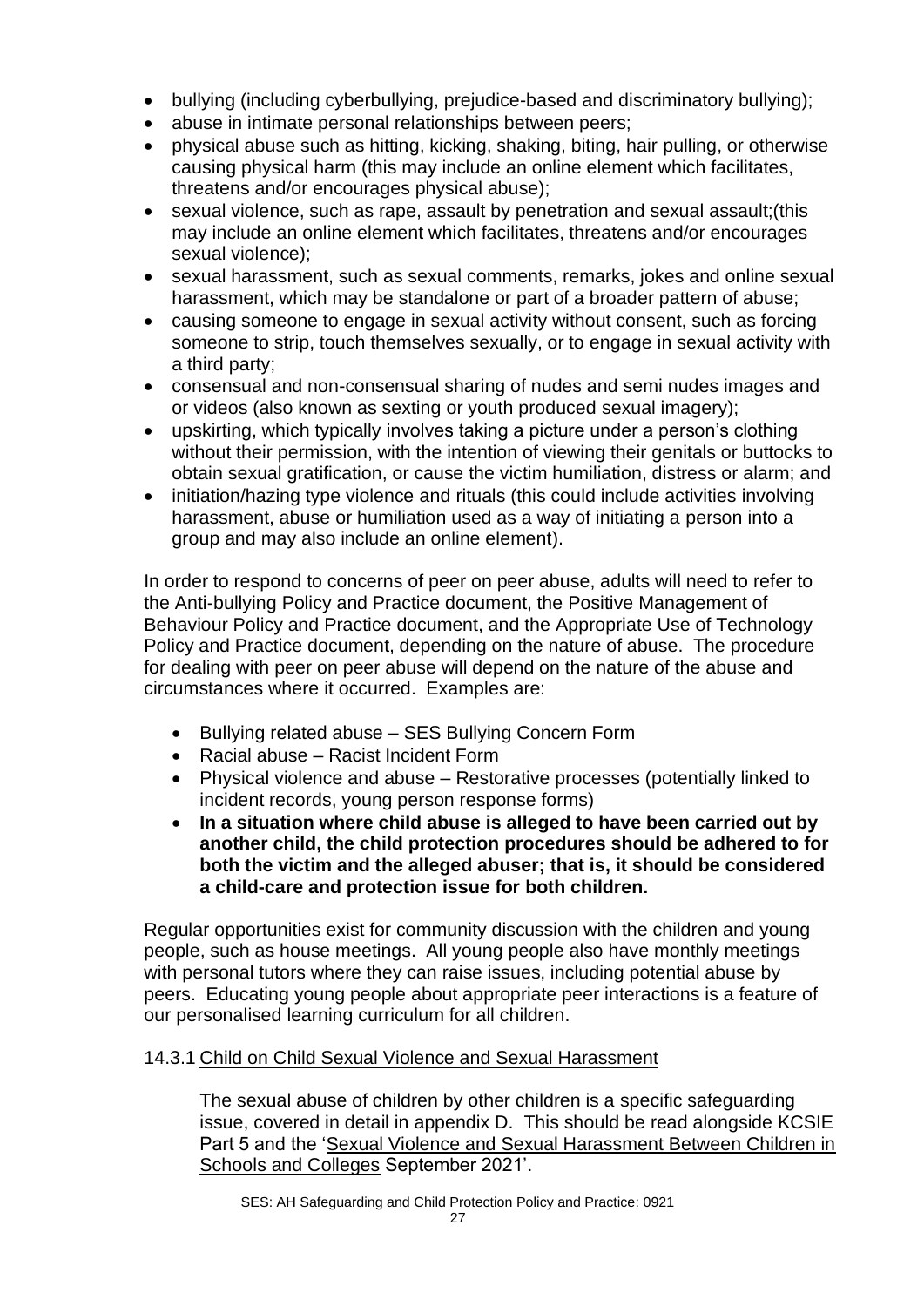- bullying (including cyberbullying, prejudice-based and discriminatory bullying);
- abuse in intimate personal relationships between peers;
- physical abuse such as hitting, kicking, shaking, biting, hair pulling, or otherwise causing physical harm (this may include an online element which facilitates, threatens and/or encourages physical abuse);
- sexual violence, such as rape, assault by penetration and sexual assault;(this may include an online element which facilitates, threatens and/or encourages sexual violence);
- sexual harassment, such as sexual comments, remarks, jokes and online sexual harassment, which may be standalone or part of a broader pattern of abuse;
- causing someone to engage in sexual activity without consent, such as forcing someone to strip, touch themselves sexually, or to engage in sexual activity with a third party;
- consensual and non-consensual sharing of nudes and semi nudes images and or videos (also known as sexting or youth produced sexual imagery);
- upskirting, which typically involves taking a picture under a person's clothing without their permission, with the intention of viewing their genitals or buttocks to obtain sexual gratification, or cause the victim humiliation, distress or alarm; and
- initiation/hazing type violence and rituals (this could include activities involving harassment, abuse or humiliation used as a way of initiating a person into a group and may also include an online element).

In order to respond to concerns of peer on peer abuse, adults will need to refer to the Anti-bullying Policy and Practice document, the Positive Management of Behaviour Policy and Practice document, and the Appropriate Use of Technology Policy and Practice document, depending on the nature of abuse. The procedure for dealing with peer on peer abuse will depend on the nature of the abuse and circumstances where it occurred. Examples are:

- Bullying related abuse – SES Bullying Concern Form
- Racial abuse – Racist Incident Form
- Physical violence and abuse – Restorative processes (potentially linked to incident records, young person response forms)
- **In a situation where child abuse is alleged to have been carried out by another child, the child protection procedures should be adhered to for both the victim and the alleged abuser; that is, it should be considered a child-care and protection issue for both children.**

Regular opportunities exist for community discussion with the children and young people, such as house meetings. All young people also have monthly meetings with personal tutors where they can raise issues, including potential abuse by peers. Educating young people about appropriate peer interactions is a feature of our personalised learning curriculum for all children.

14.3.1 Child on Child Sexual Violence and Sexual Harassment

The sexual abuse of children by other children is a specific safeguarding issue, covered in detail in appendix D. This should be read alongside KCSIE Part 5 and the 'Sexual Violence and Sexual Harassment Between Children in Schools and Colleges September 2021'.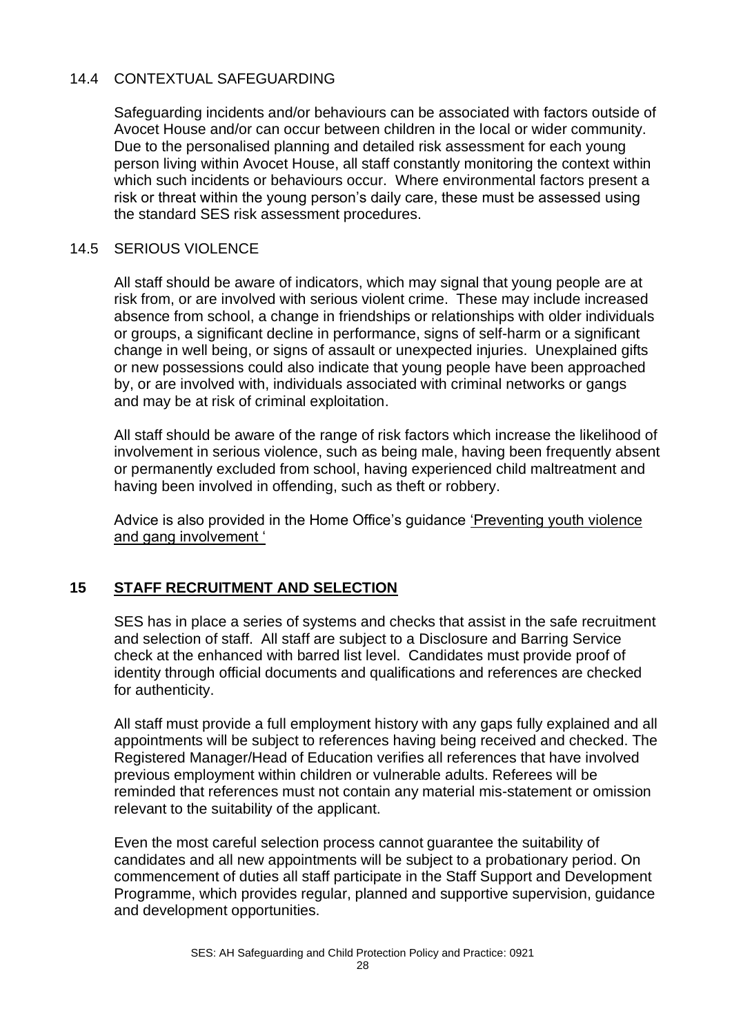### 14.4 CONTEXTUAL SAFEGUARDING

Safeguarding incidents and/or behaviours can be associated with factors outside of Avocet House and/or can occur between children in the local or wider community. Due to the personalised planning and detailed risk assessment for each young person living within Avocet House, all staff constantly monitoring the context within which such incidents or behaviours occur. Where environmental factors present a risk or threat within the young person's daily care, these must be assessed using the standard SES risk assessment procedures.

### 14.5 SERIOUS VIOLENCE

All staff should be aware of indicators, which may signal that young people are at risk from, or are involved with serious violent crime. These may include increased absence from school, a change in friendships or relationships with older individuals or groups, a significant decline in performance, signs of self-harm or a significant change in well being, or signs of assault or unexpected injuries. Unexplained gifts or new possessions could also indicate that young people have been approached by, or are involved with, individuals associated with criminal networks or gangs and may be at risk of criminal exploitation.

All staff should be aware of the range of risk factors which increase the likelihood of involvement in serious violence, such as being male, having been frequently absent or permanently excluded from school, having experienced child maltreatment and having been involved in offending, such as theft or robbery.

Advice is also provided in the Home Office's guidance 'Preventing youth violence and gang involvement '

## 15 STAFF RECRUITMENT AND SELECTION

SES has in place a series of systems and checks that assist in the safe recruitment and selection of staff. All staff are subject to a Disclosure and Barring Service check at the enhanced with barred list level. Candidates must provide proof of identity through official documents and qualifications and references are checked for authenticity.

All staff must provide a full employment history with any gaps fully explained and all appointments will be subject to references having being received and checked. The Registered Manager/Head of Education verifies all references that have involved previous employment within children or vulnerable adults. Referees will be reminded that references must not contain any material mis-statement or omission relevant to the suitability of the applicant.

Even the most careful selection process cannot guarantee the suitability of candidates and all new appointments will be subject to a probationary period. On commencement of duties all staff participate in the Staff Support and Development Programme, which provides regular, planned and supportive supervision, guidance and development opportunities.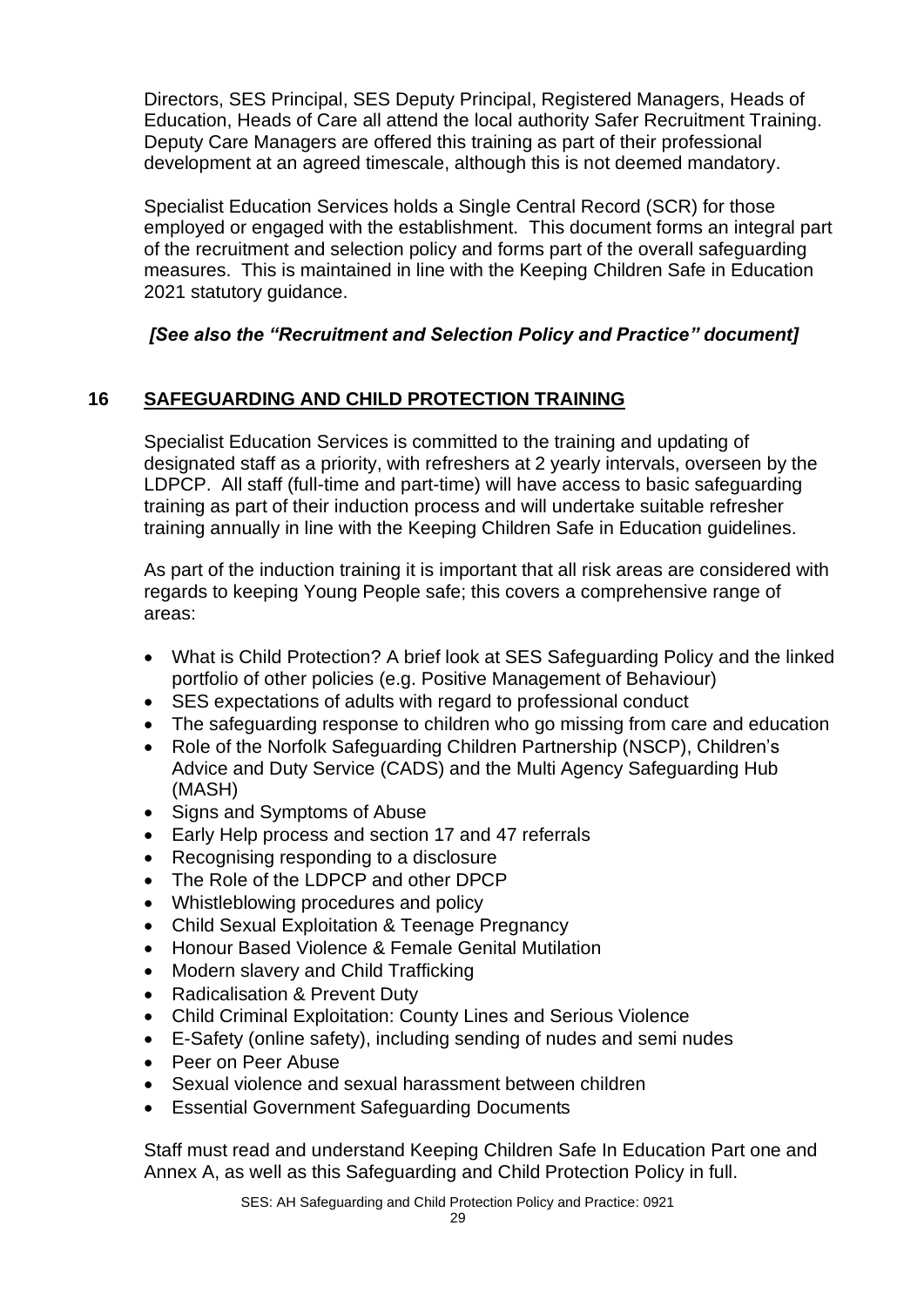Directors, SES Principal, SES Deputy Principal, Registered Managers, Heads of Education, Heads of Care all attend the local authority Safer Recruitment Training. Deputy Care Managers are offered this training as part of their professional development at an agreed timescale, although this is not deemed mandatory.

Specialist Education Services holds a Single Central Record (SCR) for those employed or engaged with the establishment. This document forms an integral part of the recruitment and selection policy and forms part of the overall safeguarding measures. This is maintained in line with the Keeping Children Safe in Education 2021 statutory guidance.

***[See also the "Recruitment and Selection Policy and Practice" document]***

## 16 SAFEGUARDING AND CHILD PROTECTION TRAINING

Specialist Education Services is committed to the training and updating of designated staff as a priority, with refreshers at 2 yearly intervals, overseen by the LDPCP. All staff (full-time and part-time) will have access to basic safeguarding training as part of their induction process and will undertake suitable refresher training annually in line with the Keeping Children Safe in Education guidelines.

As part of the induction training it is important that all risk areas are considered with regards to keeping Young People safe; this covers a comprehensive range of areas:

- What is Child Protection? A brief look at SES Safeguarding Policy and the linked portfolio of other policies (e.g. Positive Management of Behaviour)
- SES expectations of adults with regard to professional conduct
- The safeguarding response to children who go missing from care and education
- Role of the Norfolk Safeguarding Children Partnership (NSCP), Children's Advice and Duty Service (CADS) and the Multi Agency Safeguarding Hub (MASH)
- Signs and Symptoms of Abuse
- Early Help process and section 17 and 47 referrals
- Recognising responding to a disclosure
- The Role of the LDPCP and other DPCP
- Whistleblowing procedures and policy
- Child Sexual Exploitation & Teenage Pregnancy
- Honour Based Violence & Female Genital Mutilation
- Modern slavery and Child Trafficking
- Radicalisation & Prevent Duty
- Child Criminal Exploitation: County Lines and Serious Violence
- E-Safety (online safety), including sending of nudes and semi nudes
- Peer on Peer Abuse
- Sexual violence and sexual harassment between children
- Essential Government Safeguarding Documents

Staff must read and understand Keeping Children Safe In Education Part one and Annex A, as well as this Safeguarding and Child Protection Policy in full.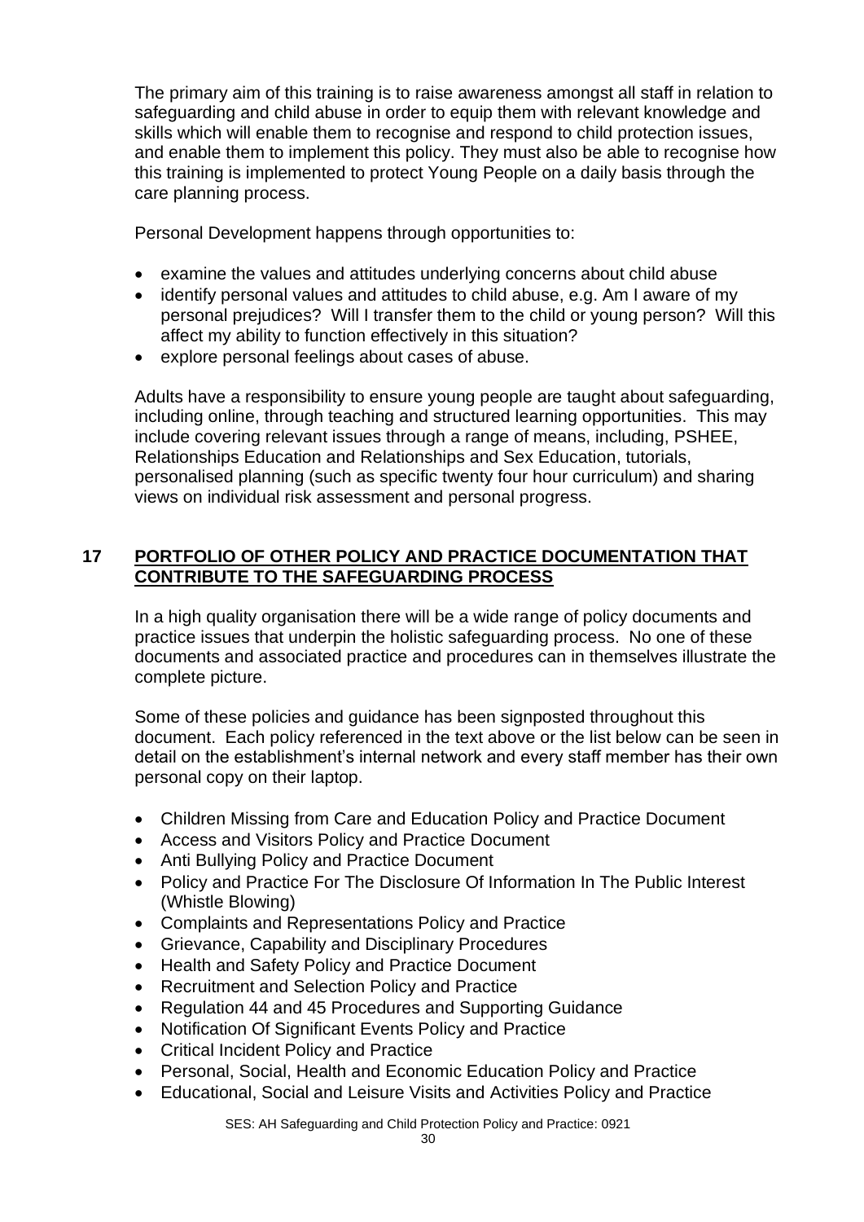The primary aim of this training is to raise awareness amongst all staff in relation to safeguarding and child abuse in order to equip them with relevant knowledge and skills which will enable them to recognise and respond to child protection issues, and enable them to implement this policy. They must also be able to recognise how this training is implemented to protect Young People on a daily basis through the care planning process.

Personal Development happens through opportunities to:

- examine the values and attitudes underlying concerns about child abuse
- identify personal values and attitudes to child abuse, e.g. Am I aware of my personal prejudices? Will I transfer them to the child or young person? Will this affect my ability to function effectively in this situation?
- explore personal feelings about cases of abuse.

Adults have a responsibility to ensure young people are taught about safeguarding, including online, through teaching and structured learning opportunities. This may include covering relevant issues through a range of means, including, PSHEE, Relationships Education and Relationships and Sex Education, tutorials, personalised planning (such as specific twenty four hour curriculum) and sharing views on individual risk assessment and personal progress.

## 17 PORTFOLIO OF OTHER POLICY AND PRACTICE DOCUMENTATION THAT CONTRIBUTE TO THE SAFEGUARDING PROCESS

In a high quality organisation there will be a wide range of policy documents and practice issues that underpin the holistic safeguarding process. No one of these documents and associated practice and procedures can in themselves illustrate the complete picture.

Some of these policies and guidance has been signposted throughout this document. Each policy referenced in the text above or the list below can be seen in detail on the establishment's internal network and every staff member has their own personal copy on their laptop.

- Children Missing from Care and Education Policy and Practice Document
- Access and Visitors Policy and Practice Document
- Anti Bullying Policy and Practice Document
- Policy and Practice For The Disclosure Of Information In The Public Interest (Whistle Blowing)
- Complaints and Representations Policy and Practice
- Grievance, Capability and Disciplinary Procedures
- Health and Safety Policy and Practice Document
- Recruitment and Selection Policy and Practice
- Regulation 44 and 45 Procedures and Supporting Guidance
- Notification Of Significant Events Policy and Practice
- Critical Incident Policy and Practice
- Personal, Social, Health and Economic Education Policy and Practice
- Educational, Social and Leisure Visits and Activities Policy and Practice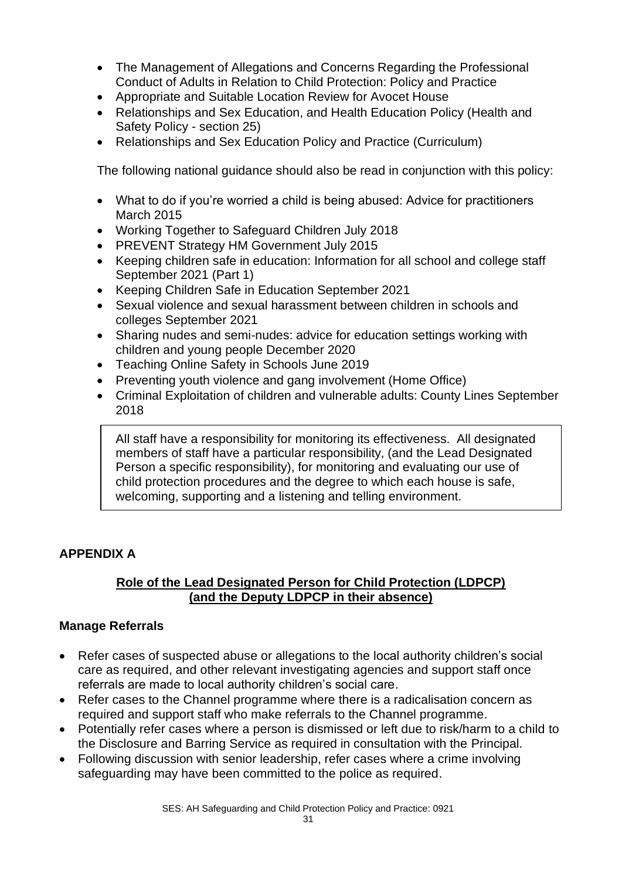- The Management of Allegations and Concerns Regarding the Professional Conduct of Adults in Relation to Child Protection: Policy and Practice
- Appropriate and Suitable Location Review for Avocet House
- Relationships and Sex Education, and Health Education Policy (Health and Safety Policy - section 25)
- Relationships and Sex Education Policy and Practice (Curriculum)

The following national guidance should also be read in conjunction with this policy:

- What to do if you're worried a child is being abused: Advice for practitioners March 2015
- Working Together to Safeguard Children July 2018
- PREVENT Strategy HM Government July 2015
- Keeping children safe in education: Information for all school and college staff September 2021 (Part 1)
- Keeping Children Safe in Education September 2021
- Sexual violence and sexual harassment between children in schools and colleges September 2021
- Sharing nudes and semi-nudes: advice for education settings working with children and young people December 2020
- Teaching Online Safety in Schools June 2019
- Preventing youth violence and gang involvement (Home Office)
- Criminal Exploitation of children and vulnerable adults: County Lines September 2018

All staff have a responsibility for monitoring its effectiveness. All designated members of staff have a particular responsibility, (and the Lead Designated Person a specific responsibility), for monitoring and evaluating our use of child protection procedures and the degree to which each house is safe, welcoming, supporting and a listening and telling environment.

## APPENDIX A

### Role of the Lead Designated Person for Child Protection (LDPCP) (and the Deputy LDPCP in their absence)

### Manage Referrals

- Refer cases of suspected abuse or allegations to the local authority children's social care as required, and other relevant investigating agencies and support staff once referrals are made to local authority children's social care.
- Refer cases to the Channel programme where there is a radicalisation concern as required and support staff who make referrals to the Channel programme.
- Potentially refer cases where a person is dismissed or left due to risk/harm to a child to the Disclosure and Barring Service as required in consultation with the Principal.
- Following discussion with senior leadership, refer cases where a crime involving safeguarding may have been committed to the police as required.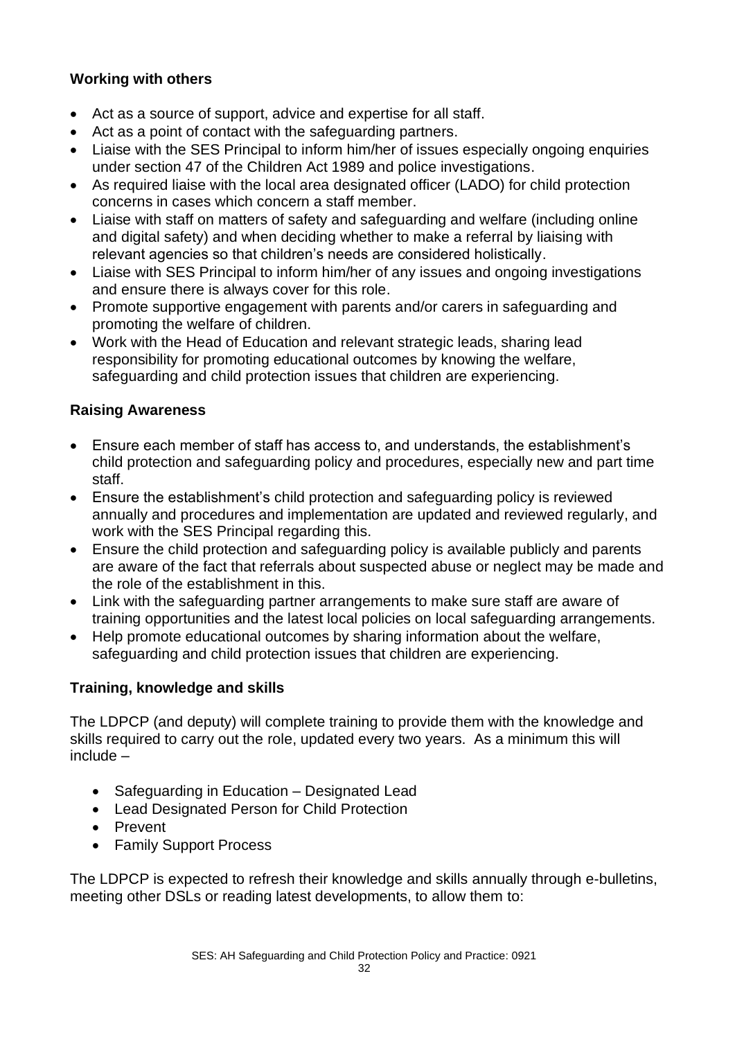### Working with others

- Act as a source of support, advice and expertise for all staff.
- Act as a point of contact with the safeguarding partners.
- Liaise with the SES Principal to inform him/her of issues especially ongoing enquiries under section 47 of the Children Act 1989 and police investigations.
- As required liaise with the local area designated officer (LADO) for child protection concerns in cases which concern a staff member.
- Liaise with staff on matters of safety and safeguarding and welfare (including online and digital safety) and when deciding whether to make a referral by liaising with relevant agencies so that children's needs are considered holistically.
- Liaise with SES Principal to inform him/her of any issues and ongoing investigations and ensure there is always cover for this role.
- Promote supportive engagement with parents and/or carers in safeguarding and promoting the welfare of children.
- Work with the Head of Education and relevant strategic leads, sharing lead responsibility for promoting educational outcomes by knowing the welfare, safeguarding and child protection issues that children are experiencing.

### Raising Awareness

- Ensure each member of staff has access to, and understands, the establishment's child protection and safeguarding policy and procedures, especially new and part time staff.
- Ensure the establishment's child protection and safeguarding policy is reviewed annually and procedures and implementation are updated and reviewed regularly, and work with the SES Principal regarding this.
- Ensure the child protection and safeguarding policy is available publicly and parents are aware of the fact that referrals about suspected abuse or neglect may be made and the role of the establishment in this.
- Link with the safeguarding partner arrangements to make sure staff are aware of training opportunities and the latest local policies on local safeguarding arrangements.
- Help promote educational outcomes by sharing information about the welfare, safeguarding and child protection issues that children are experiencing.

### Training, knowledge and skills

The LDPCP (and deputy) will complete training to provide them with the knowledge and skills required to carry out the role, updated every two years. As a minimum this will include –

- Safeguarding in Education – Designated Lead
- Lead Designated Person for Child Protection
- Prevent
- Family Support Process

The LDPCP is expected to refresh their knowledge and skills annually through e-bulletins, meeting other DSLs or reading latest developments, to allow them to: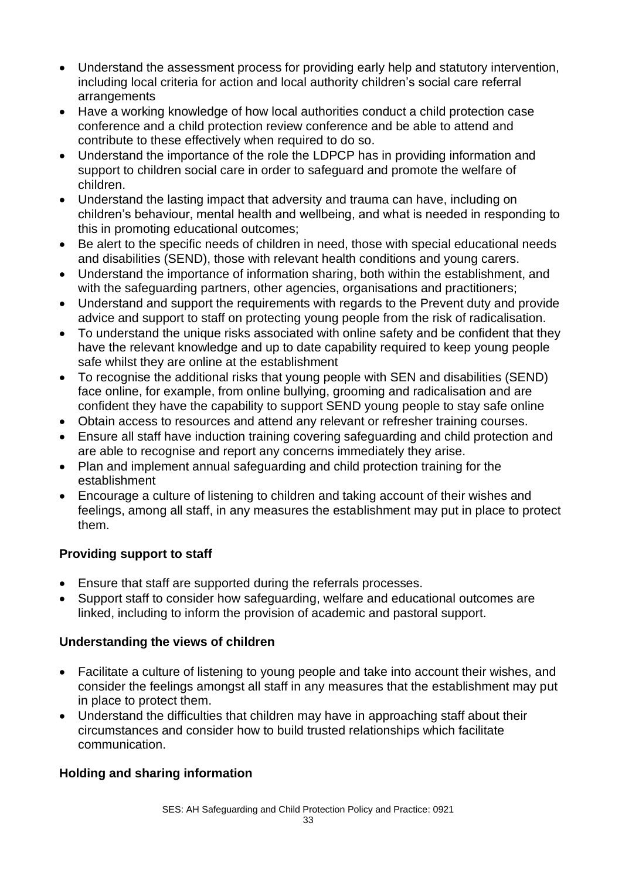- Understand the assessment process for providing early help and statutory intervention, including local criteria for action and local authority children's social care referral arrangements
- Have a working knowledge of how local authorities conduct a child protection case conference and a child protection review conference and be able to attend and contribute to these effectively when required to do so.
- Understand the importance of the role the LDPCP has in providing information and support to children social care in order to safeguard and promote the welfare of children.
- Understand the lasting impact that adversity and trauma can have, including on children's behaviour, mental health and wellbeing, and what is needed in responding to this in promoting educational outcomes;
- Be alert to the specific needs of children in need, those with special educational needs and disabilities (SEND), those with relevant health conditions and young carers.
- Understand the importance of information sharing, both within the establishment, and with the safeguarding partners, other agencies, organisations and practitioners;
- Understand and support the requirements with regards to the Prevent duty and provide advice and support to staff on protecting young people from the risk of radicalisation.
- To understand the unique risks associated with online safety and be confident that they have the relevant knowledge and up to date capability required to keep young people safe whilst they are online at the establishment
- To recognise the additional risks that young people with SEN and disabilities (SEND) face online, for example, from online bullying, grooming and radicalisation and are confident they have the capability to support SEND young people to stay safe online
- Obtain access to resources and attend any relevant or refresher training courses.
- Ensure all staff have induction training covering safeguarding and child protection and are able to recognise and report any concerns immediately they arise.
- Plan and implement annual safeguarding and child protection training for the establishment
- Encourage a culture of listening to children and taking account of their wishes and feelings, among all staff, in any measures the establishment may put in place to protect them.

**Providing support to staff**

- Ensure that staff are supported during the referrals processes.
- Support staff to consider how safeguarding, welfare and educational outcomes are linked, including to inform the provision of academic and pastoral support.

**Understanding the views of children**

- Facilitate a culture of listening to young people and take into account their wishes, and consider the feelings amongst all staff in any measures that the establishment may put in place to protect them.
- Understand the difficulties that children may have in approaching staff about their circumstances and consider how to build trusted relationships which facilitate communication.

**Holding and sharing information**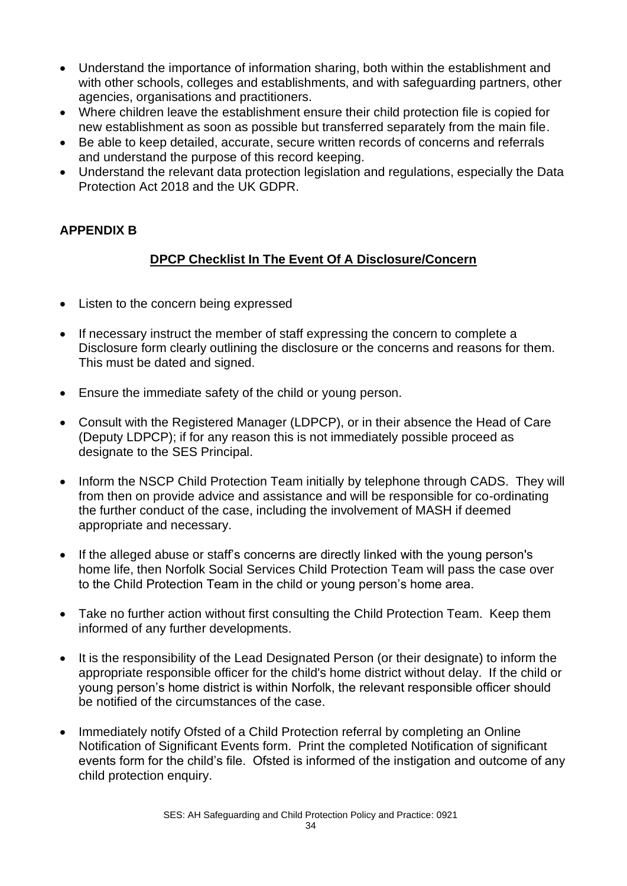- Understand the importance of information sharing, both within the establishment and with other schools, colleges and establishments, and with safeguarding partners, other agencies, organisations and practitioners.
- Where children leave the establishment ensure their child protection file is copied for new establishment as soon as possible but transferred separately from the main file.
- Be able to keep detailed, accurate, secure written records of concerns and referrals and understand the purpose of this record keeping.
- Understand the relevant data protection legislation and regulations, especially the Data Protection Act 2018 and the UK GDPR.

## APPENDIX B

### DPCP Checklist In The Event Of A Disclosure/Concern

- Listen to the concern being expressed
- If necessary instruct the member of staff expressing the concern to complete a Disclosure form clearly outlining the disclosure or the concerns and reasons for them. This must be dated and signed.
- Ensure the immediate safety of the child or young person.
- Consult with the Registered Manager (LDPCP), or in their absence the Head of Care (Deputy LDPCP); if for any reason this is not immediately possible proceed as designate to the SES Principal.
- Inform the NSCP Child Protection Team initially by telephone through CADS. They will from then on provide advice and assistance and will be responsible for co-ordinating the further conduct of the case, including the involvement of MASH if deemed appropriate and necessary.
- If the alleged abuse or staff's concerns are directly linked with the young person's home life, then Norfolk Social Services Child Protection Team will pass the case over to the Child Protection Team in the child or young person's home area.
- Take no further action without first consulting the Child Protection Team. Keep them informed of any further developments.
- It is the responsibility of the Lead Designated Person (or their designate) to inform the appropriate responsible officer for the child's home district without delay. If the child or young person's home district is within Norfolk, the relevant responsible officer should be notified of the circumstances of the case.
- Immediately notify Ofsted of a Child Protection referral by completing an Online Notification of Significant Events form. Print the completed Notification of significant events form for the child's file. Ofsted is informed of the instigation and outcome of any child protection enquiry.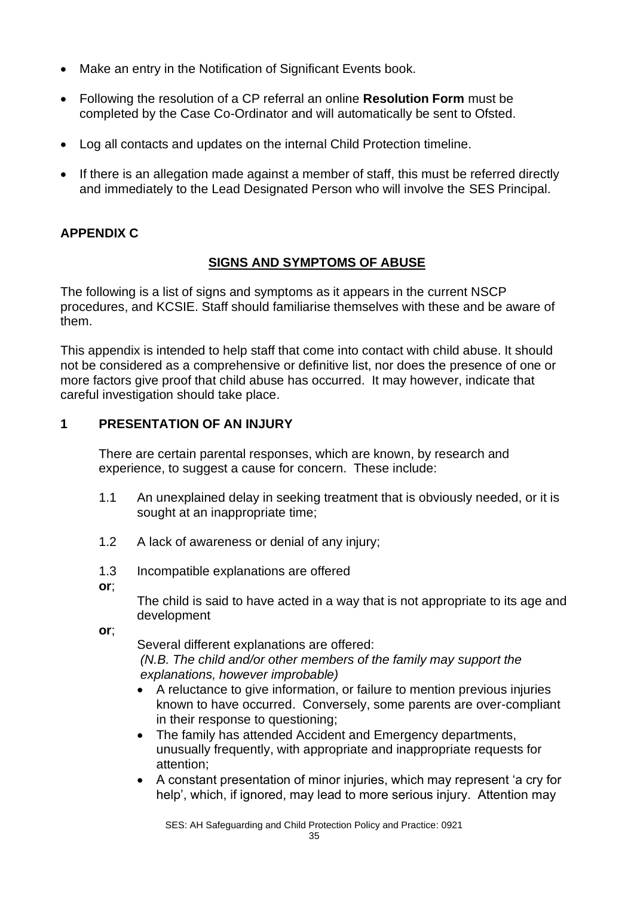- Make an entry in the Notification of Significant Events book.
- Following the resolution of a CP referral an online **Resolution Form** must be completed by the Case Co-Ordinator and will automatically be sent to Ofsted.
- Log all contacts and updates on the internal Child Protection timeline.
- If there is an allegation made against a member of staff, this must be referred directly and immediately to the Lead Designated Person who will involve the SES Principal.

## APPENDIX C

### SIGNS AND SYMPTOMS OF ABUSE

The following is a list of signs and symptoms as it appears in the current NSCP procedures, and KCSIE. Staff should familiarise themselves with these and be aware of them.

This appendix is intended to help staff that come into contact with child abuse. It should not be considered as a comprehensive or definitive list, nor does the presence of one or more factors give proof that child abuse has occurred. It may however, indicate that careful investigation should take place.

### 1 PRESENTATION OF AN INJURY

There are certain parental responses, which are known, by research and experience, to suggest a cause for concern. These include:

1.1 An unexplained delay in seeking treatment that is obviously needed, or it is sought at an inappropriate time;

1.2 A lack of awareness or denial of any injury;

1.3 Incompatible explanations are offered

**or**;

The child is said to have acted in a way that is not appropriate to its age and development

**or**;

Several different explanations are offered:
*(N.B. The child and/or other members of the family may support the explanations, however improbable)*

- A reluctance to give information, or failure to mention previous injuries known to have occurred. Conversely, some parents are over-compliant in their response to questioning;
- The family has attended Accident and Emergency departments, unusually frequently, with appropriate and inappropriate requests for attention;
- A constant presentation of minor injuries, which may represent 'a cry for help', which, if ignored, may lead to more serious injury. Attention may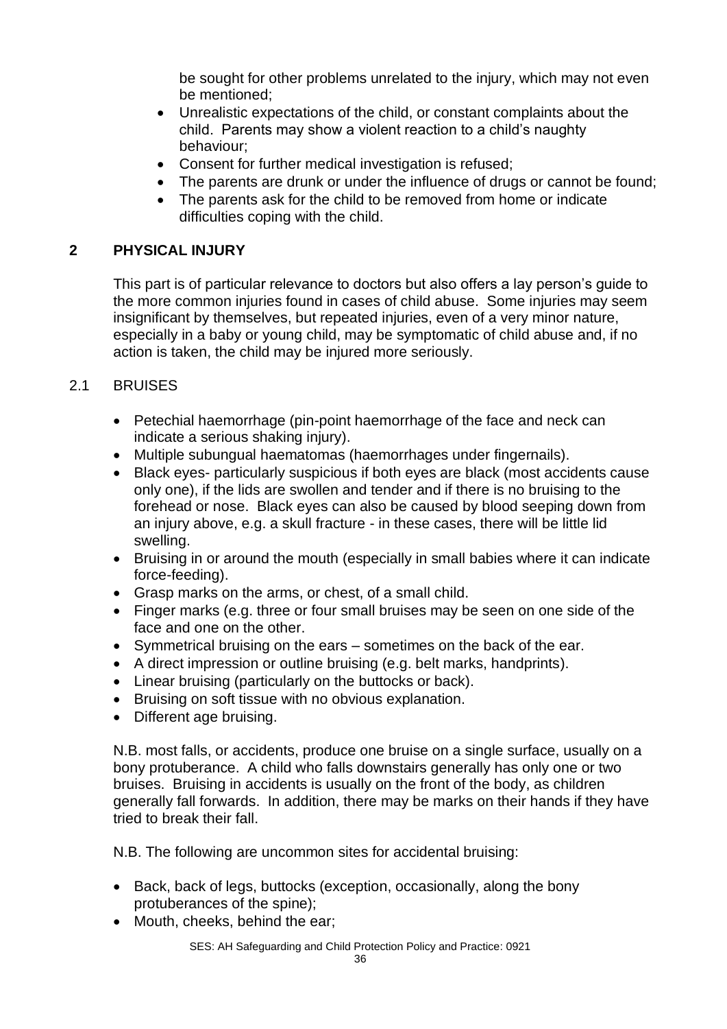be sought for other problems unrelated to the injury, which may not even be mentioned;

- Unrealistic expectations of the child, or constant complaints about the child. Parents may show a violent reaction to a child's naughty behaviour;
- Consent for further medical investigation is refused;
- The parents are drunk or under the influence of drugs or cannot be found;
- The parents ask for the child to be removed from home or indicate difficulties coping with the child.

## 2 PHYSICAL INJURY

This part is of particular relevance to doctors but also offers a lay person's guide to the more common injuries found in cases of child abuse. Some injuries may seem insignificant by themselves, but repeated injuries, even of a very minor nature, especially in a baby or young child, may be symptomatic of child abuse and, if no action is taken, the child may be injured more seriously.

### 2.1 BRUISES

- Petechial haemorrhage (pin-point haemorrhage of the face and neck can indicate a serious shaking injury).
- Multiple subungual haematomas (haemorrhages under fingernails).
- Black eyes- particularly suspicious if both eyes are black (most accidents cause only one), if the lids are swollen and tender and if there is no bruising to the forehead or nose. Black eyes can also be caused by blood seeping down from an injury above, e.g. a skull fracture - in these cases, there will be little lid swelling.
- Bruising in or around the mouth (especially in small babies where it can indicate force-feeding).
- Grasp marks on the arms, or chest, of a small child.
- Finger marks (e.g. three or four small bruises may be seen on one side of the face and one on the other.
- Symmetrical bruising on the ears – sometimes on the back of the ear.
- A direct impression or outline bruising (e.g. belt marks, handprints).
- Linear bruising (particularly on the buttocks or back).
- Bruising on soft tissue with no obvious explanation.
- Different age bruising.

N.B. most falls, or accidents, produce one bruise on a single surface, usually on a bony protuberance. A child who falls downstairs generally has only one or two bruises. Bruising in accidents is usually on the front of the body, as children generally fall forwards. In addition, there may be marks on their hands if they have tried to break their fall.

N.B. The following are uncommon sites for accidental bruising:

- Back, back of legs, buttocks (exception, occasionally, along the bony protuberances of the spine);
- Mouth, cheeks, behind the ear;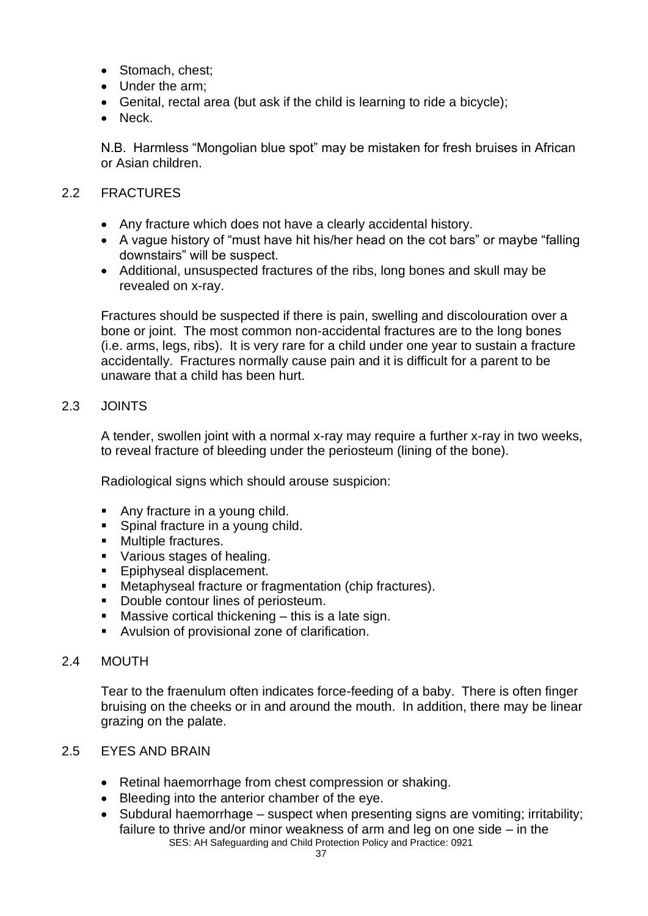- Stomach, chest;
- Under the arm;
- Genital, rectal area (but ask if the child is learning to ride a bicycle);
- Neck.

N.B. Harmless "Mongolian blue spot" may be mistaken for fresh bruises in African or Asian children.

## 2.2 FRACTURES

- Any fracture which does not have a clearly accidental history.
- A vague history of "must have hit his/her head on the cot bars" or maybe "falling downstairs" will be suspect.
- Additional, unsuspected fractures of the ribs, long bones and skull may be revealed on x-ray.

Fractures should be suspected if there is pain, swelling and discolouration over a bone or joint. The most common non-accidental fractures are to the long bones (i.e. arms, legs, ribs). It is very rare for a child under one year to sustain a fracture accidentally. Fractures normally cause pain and it is difficult for a parent to be unaware that a child has been hurt.

## 2.3 JOINTS

A tender, swollen joint with a normal x-ray may require a further x-ray in two weeks, to reveal fracture of bleeding under the periosteum (lining of the bone).

Radiological signs which should arouse suspicion:

- Any fracture in a young child.
- Spinal fracture in a young child.
- Multiple fractures.
- Various stages of healing.
- Epiphyseal displacement.
- Metaphyseal fracture or fragmentation (chip fractures).
- Double contour lines of periosteum.
- Massive cortical thickening – this is a late sign.
- Avulsion of provisional zone of clarification.

## 2.4 MOUTH

Tear to the fraenulum often indicates force-feeding of a baby. There is often finger bruising on the cheeks or in and around the mouth. In addition, there may be linear grazing on the palate.

## 2.5 EYES AND BRAIN

- Retinal haemorrhage from chest compression or shaking.
- Bleeding into the anterior chamber of the eye.
- Subdural haemorrhage – suspect when presenting signs are vomiting; irritability; failure to thrive and/or minor weakness of arm and leg on one side – in the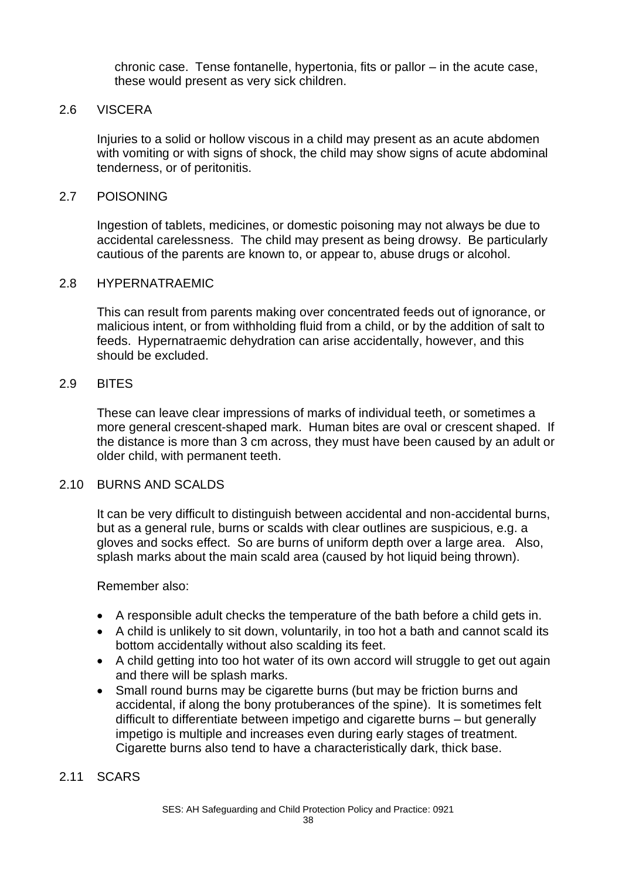chronic case. Tense fontanelle, hypertonia, fits or pallor – in the acute case, these would present as very sick children.

## 2.6 VISCERA

Injuries to a solid or hollow viscous in a child may present as an acute abdomen with vomiting or with signs of shock, the child may show signs of acute abdominal tenderness, or of peritonitis.

## 2.7 POISONING

Ingestion of tablets, medicines, or domestic poisoning may not always be due to accidental carelessness. The child may present as being drowsy. Be particularly cautious of the parents are known to, or appear to, abuse drugs or alcohol.

## 2.8 HYPERNATRAEMIC

This can result from parents making over concentrated feeds out of ignorance, or malicious intent, or from withholding fluid from a child, or by the addition of salt to feeds. Hypernatraemic dehydration can arise accidentally, however, and this should be excluded.

## 2.9 BITES

These can leave clear impressions of marks of individual teeth, or sometimes a more general crescent-shaped mark. Human bites are oval or crescent shaped. If the distance is more than 3 cm across, they must have been caused by an adult or older child, with permanent teeth.

## 2.10 BURNS AND SCALDS

It can be very difficult to distinguish between accidental and non-accidental burns, but as a general rule, burns or scalds with clear outlines are suspicious, e.g. a gloves and socks effect. So are burns of uniform depth over a large area. Also, splash marks about the main scald area (caused by hot liquid being thrown).

Remember also:

- A responsible adult checks the temperature of the bath before a child gets in.
- A child is unlikely to sit down, voluntarily, in too hot a bath and cannot scald its bottom accidentally without also scalding its feet.
- A child getting into too hot water of its own accord will struggle to get out again and there will be splash marks.
- Small round burns may be cigarette burns (but may be friction burns and accidental, if along the bony protuberances of the spine). It is sometimes felt difficult to differentiate between impetigo and cigarette burns – but generally impetigo is multiple and increases even during early stages of treatment. Cigarette burns also tend to have a characteristically dark, thick base.

## 2.11 SCARS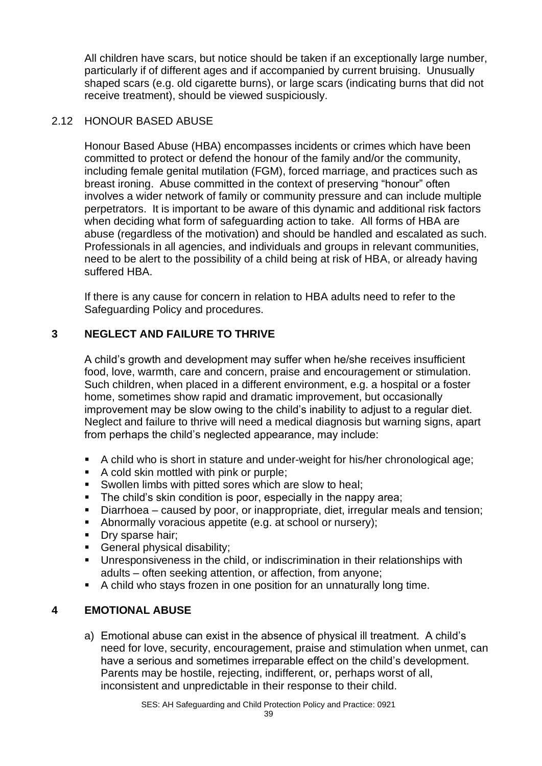All children have scars, but notice should be taken if an exceptionally large number, particularly if of different ages and if accompanied by current bruising. Unusually shaped scars (e.g. old cigarette burns), or large scars (indicating burns that did not receive treatment), should be viewed suspiciously.

### 2.12 HONOUR BASED ABUSE

Honour Based Abuse (HBA) encompasses incidents or crimes which have been committed to protect or defend the honour of the family and/or the community, including female genital mutilation (FGM), forced marriage, and practices such as breast ironing. Abuse committed in the context of preserving "honour" often involves a wider network of family or community pressure and can include multiple perpetrators. It is important to be aware of this dynamic and additional risk factors when deciding what form of safeguarding action to take. All forms of HBA are abuse (regardless of the motivation) and should be handled and escalated as such. Professionals in all agencies, and individuals and groups in relevant communities, need to be alert to the possibility of a child being at risk of HBA, or already having suffered HBA.

If there is any cause for concern in relation to HBA adults need to refer to the Safeguarding Policy and procedures.

## 3 NEGLECT AND FAILURE TO THRIVE

A child's growth and development may suffer when he/she receives insufficient food, love, warmth, care and concern, praise and encouragement or stimulation. Such children, when placed in a different environment, e.g. a hospital or a foster home, sometimes show rapid and dramatic improvement, but occasionally improvement may be slow owing to the child's inability to adjust to a regular diet. Neglect and failure to thrive will need a medical diagnosis but warning signs, apart from perhaps the child's neglected appearance, may include:

- A child who is short in stature and under-weight for his/her chronological age;
- A cold skin mottled with pink or purple;
- Swollen limbs with pitted sores which are slow to heal;
- The child's skin condition is poor, especially in the nappy area;
- Diarrhoea – caused by poor, or inappropriate, diet, irregular meals and tension;
- Abnormally voracious appetite (e.g. at school or nursery);
- Dry sparse hair;
- General physical disability;
- Unresponsiveness in the child, or indiscrimination in their relationships with adults – often seeking attention, or affection, from anyone;
- A child who stays frozen in one position for an unnaturally long time.

## 4 EMOTIONAL ABUSE

a) Emotional abuse can exist in the absence of physical ill treatment. A child's need for love, security, encouragement, praise and stimulation when unmet, can have a serious and sometimes irreparable effect on the child's development. Parents may be hostile, rejecting, indifferent, or, perhaps worst of all, inconsistent and unpredictable in their response to their child.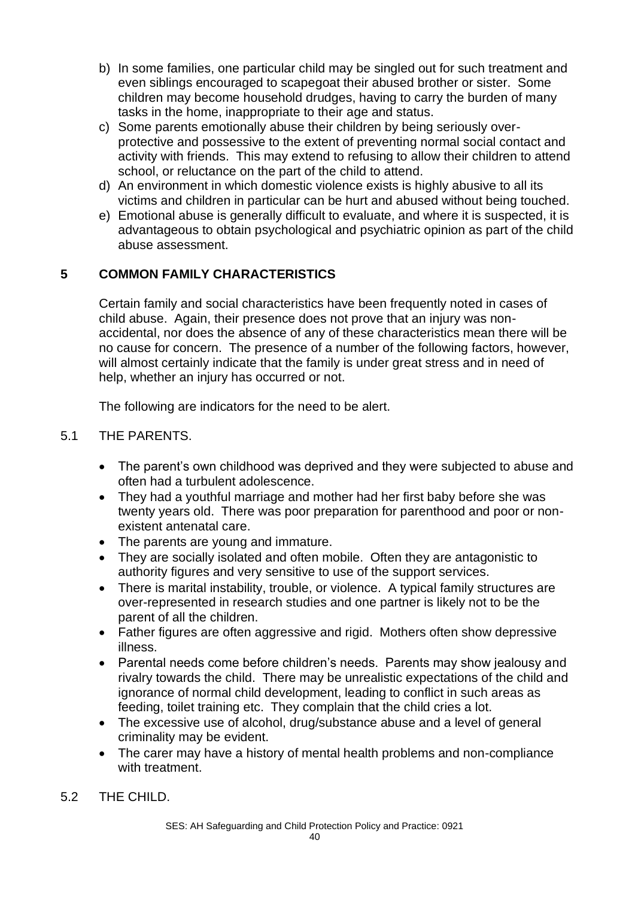b) In some families, one particular child may be singled out for such treatment and even siblings encouraged to scapegoat their abused brother or sister. Some children may become household drudges, having to carry the burden of many tasks in the home, inappropriate to their age and status.

c) Some parents emotionally abuse their children by being seriously over-protective and possessive to the extent of preventing normal social contact and activity with friends. This may extend to refusing to allow their children to attend school, or reluctance on the part of the child to attend.

d) An environment in which domestic violence exists is highly abusive to all its victims and children in particular can be hurt and abused without being touched.

e) Emotional abuse is generally difficult to evaluate, and where it is suspected, it is advantageous to obtain psychological and psychiatric opinion as part of the child abuse assessment.

## 5 COMMON FAMILY CHARACTERISTICS

Certain family and social characteristics have been frequently noted in cases of child abuse. Again, their presence does not prove that an injury was non-accidental, nor does the absence of any of these characteristics mean there will be no cause for concern. The presence of a number of the following factors, however, will almost certainly indicate that the family is under great stress and in need of help, whether an injury has occurred or not.

The following are indicators for the need to be alert.

### 5.1 THE PARENTS.

- The parent's own childhood was deprived and they were subjected to abuse and often had a turbulent adolescence.
- They had a youthful marriage and mother had her first baby before she was twenty years old. There was poor preparation for parenthood and poor or non-existent antenatal care.
- The parents are young and immature.
- They are socially isolated and often mobile. Often they are antagonistic to authority figures and very sensitive to use of the support services.
- There is marital instability, trouble, or violence. A typical family structures are over-represented in research studies and one partner is likely not to be the parent of all the children.
- Father figures are often aggressive and rigid. Mothers often show depressive illness.
- Parental needs come before children's needs. Parents may show jealousy and rivalry towards the child. There may be unrealistic expectations of the child and ignorance of normal child development, leading to conflict in such areas as feeding, toilet training etc. They complain that the child cries a lot.
- The excessive use of alcohol, drug/substance abuse and a level of general criminality may be evident.
- The carer may have a history of mental health problems and non-compliance with treatment.

### 5.2 THE CHILD.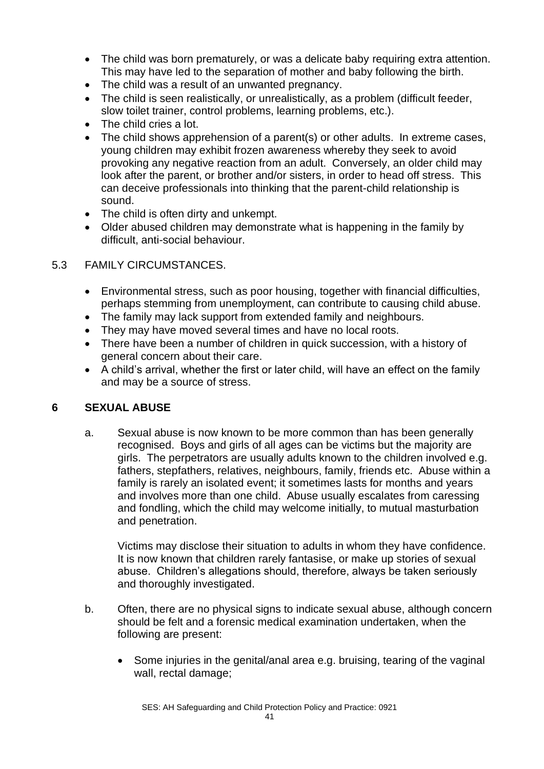- The child was born prematurely, or was a delicate baby requiring extra attention. This may have led to the separation of mother and baby following the birth.
- The child was a result of an unwanted pregnancy.
- The child is seen realistically, or unrealistically, as a problem (difficult feeder, slow toilet trainer, control problems, learning problems, etc.).
- The child cries a lot.
- The child shows apprehension of a parent(s) or other adults. In extreme cases, young children may exhibit frozen awareness whereby they seek to avoid provoking any negative reaction from an adult. Conversely, an older child may look after the parent, or brother and/or sisters, in order to head off stress. This can deceive professionals into thinking that the parent-child relationship is sound.
- The child is often dirty and unkempt.
- Older abused children may demonstrate what is happening in the family by difficult, anti-social behaviour.

5.3 FAMILY CIRCUMSTANCES.

- Environmental stress, such as poor housing, together with financial difficulties, perhaps stemming from unemployment, can contribute to causing child abuse.
- The family may lack support from extended family and neighbours.
- They may have moved several times and have no local roots.
- There have been a number of children in quick succession, with a history of general concern about their care.
- A child's arrival, whether the first or later child, will have an effect on the family and may be a source of stress.

## 6 SEXUAL ABUSE

a. Sexual abuse is now known to be more common than has been generally recognised. Boys and girls of all ages can be victims but the majority are girls. The perpetrators are usually adults known to the children involved e.g. fathers, stepfathers, relatives, neighbours, family, friends etc. Abuse within a family is rarely an isolated event; it sometimes lasts for months and years and involves more than one child. Abuse usually escalates from caressing and fondling, which the child may welcome initially, to mutual masturbation and penetration.

Victims may disclose their situation to adults in whom they have confidence. It is now known that children rarely fantasise, or make up stories of sexual abuse. Children's allegations should, therefore, always be taken seriously and thoroughly investigated.

b. Often, there are no physical signs to indicate sexual abuse, although concern should be felt and a forensic medical examination undertaken, when the following are present:

- Some injuries in the genital/anal area e.g. bruising, tearing of the vaginal wall, rectal damage;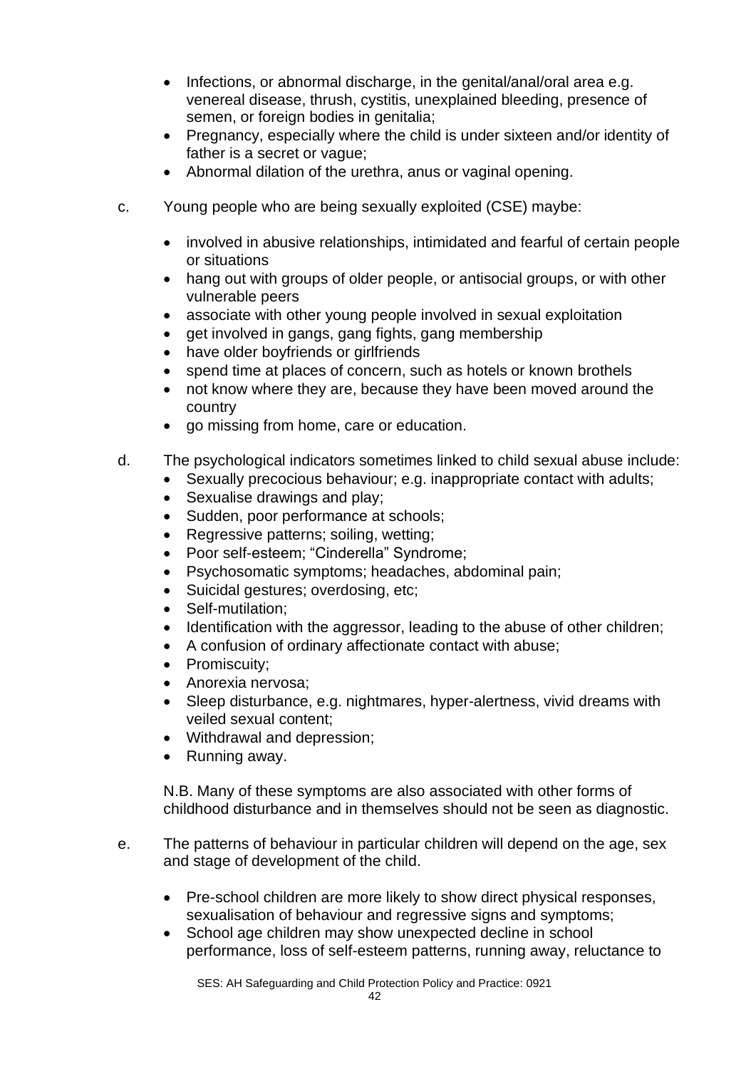- Infections, or abnormal discharge, in the genital/anal/oral area e.g. venereal disease, thrush, cystitis, unexplained bleeding, presence of semen, or foreign bodies in genitalia;
- Pregnancy, especially where the child is under sixteen and/or identity of father is a secret or vague;
- Abnormal dilation of the urethra, anus or vaginal opening.

c. Young people who are being sexually exploited (CSE) maybe:

- involved in abusive relationships, intimidated and fearful of certain people or situations
- hang out with groups of older people, or antisocial groups, or with other vulnerable peers
- associate with other young people involved in sexual exploitation
- get involved in gangs, gang fights, gang membership
- have older boyfriends or girlfriends
- spend time at places of concern, such as hotels or known brothels
- not know where they are, because they have been moved around the country
- go missing from home, care or education.

d. The psychological indicators sometimes linked to child sexual abuse include:

- Sexually precocious behaviour; e.g. inappropriate contact with adults;
- Sexualise drawings and play;
- Sudden, poor performance at schools;
- Regressive patterns; soiling, wetting;
- Poor self-esteem; "Cinderella" Syndrome;
- Psychosomatic symptoms; headaches, abdominal pain;
- Suicidal gestures; overdosing, etc;
- Self-mutilation;
- Identification with the aggressor, leading to the abuse of other children;
- A confusion of ordinary affectionate contact with abuse;
- Promiscuity;
- Anorexia nervosa;
- Sleep disturbance, e.g. nightmares, hyper-alertness, vivid dreams with veiled sexual content;
- Withdrawal and depression;
- Running away.

N.B. Many of these symptoms are also associated with other forms of childhood disturbance and in themselves should not be seen as diagnostic.

e. The patterns of behaviour in particular children will depend on the age, sex and stage of development of the child.

- Pre-school children are more likely to show direct physical responses, sexualisation of behaviour and regressive signs and symptoms;
- School age children may show unexpected decline in school performance, loss of self-esteem patterns, running away, reluctance to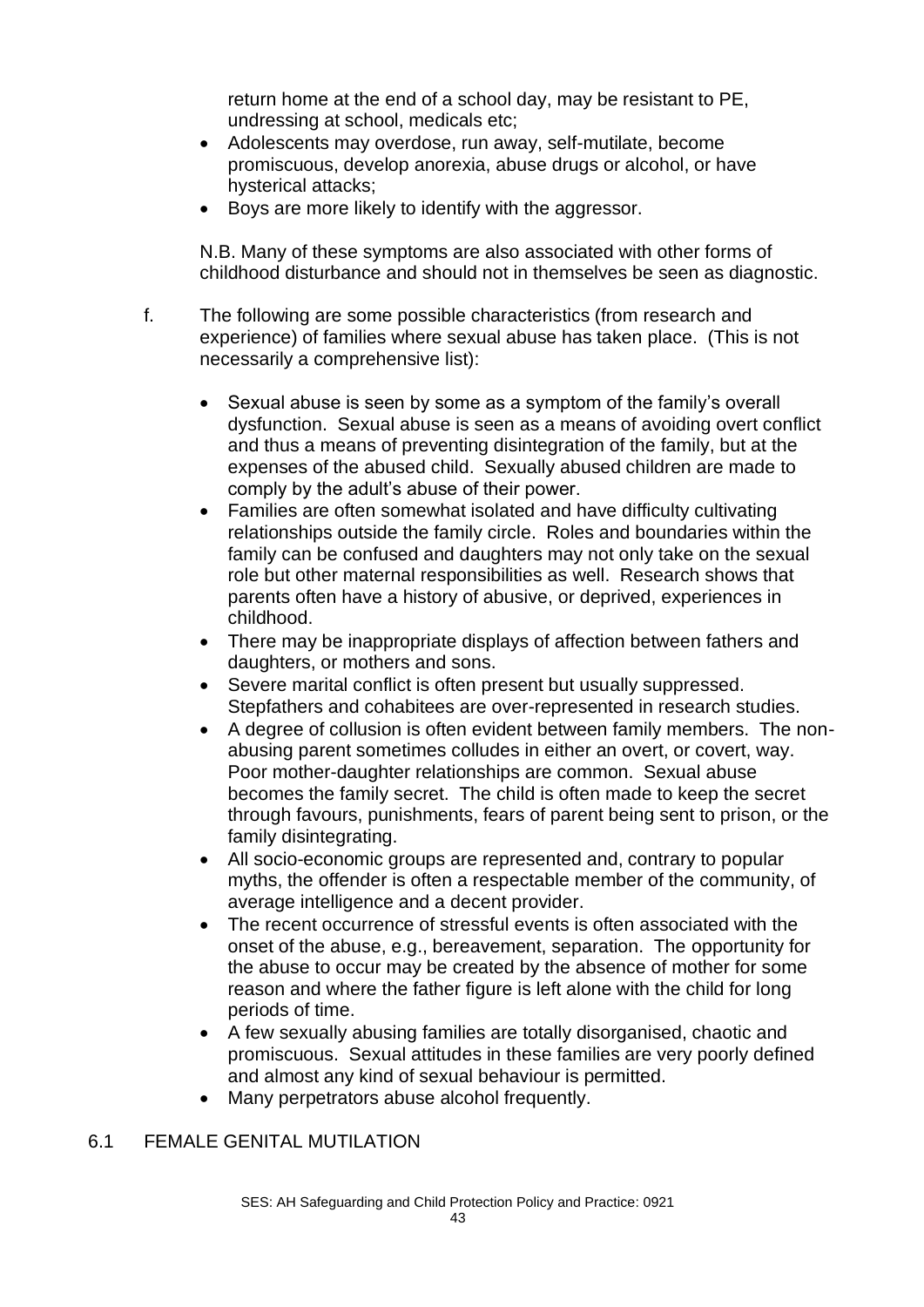return home at the end of a school day, may be resistant to PE, undressing at school, medicals etc;

- Adolescents may overdose, run away, self-mutilate, become promiscuous, develop anorexia, abuse drugs or alcohol, or have hysterical attacks;
- Boys are more likely to identify with the aggressor.

N.B. Many of these symptoms are also associated with other forms of childhood disturbance and should not in themselves be seen as diagnostic.

f. The following are some possible characteristics (from research and experience) of families where sexual abuse has taken place. (This is not necessarily a comprehensive list):

- Sexual abuse is seen by some as a symptom of the family's overall dysfunction. Sexual abuse is seen as a means of avoiding overt conflict and thus a means of preventing disintegration of the family, but at the expenses of the abused child. Sexually abused children are made to comply by the adult's abuse of their power.
- Families are often somewhat isolated and have difficulty cultivating relationships outside the family circle. Roles and boundaries within the family can be confused and daughters may not only take on the sexual role but other maternal responsibilities as well. Research shows that parents often have a history of abusive, or deprived, experiences in childhood.
- There may be inappropriate displays of affection between fathers and daughters, or mothers and sons.
- Severe marital conflict is often present but usually suppressed. Stepfathers and cohabitees are over-represented in research studies.
- A degree of collusion is often evident between family members. The non-abusing parent sometimes colludes in either an overt, or covert, way. Poor mother-daughter relationships are common. Sexual abuse becomes the family secret. The child is often made to keep the secret through favours, punishments, fears of parent being sent to prison, or the family disintegrating.
- All socio-economic groups are represented and, contrary to popular myths, the offender is often a respectable member of the community, of average intelligence and a decent provider.
- The recent occurrence of stressful events is often associated with the onset of the abuse, e.g., bereavement, separation. The opportunity for the abuse to occur may be created by the absence of mother for some reason and where the father figure is left alone with the child for long periods of time.
- A few sexually abusing families are totally disorganised, chaotic and promiscuous. Sexual attitudes in these families are very poorly defined and almost any kind of sexual behaviour is permitted.
- Many perpetrators abuse alcohol frequently.

## 6.1 FEMALE GENITAL MUTILATION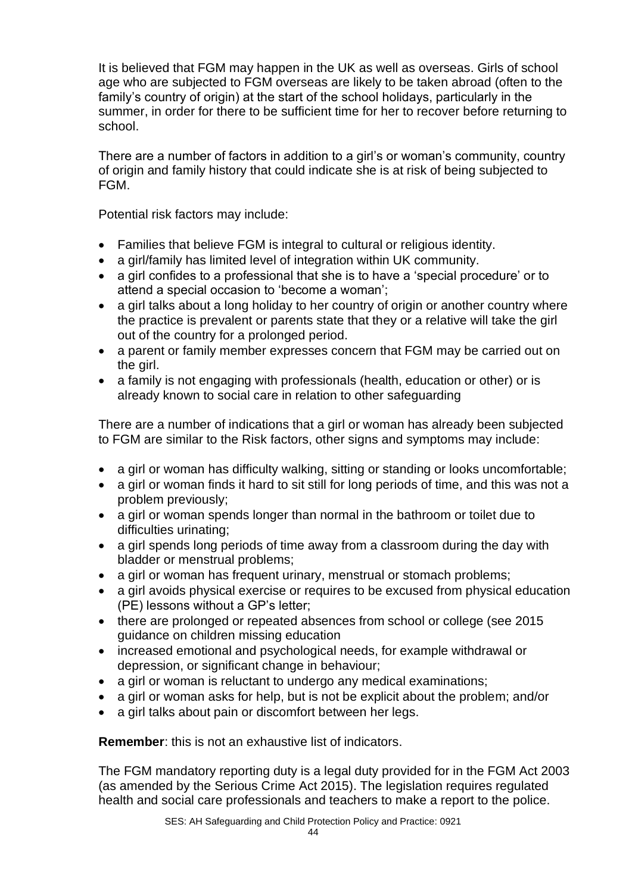It is believed that FGM may happen in the UK as well as overseas. Girls of school age who are subjected to FGM overseas are likely to be taken abroad (often to the family's country of origin) at the start of the school holidays, particularly in the summer, in order for there to be sufficient time for her to recover before returning to school.

There are a number of factors in addition to a girl's or woman's community, country of origin and family history that could indicate she is at risk of being subjected to FGM.

Potential risk factors may include:

- Families that believe FGM is integral to cultural or religious identity.
- a girl/family has limited level of integration within UK community.
- a girl confides to a professional that she is to have a 'special procedure' or to attend a special occasion to 'become a woman';
- a girl talks about a long holiday to her country of origin or another country where the practice is prevalent or parents state that they or a relative will take the girl out of the country for a prolonged period.
- a parent or family member expresses concern that FGM may be carried out on the girl.
- a family is not engaging with professionals (health, education or other) or is already known to social care in relation to other safeguarding

There are a number of indications that a girl or woman has already been subjected to FGM are similar to the Risk factors, other signs and symptoms may include:

- a girl or woman has difficulty walking, sitting or standing or looks uncomfortable;
- a girl or woman finds it hard to sit still for long periods of time, and this was not a problem previously;
- a girl or woman spends longer than normal in the bathroom or toilet due to difficulties urinating;
- a girl spends long periods of time away from a classroom during the day with bladder or menstrual problems;
- a girl or woman has frequent urinary, menstrual or stomach problems;
- a girl avoids physical exercise or requires to be excused from physical education (PE) lessons without a GP's letter;
- there are prolonged or repeated absences from school or college (see 2015 guidance on children missing education
- increased emotional and psychological needs, for example withdrawal or depression, or significant change in behaviour;
- a girl or woman is reluctant to undergo any medical examinations;
- a girl or woman asks for help, but is not be explicit about the problem; and/or
- a girl talks about pain or discomfort between her legs.

**Remember**: this is not an exhaustive list of indicators.

The FGM mandatory reporting duty is a legal duty provided for in the FGM Act 2003 (as amended by the Serious Crime Act 2015). The legislation requires regulated health and social care professionals and teachers to make a report to the police.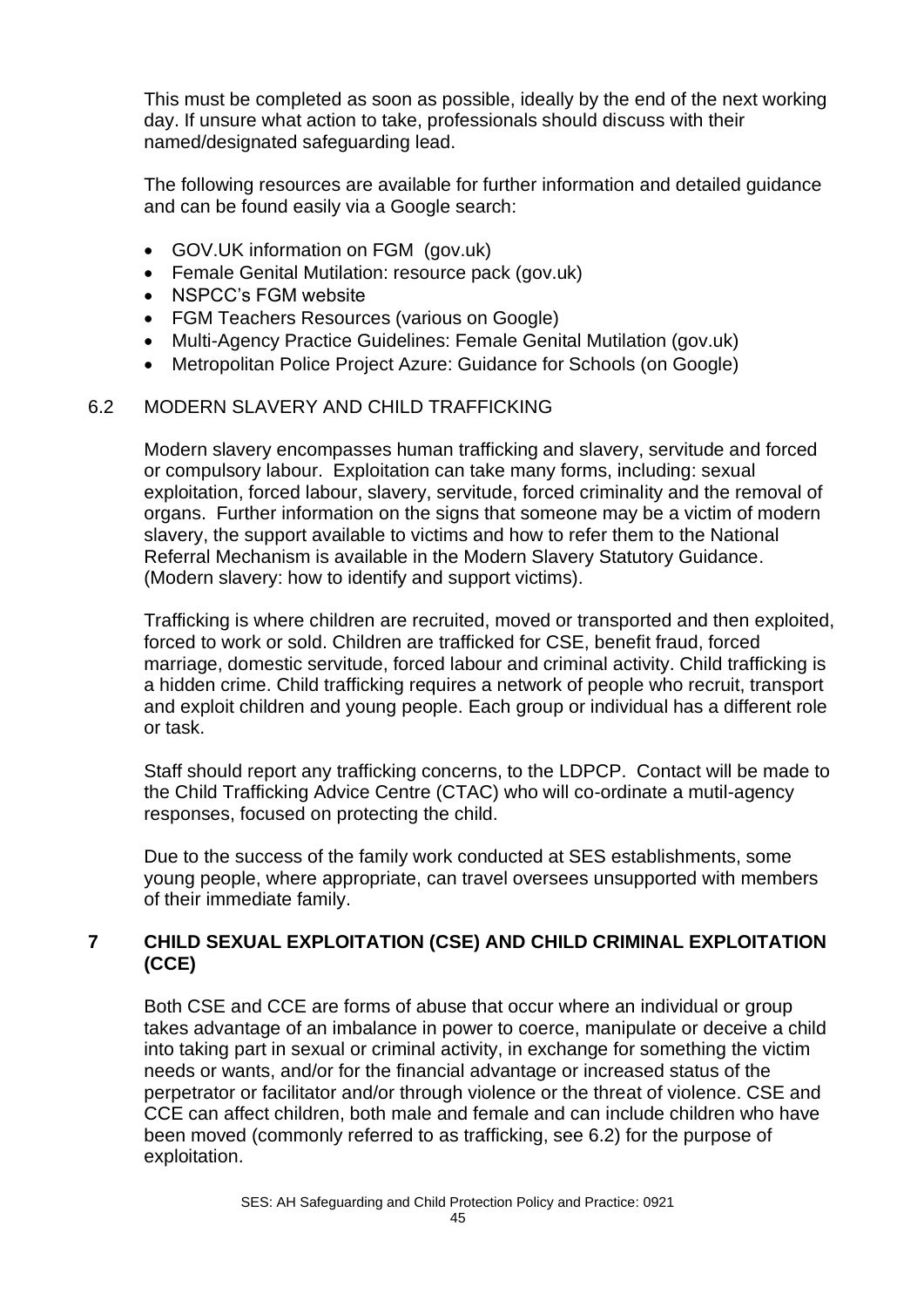This must be completed as soon as possible, ideally by the end of the next working day. If unsure what action to take, professionals should discuss with their named/designated safeguarding lead.

The following resources are available for further information and detailed guidance and can be found easily via a Google search:

- GOV.UK information on FGM (gov.uk)
- Female Genital Mutilation: resource pack (gov.uk)
- NSPCC's FGM website
- FGM Teachers Resources (various on Google)
- Multi-Agency Practice Guidelines: Female Genital Mutilation (gov.uk)
- Metropolitan Police Project Azure: Guidance for Schools (on Google)

### 6.2 MODERN SLAVERY AND CHILD TRAFFICKING

Modern slavery encompasses human trafficking and slavery, servitude and forced or compulsory labour. Exploitation can take many forms, including: sexual exploitation, forced labour, slavery, servitude, forced criminality and the removal of organs. Further information on the signs that someone may be a victim of modern slavery, the support available to victims and how to refer them to the National Referral Mechanism is available in the Modern Slavery Statutory Guidance. (Modern slavery: how to identify and support victims).

Trafficking is where children are recruited, moved or transported and then exploited, forced to work or sold. Children are trafficked for CSE, benefit fraud, forced marriage, domestic servitude, forced labour and criminal activity. Child trafficking is a hidden crime. Child trafficking requires a network of people who recruit, transport and exploit children and young people. Each group or individual has a different role or task.

Staff should report any trafficking concerns, to the LDPCP. Contact will be made to the Child Trafficking Advice Centre (CTAC) who will co-ordinate a mutil-agency responses, focused on protecting the child.

Due to the success of the family work conducted at SES establishments, some young people, where appropriate, can travel oversees unsupported with members of their immediate family.

## 7 CHILD SEXUAL EXPLOITATION (CSE) AND CHILD CRIMINAL EXPLOITATION (CCE)

Both CSE and CCE are forms of abuse that occur where an individual or group takes advantage of an imbalance in power to coerce, manipulate or deceive a child into taking part in sexual or criminal activity, in exchange for something the victim needs or wants, and/or for the financial advantage or increased status of the perpetrator or facilitator and/or through violence or the threat of violence. CSE and CCE can affect children, both male and female and can include children who have been moved (commonly referred to as trafficking, see 6.2) for the purpose of exploitation.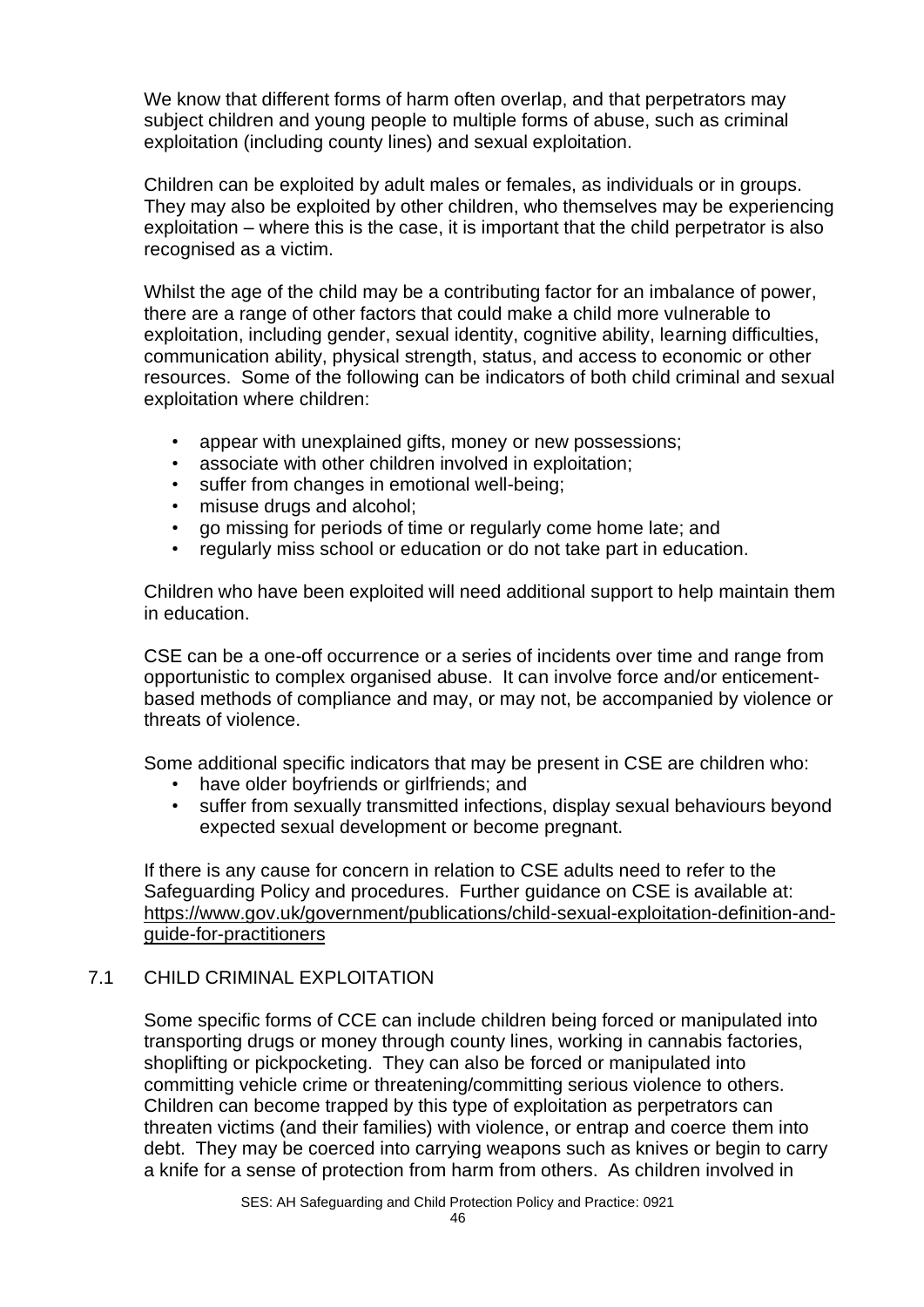We know that different forms of harm often overlap, and that perpetrators may subject children and young people to multiple forms of abuse, such as criminal exploitation (including county lines) and sexual exploitation.

Children can be exploited by adult males or females, as individuals or in groups. They may also be exploited by other children, who themselves may be experiencing exploitation – where this is the case, it is important that the child perpetrator is also recognised as a victim.

Whilst the age of the child may be a contributing factor for an imbalance of power, there are a range of other factors that could make a child more vulnerable to exploitation, including gender, sexual identity, cognitive ability, learning difficulties, communication ability, physical strength, status, and access to economic or other resources. Some of the following can be indicators of both child criminal and sexual exploitation where children:

- appear with unexplained gifts, money or new possessions;
- associate with other children involved in exploitation;
- suffer from changes in emotional well-being;
- misuse drugs and alcohol;
- go missing for periods of time or regularly come home late; and
- regularly miss school or education or do not take part in education.

Children who have been exploited will need additional support to help maintain them in education.

CSE can be a one-off occurrence or a series of incidents over time and range from opportunistic to complex organised abuse. It can involve force and/or enticement-based methods of compliance and may, or may not, be accompanied by violence or threats of violence.

Some additional specific indicators that may be present in CSE are children who:

- have older boyfriends or girlfriends; and
- suffer from sexually transmitted infections, display sexual behaviours beyond expected sexual development or become pregnant.

If there is any cause for concern in relation to CSE adults need to refer to the Safeguarding Policy and procedures. Further guidance on CSE is available at: https://www.gov.uk/government/publications/child-sexual-exploitation-definition-and-guide-for-practitioners

## 7.1 CHILD CRIMINAL EXPLOITATION

Some specific forms of CCE can include children being forced or manipulated into transporting drugs or money through county lines, working in cannabis factories, shoplifting or pickpocketing. They can also be forced or manipulated into committing vehicle crime or threatening/committing serious violence to others. Children can become trapped by this type of exploitation as perpetrators can threaten victims (and their families) with violence, or entrap and coerce them into debt. They may be coerced into carrying weapons such as knives or begin to carry a knife for a sense of protection from harm from others. As children involved in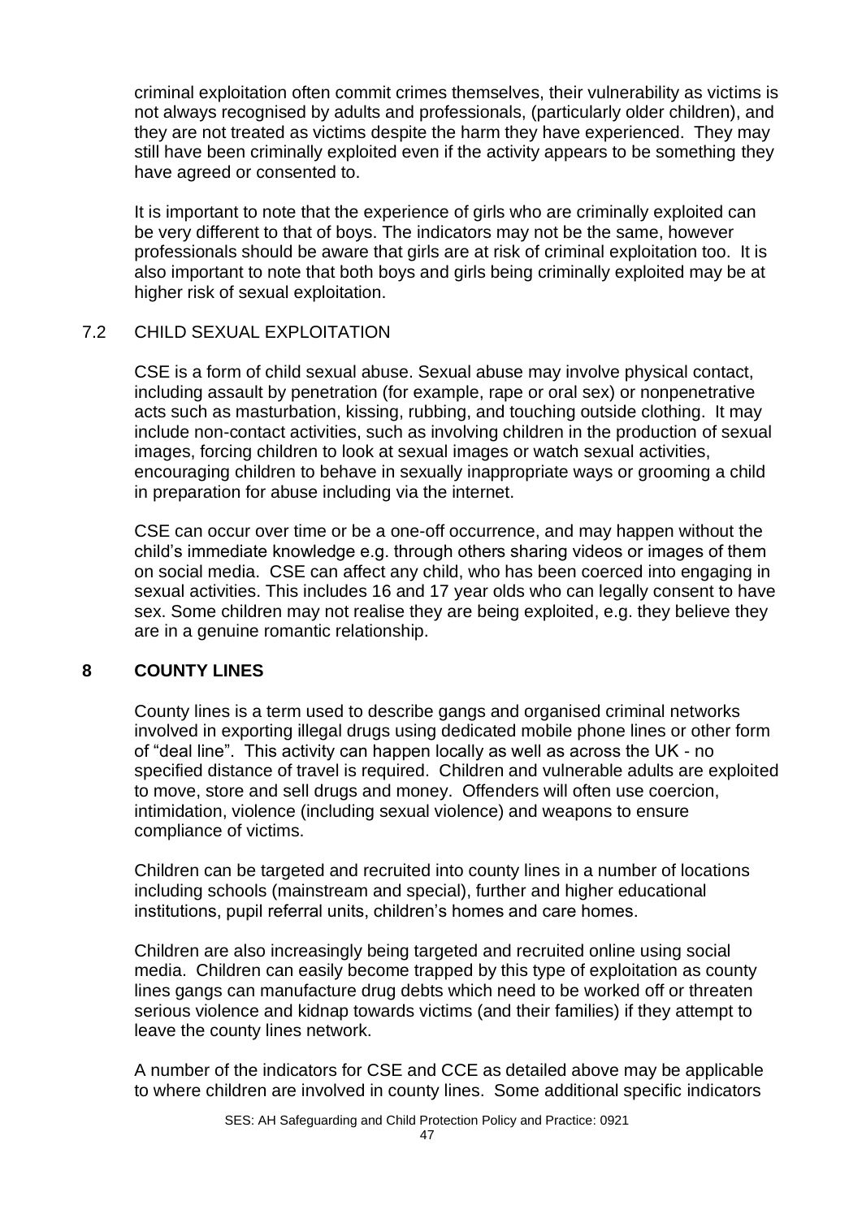criminal exploitation often commit crimes themselves, their vulnerability as victims is not always recognised by adults and professionals, (particularly older children), and they are not treated as victims despite the harm they have experienced. They may still have been criminally exploited even if the activity appears to be something they have agreed or consented to.

It is important to note that the experience of girls who are criminally exploited can be very different to that of boys. The indicators may not be the same, however professionals should be aware that girls are at risk of criminal exploitation too. It is also important to note that both boys and girls being criminally exploited may be at higher risk of sexual exploitation.

### 7.2 CHILD SEXUAL EXPLOITATION

CSE is a form of child sexual abuse. Sexual abuse may involve physical contact, including assault by penetration (for example, rape or oral sex) or nonpenetrative acts such as masturbation, kissing, rubbing, and touching outside clothing. It may include non-contact activities, such as involving children in the production of sexual images, forcing children to look at sexual images or watch sexual activities, encouraging children to behave in sexually inappropriate ways or grooming a child in preparation for abuse including via the internet.

CSE can occur over time or be a one-off occurrence, and may happen without the child's immediate knowledge e.g. through others sharing videos or images of them on social media. CSE can affect any child, who has been coerced into engaging in sexual activities. This includes 16 and 17 year olds who can legally consent to have sex. Some children may not realise they are being exploited, e.g. they believe they are in a genuine romantic relationship.

## 8 COUNTY LINES

County lines is a term used to describe gangs and organised criminal networks involved in exporting illegal drugs using dedicated mobile phone lines or other form of "deal line". This activity can happen locally as well as across the UK - no specified distance of travel is required. Children and vulnerable adults are exploited to move, store and sell drugs and money. Offenders will often use coercion, intimidation, violence (including sexual violence) and weapons to ensure compliance of victims.

Children can be targeted and recruited into county lines in a number of locations including schools (mainstream and special), further and higher educational institutions, pupil referral units, children's homes and care homes.

Children are also increasingly being targeted and recruited online using social media. Children can easily become trapped by this type of exploitation as county lines gangs can manufacture drug debts which need to be worked off or threaten serious violence and kidnap towards victims (and their families) if they attempt to leave the county lines network.

A number of the indicators for CSE and CCE as detailed above may be applicable to where children are involved in county lines. Some additional specific indicators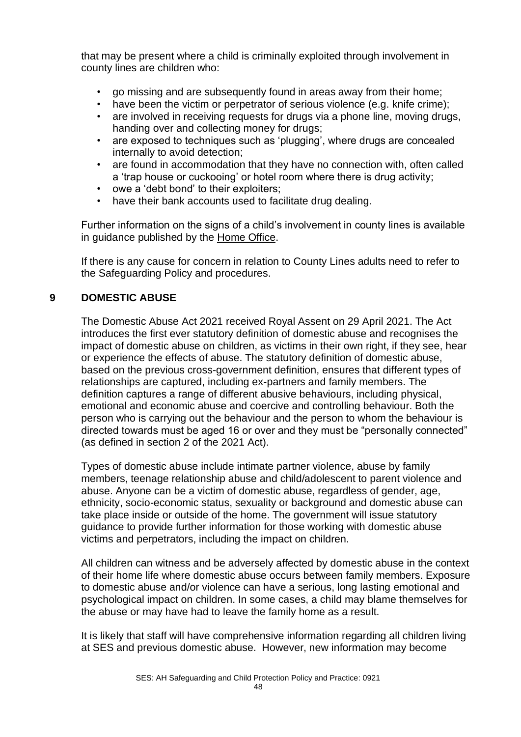that may be present where a child is criminally exploited through involvement in county lines are children who:

- go missing and are subsequently found in areas away from their home;
- have been the victim or perpetrator of serious violence (e.g. knife crime);
- are involved in receiving requests for drugs via a phone line, moving drugs, handing over and collecting money for drugs;
- are exposed to techniques such as 'plugging', where drugs are concealed internally to avoid detection;
- are found in accommodation that they have no connection with, often called a 'trap house or cuckooing' or hotel room where there is drug activity;
- owe a 'debt bond' to their exploiters;
- have their bank accounts used to facilitate drug dealing.

Further information on the signs of a child's involvement in county lines is available in guidance published by the Home Office.

If there is any cause for concern in relation to County Lines adults need to refer to the Safeguarding Policy and procedures.

## 9 DOMESTIC ABUSE

The Domestic Abuse Act 2021 received Royal Assent on 29 April 2021. The Act introduces the first ever statutory definition of domestic abuse and recognises the impact of domestic abuse on children, as victims in their own right, if they see, hear or experience the effects of abuse. The statutory definition of domestic abuse, based on the previous cross-government definition, ensures that different types of relationships are captured, including ex-partners and family members. The definition captures a range of different abusive behaviours, including physical, emotional and economic abuse and coercive and controlling behaviour. Both the person who is carrying out the behaviour and the person to whom the behaviour is directed towards must be aged 16 or over and they must be "personally connected" (as defined in section 2 of the 2021 Act).

Types of domestic abuse include intimate partner violence, abuse by family members, teenage relationship abuse and child/adolescent to parent violence and abuse. Anyone can be a victim of domestic abuse, regardless of gender, age, ethnicity, socio-economic status, sexuality or background and domestic abuse can take place inside or outside of the home. The government will issue statutory guidance to provide further information for those working with domestic abuse victims and perpetrators, including the impact on children.

All children can witness and be adversely affected by domestic abuse in the context of their home life where domestic abuse occurs between family members. Exposure to domestic abuse and/or violence can have a serious, long lasting emotional and psychological impact on children. In some cases, a child may blame themselves for the abuse or may have had to leave the family home as a result.

It is likely that staff will have comprehensive information regarding all children living at SES and previous domestic abuse. However, new information may become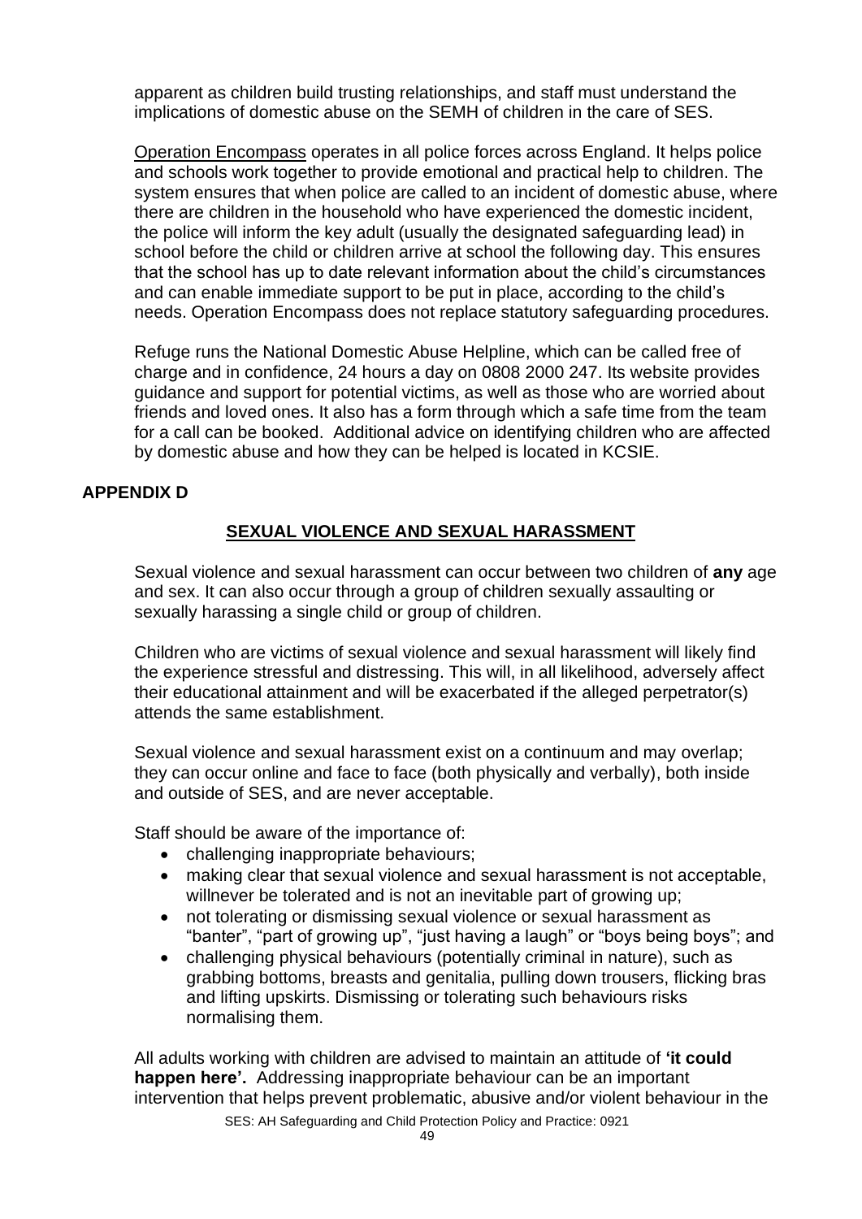apparent as children build trusting relationships, and staff must understand the implications of domestic abuse on the SEMH of children in the care of SES.

Operation Encompass operates in all police forces across England. It helps police and schools work together to provide emotional and practical help to children. The system ensures that when police are called to an incident of domestic abuse, where there are children in the household who have experienced the domestic incident, the police will inform the key adult (usually the designated safeguarding lead) in school before the child or children arrive at school the following day. This ensures that the school has up to date relevant information about the child's circumstances and can enable immediate support to be put in place, according to the child's needs. Operation Encompass does not replace statutory safeguarding procedures.

Refuge runs the National Domestic Abuse Helpline, which can be called free of charge and in confidence, 24 hours a day on 0808 2000 247. Its website provides guidance and support for potential victims, as well as those who are worried about friends and loved ones. It also has a form through which a safe time from the team for a call can be booked. Additional advice on identifying children who are affected by domestic abuse and how they can be helped is located in KCSIE.

## APPENDIX D

### SEXUAL VIOLENCE AND SEXUAL HARASSMENT

Sexual violence and sexual harassment can occur between two children of **any** age and sex. It can also occur through a group of children sexually assaulting or sexually harassing a single child or group of children.

Children who are victims of sexual violence and sexual harassment will likely find the experience stressful and distressing. This will, in all likelihood, adversely affect their educational attainment and will be exacerbated if the alleged perpetrator(s) attends the same establishment.

Sexual violence and sexual harassment exist on a continuum and may overlap; they can occur online and face to face (both physically and verbally), both inside and outside of SES, and are never acceptable.

Staff should be aware of the importance of:

- challenging inappropriate behaviours;
- making clear that sexual violence and sexual harassment is not acceptable, willnever be tolerated and is not an inevitable part of growing up;
- not tolerating or dismissing sexual violence or sexual harassment as "banter", "part of growing up", "just having a laugh" or "boys being boys"; and
- challenging physical behaviours (potentially criminal in nature), such as grabbing bottoms, breasts and genitalia, pulling down trousers, flicking bras and lifting upskirts. Dismissing or tolerating such behaviours risks normalising them.

All adults working with children are advised to maintain an attitude of **'it could happen here'.** Addressing inappropriate behaviour can be an important intervention that helps prevent problematic, abusive and/or violent behaviour in the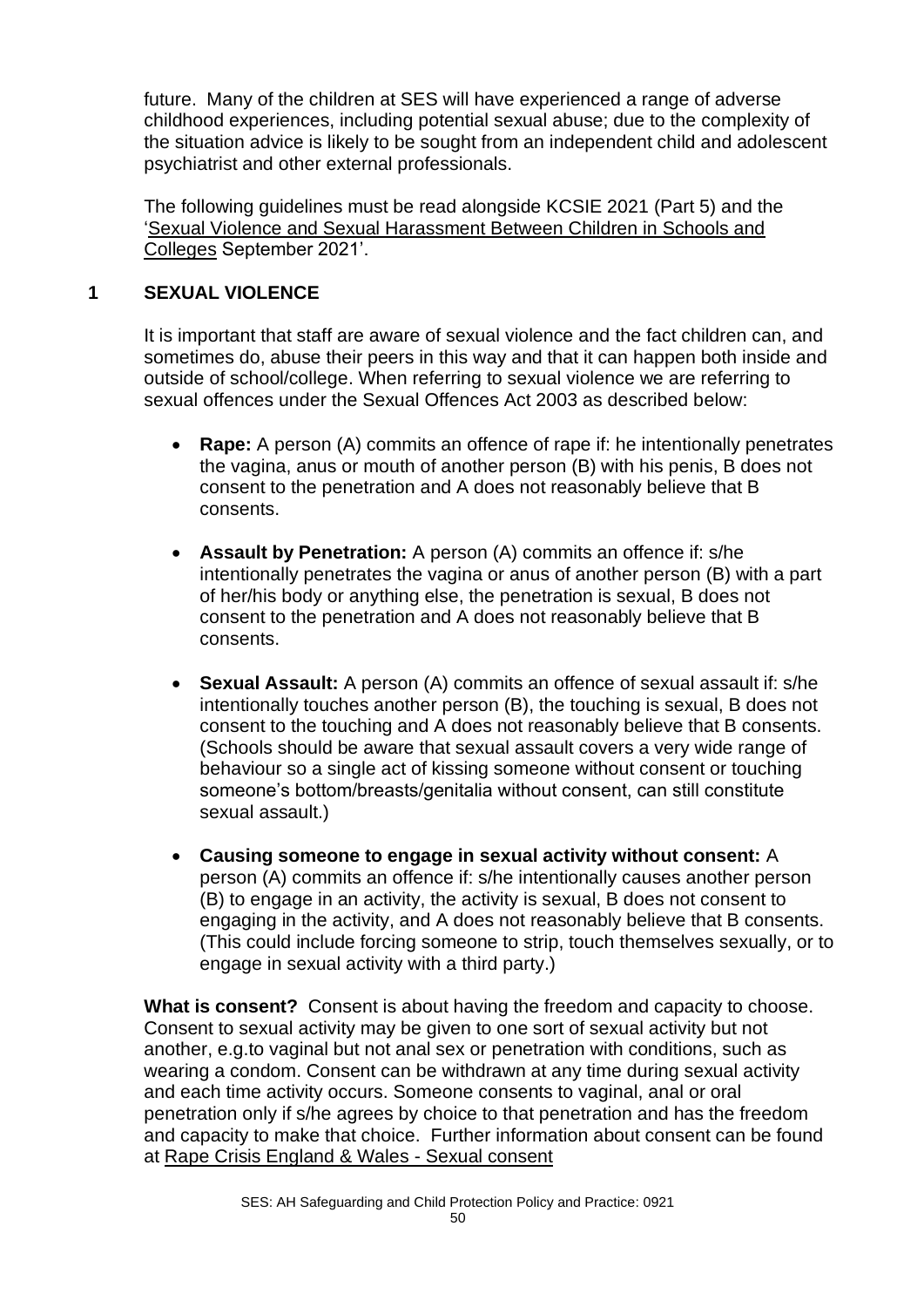future. Many of the children at SES will have experienced a range of adverse childhood experiences, including potential sexual abuse; due to the complexity of the situation advice is likely to be sought from an independent child and adolescent psychiatrist and other external professionals.

The following guidelines must be read alongside KCSIE 2021 (Part 5) and the 'Sexual Violence and Sexual Harassment Between Children in Schools and Colleges September 2021'.

## 1 SEXUAL VIOLENCE

It is important that staff are aware of sexual violence and the fact children can, and sometimes do, abuse their peers in this way and that it can happen both inside and outside of school/college. When referring to sexual violence we are referring to sexual offences under the Sexual Offences Act 2003 as described below:

- **Rape:** A person (A) commits an offence of rape if: he intentionally penetrates the vagina, anus or mouth of another person (B) with his penis, B does not consent to the penetration and A does not reasonably believe that B consents.
- **Assault by Penetration:** A person (A) commits an offence if: s/he intentionally penetrates the vagina or anus of another person (B) with a part of her/his body or anything else, the penetration is sexual, B does not consent to the penetration and A does not reasonably believe that B consents.
- **Sexual Assault:** A person (A) commits an offence of sexual assault if: s/he intentionally touches another person (B), the touching is sexual, B does not consent to the touching and A does not reasonably believe that B consents. (Schools should be aware that sexual assault covers a very wide range of behaviour so a single act of kissing someone without consent or touching someone's bottom/breasts/genitalia without consent, can still constitute sexual assault.)
- **Causing someone to engage in sexual activity without consent:** A person (A) commits an offence if: s/he intentionally causes another person (B) to engage in an activity, the activity is sexual, B does not consent to engaging in the activity, and A does not reasonably believe that B consents. (This could include forcing someone to strip, touch themselves sexually, or to engage in sexual activity with a third party.)

**What is consent?** Consent is about having the freedom and capacity to choose. Consent to sexual activity may be given to one sort of sexual activity but not another, e.g.to vaginal but not anal sex or penetration with conditions, such as wearing a condom. Consent can be withdrawn at any time during sexual activity and each time activity occurs. Someone consents to vaginal, anal or oral penetration only if s/he agrees by choice to that penetration and has the freedom and capacity to make that choice. Further information about consent can be found at Rape Crisis England & Wales - Sexual consent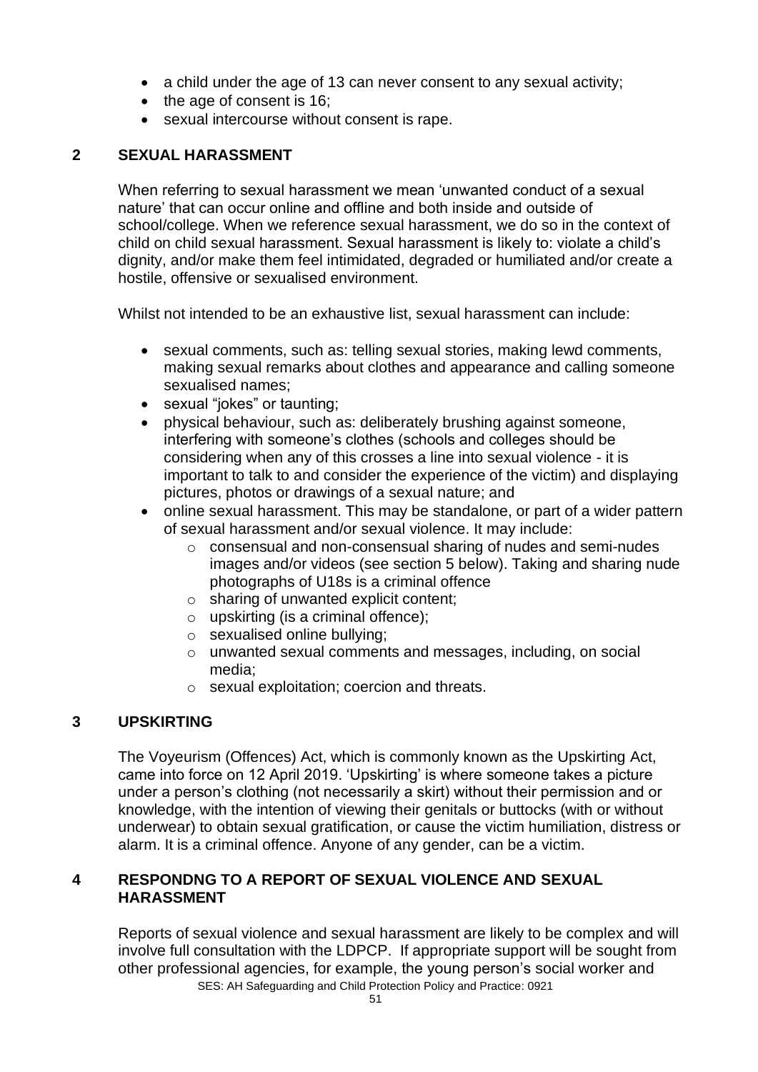- a child under the age of 13 can never consent to any sexual activity;
- the age of consent is 16;
- sexual intercourse without consent is rape.

## 2 SEXUAL HARASSMENT

When referring to sexual harassment we mean 'unwanted conduct of a sexual nature' that can occur online and offline and both inside and outside of school/college. When we reference sexual harassment, we do so in the context of child on child sexual harassment. Sexual harassment is likely to: violate a child's dignity, and/or make them feel intimidated, degraded or humiliated and/or create a hostile, offensive or sexualised environment.

Whilst not intended to be an exhaustive list, sexual harassment can include:

- sexual comments, such as: telling sexual stories, making lewd comments, making sexual remarks about clothes and appearance and calling someone sexualised names;
- sexual "jokes" or taunting;
- physical behaviour, such as: deliberately brushing against someone, interfering with someone's clothes (schools and colleges should be considering when any of this crosses a line into sexual violence - it is important to talk to and consider the experience of the victim) and displaying pictures, photos or drawings of a sexual nature; and
- online sexual harassment. This may be standalone, or part of a wider pattern of sexual harassment and/or sexual violence. It may include:
  - consensual and non-consensual sharing of nudes and semi-nudes images and/or videos (see section 5 below). Taking and sharing nude photographs of U18s is a criminal offence
  - sharing of unwanted explicit content;
  - upskirting (is a criminal offence);
  - sexualised online bullying;
  - unwanted sexual comments and messages, including, on social media;
  - sexual exploitation; coercion and threats.

## 3 UPSKIRTING

The Voyeurism (Offences) Act, which is commonly known as the Upskirting Act, came into force on 12 April 2019. 'Upskirting' is where someone takes a picture under a person's clothing (not necessarily a skirt) without their permission and or knowledge, with the intention of viewing their genitals or buttocks (with or without underwear) to obtain sexual gratification, or cause the victim humiliation, distress or alarm. It is a criminal offence. Anyone of any gender, can be a victim.

## 4 RESPONDNG TO A REPORT OF SEXUAL VIOLENCE AND SEXUAL HARASSMENT

Reports of sexual violence and sexual harassment are likely to be complex and will involve full consultation with the LDPCP. If appropriate support will be sought from other professional agencies, for example, the young person's social worker and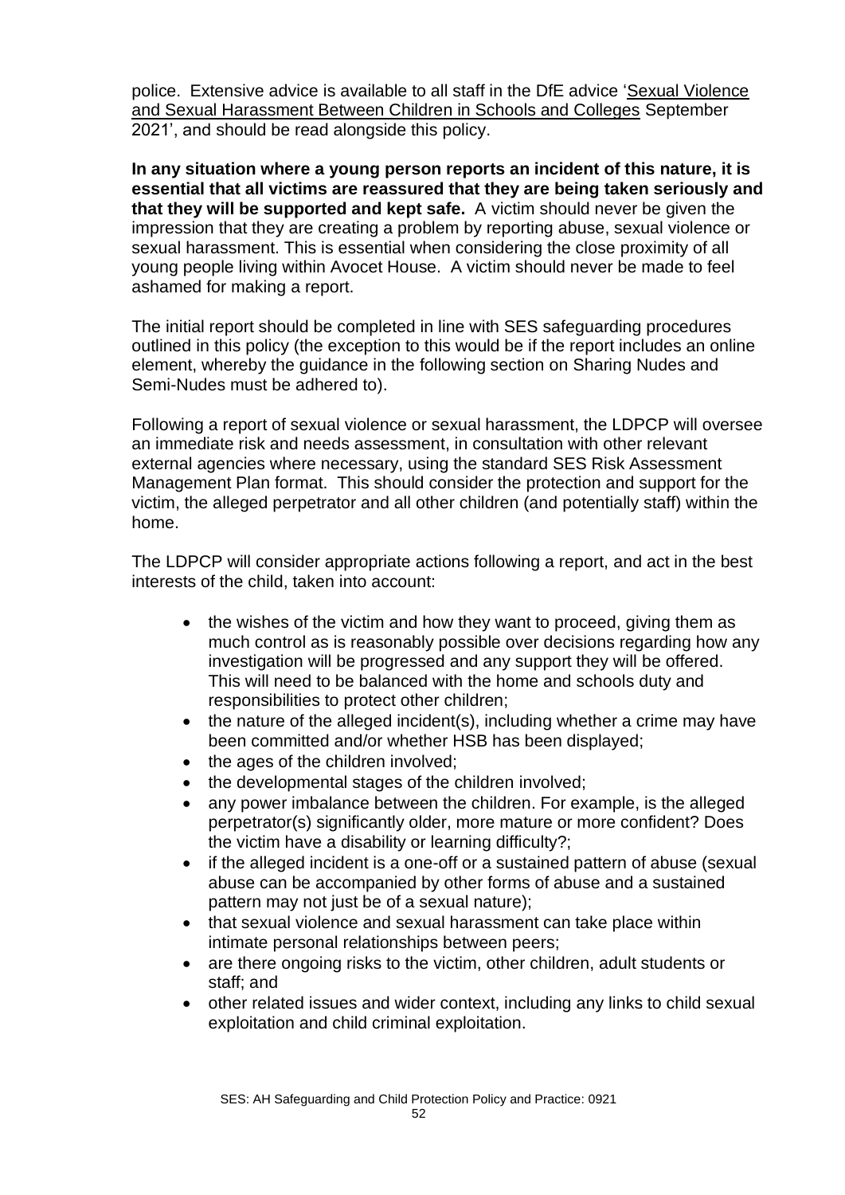police. Extensive advice is available to all staff in the DfE advice 'Sexual Violence and Sexual Harassment Between Children in Schools and Colleges September 2021', and should be read alongside this policy.

**In any situation where a young person reports an incident of this nature, it is essential that all victims are reassured that they are being taken seriously and that they will be supported and kept safe.** A victim should never be given the impression that they are creating a problem by reporting abuse, sexual violence or sexual harassment. This is essential when considering the close proximity of all young people living within Avocet House. A victim should never be made to feel ashamed for making a report.

The initial report should be completed in line with SES safeguarding procedures outlined in this policy (the exception to this would be if the report includes an online element, whereby the guidance in the following section on Sharing Nudes and Semi-Nudes must be adhered to).

Following a report of sexual violence or sexual harassment, the LDPCP will oversee an immediate risk and needs assessment, in consultation with other relevant external agencies where necessary, using the standard SES Risk Assessment Management Plan format. This should consider the protection and support for the victim, the alleged perpetrator and all other children (and potentially staff) within the home.

The LDPCP will consider appropriate actions following a report, and act in the best interests of the child, taken into account:

- the wishes of the victim and how they want to proceed, giving them as much control as is reasonably possible over decisions regarding how any investigation will be progressed and any support they will be offered. This will need to be balanced with the home and schools duty and responsibilities to protect other children;
- the nature of the alleged incident(s), including whether a crime may have been committed and/or whether HSB has been displayed;
- the ages of the children involved;
- the developmental stages of the children involved;
- any power imbalance between the children. For example, is the alleged perpetrator(s) significantly older, more mature or more confident? Does the victim have a disability or learning difficulty?;
- if the alleged incident is a one-off or a sustained pattern of abuse (sexual abuse can be accompanied by other forms of abuse and a sustained pattern may not just be of a sexual nature);
- that sexual violence and sexual harassment can take place within intimate personal relationships between peers;
- are there ongoing risks to the victim, other children, adult students or staff; and
- other related issues and wider context, including any links to child sexual exploitation and child criminal exploitation.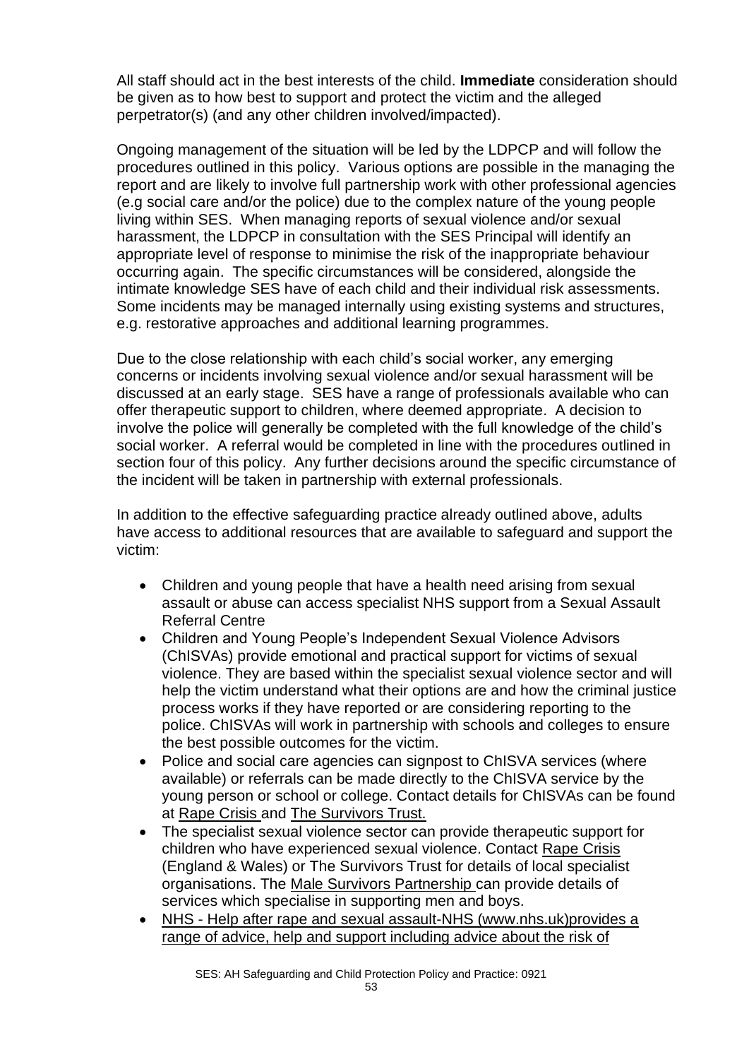All staff should act in the best interests of the child. **Immediate** consideration should be given as to how best to support and protect the victim and the alleged perpetrator(s) (and any other children involved/impacted).

Ongoing management of the situation will be led by the LDPCP and will follow the procedures outlined in this policy. Various options are possible in the managing the report and are likely to involve full partnership work with other professional agencies (e.g social care and/or the police) due to the complex nature of the young people living within SES. When managing reports of sexual violence and/or sexual harassment, the LDPCP in consultation with the SES Principal will identify an appropriate level of response to minimise the risk of the inappropriate behaviour occurring again. The specific circumstances will be considered, alongside the intimate knowledge SES have of each child and their individual risk assessments. Some incidents may be managed internally using existing systems and structures, e.g. restorative approaches and additional learning programmes.

Due to the close relationship with each child's social worker, any emerging concerns or incidents involving sexual violence and/or sexual harassment will be discussed at an early stage. SES have a range of professionals available who can offer therapeutic support to children, where deemed appropriate. A decision to involve the police will generally be completed with the full knowledge of the child's social worker. A referral would be completed in line with the procedures outlined in section four of this policy. Any further decisions around the specific circumstance of the incident will be taken in partnership with external professionals.

In addition to the effective safeguarding practice already outlined above, adults have access to additional resources that are available to safeguard and support the victim:

- Children and young people that have a health need arising from sexual assault or abuse can access specialist NHS support from a Sexual Assault Referral Centre
- Children and Young People's Independent Sexual Violence Advisors (ChISVAs) provide emotional and practical support for victims of sexual violence. They are based within the specialist sexual violence sector and will help the victim understand what their options are and how the criminal justice process works if they have reported or are considering reporting to the police. ChISVAs will work in partnership with schools and colleges to ensure the best possible outcomes for the victim.
- Police and social care agencies can signpost to ChISVA services (where available) or referrals can be made directly to the ChISVA service by the young person or school or college. Contact details for ChISVAs can be found at Rape Crisis and The Survivors Trust.
- The specialist sexual violence sector can provide therapeutic support for children who have experienced sexual violence. Contact Rape Crisis (England & Wales) or The Survivors Trust for details of local specialist organisations. The Male Survivors Partnership can provide details of services which specialise in supporting men and boys.
- NHS - Help after rape and sexual assault-NHS (www.nhs.uk)provides a range of advice, help and support including advice about the risk of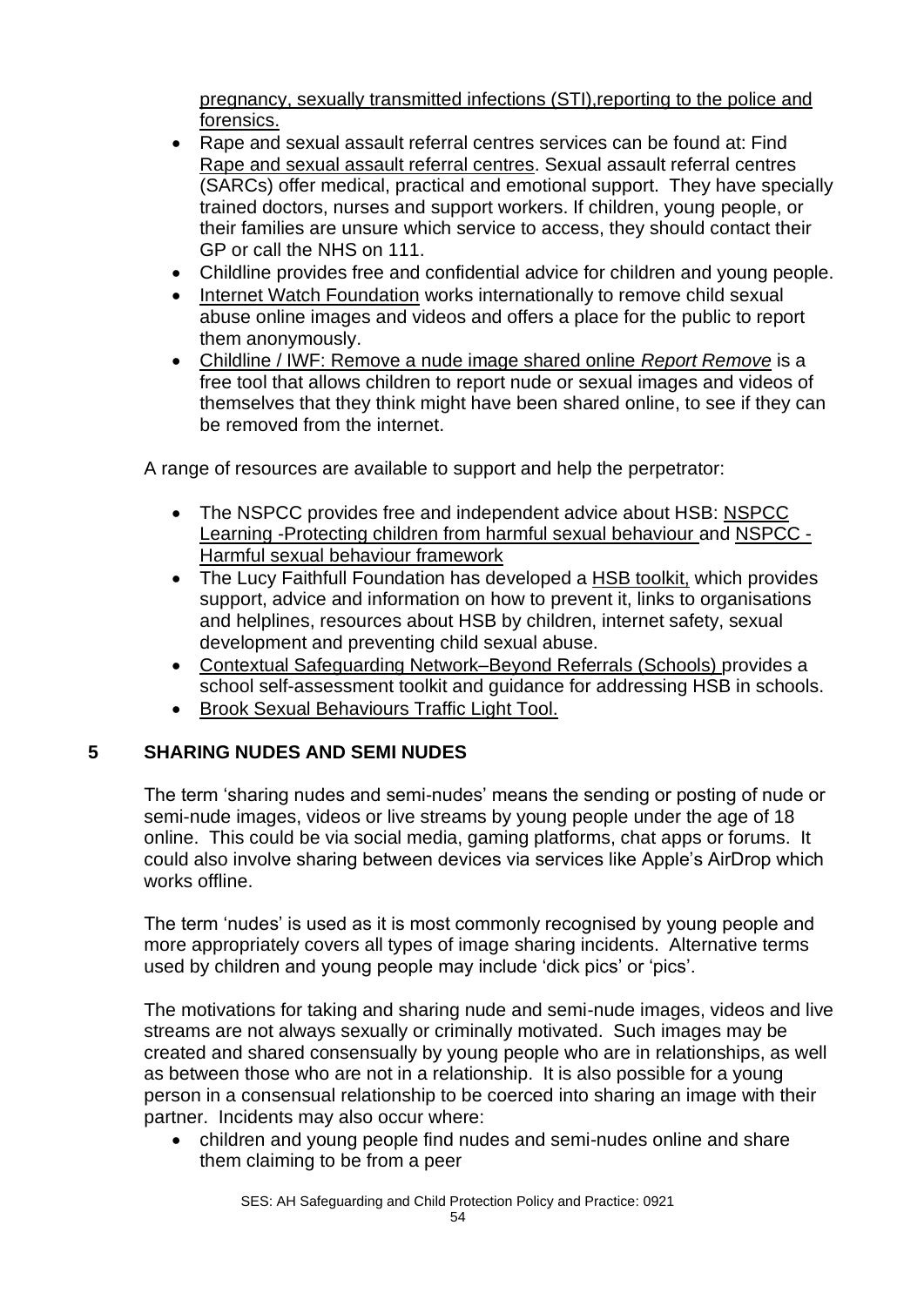pregnancy, sexually transmitted infections (STI),reporting to the police and forensics.

- Rape and sexual assault referral centres services can be found at: Find Rape and sexual assault referral centres. Sexual assault referral centres (SARCs) offer medical, practical and emotional support. They have specially trained doctors, nurses and support workers. If children, young people, or their families are unsure which service to access, they should contact their GP or call the NHS on 111.
- Childline provides free and confidential advice for children and young people.
- Internet Watch Foundation works internationally to remove child sexual abuse online images and videos and offers a place for the public to report them anonymously.
- Childline / IWF: Remove a nude image shared online *Report Remove* is a free tool that allows children to report nude or sexual images and videos of themselves that they think might have been shared online, to see if they can be removed from the internet.

A range of resources are available to support and help the perpetrator:

- The NSPCC provides free and independent advice about HSB: NSPCC Learning -Protecting children from harmful sexual behaviour and NSPCC - Harmful sexual behaviour framework
- The Lucy Faithfull Foundation has developed a HSB toolkit, which provides support, advice and information on how to prevent it, links to organisations and helplines, resources about HSB by children, internet safety, sexual development and preventing child sexual abuse.
- Contextual Safeguarding Network–Beyond Referrals (Schools) provides a school self-assessment toolkit and guidance for addressing HSB in schools.
- Brook Sexual Behaviours Traffic Light Tool.

## 5 SHARING NUDES AND SEMI NUDES

The term 'sharing nudes and semi-nudes' means the sending or posting of nude or semi-nude images, videos or live streams by young people under the age of 18 online. This could be via social media, gaming platforms, chat apps or forums. It could also involve sharing between devices via services like Apple's AirDrop which works offline.

The term 'nudes' is used as it is most commonly recognised by young people and more appropriately covers all types of image sharing incidents. Alternative terms used by children and young people may include 'dick pics' or 'pics'.

The motivations for taking and sharing nude and semi-nude images, videos and live streams are not always sexually or criminally motivated. Such images may be created and shared consensually by young people who are in relationships, as well as between those who are not in a relationship. It is also possible for a young person in a consensual relationship to be coerced into sharing an image with their partner. Incidents may also occur where:

- children and young people find nudes and semi-nudes online and share them claiming to be from a peer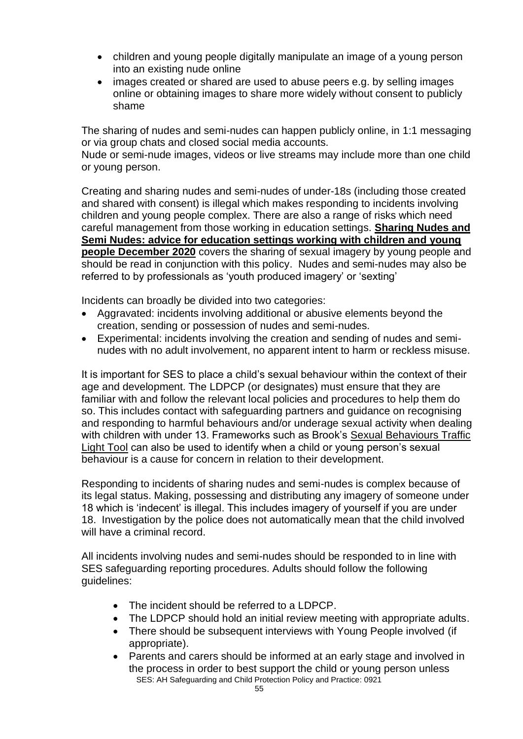- children and young people digitally manipulate an image of a young person into an existing nude online
- images created or shared are used to abuse peers e.g. by selling images online or obtaining images to share more widely without consent to publicly shame

The sharing of nudes and semi-nudes can happen publicly online, in 1:1 messaging or via group chats and closed social media accounts.
Nude or semi-nude images, videos or live streams may include more than one child or young person.

Creating and sharing nudes and semi-nudes of under-18s (including those created and shared with consent) is illegal which makes responding to incidents involving children and young people complex. There are also a range of risks which need careful management from those working in education settings. **Sharing Nudes and Semi Nudes: advice for education settings working with children and young people December 2020** covers the sharing of sexual imagery by young people and should be read in conjunction with this policy. Nudes and semi-nudes may also be referred to by professionals as 'youth produced imagery' or 'sexting'

Incidents can broadly be divided into two categories:

- Aggravated: incidents involving additional or abusive elements beyond the creation, sending or possession of nudes and semi-nudes.
- Experimental: incidents involving the creation and sending of nudes and semi-nudes with no adult involvement, no apparent intent to harm or reckless misuse.

It is important for SES to place a child's sexual behaviour within the context of their age and development. The LDPCP (or designates) must ensure that they are familiar with and follow the relevant local policies and procedures to help them do so. This includes contact with safeguarding partners and guidance on recognising and responding to harmful behaviours and/or underage sexual activity when dealing with children with under 13. Frameworks such as Brook's Sexual Behaviours Traffic Light Tool can also be used to identify when a child or young person's sexual behaviour is a cause for concern in relation to their development.

Responding to incidents of sharing nudes and semi-nudes is complex because of its legal status. Making, possessing and distributing any imagery of someone under 18 which is 'indecent' is illegal. This includes imagery of yourself if you are under 18. Investigation by the police does not automatically mean that the child involved will have a criminal record.

All incidents involving nudes and semi-nudes should be responded to in line with SES safeguarding reporting procedures. Adults should follow the following guidelines:

- The incident should be referred to a LDPCP.
- The LDPCP should hold an initial review meeting with appropriate adults.
- There should be subsequent interviews with Young People involved (if appropriate).
- Parents and carers should be informed at an early stage and involved in the process in order to best support the child or young person unless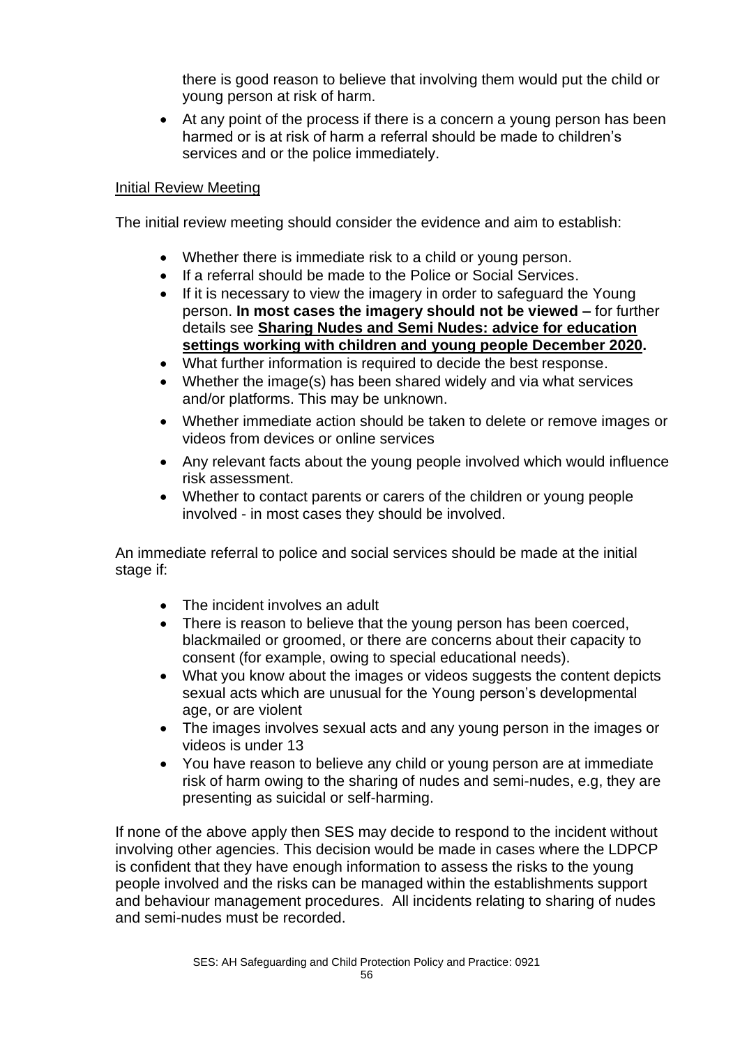there is good reason to believe that involving them would put the child or young person at risk of harm.

- At any point of the process if there is a concern a young person has been harmed or is at risk of harm a referral should be made to children's services and or the police immediately.

<u>Initial Review Meeting</u>

The initial review meeting should consider the evidence and aim to establish:

- Whether there is immediate risk to a child or young person.
- If a referral should be made to the Police or Social Services.
- If it is necessary to view the imagery in order to safeguard the Young person. **In most cases the imagery should not be viewed –** for further details see **<u>Sharing Nudes and Semi Nudes: advice for education settings working with children and young people December 2020</u>.**
- What further information is required to decide the best response.
- Whether the image(s) has been shared widely and via what services and/or platforms. This may be unknown.
- Whether immediate action should be taken to delete or remove images or videos from devices or online services
- Any relevant facts about the young people involved which would influence risk assessment.
- Whether to contact parents or carers of the children or young people involved - in most cases they should be involved.

An immediate referral to police and social services should be made at the initial stage if:

- The incident involves an adult
- There is reason to believe that the young person has been coerced, blackmailed or groomed, or there are concerns about their capacity to consent (for example, owing to special educational needs).
- What you know about the images or videos suggests the content depicts sexual acts which are unusual for the Young person's developmental age, or are violent
- The images involves sexual acts and any young person in the images or videos is under 13
- You have reason to believe any child or young person are at immediate risk of harm owing to the sharing of nudes and semi-nudes, e.g, they are presenting as suicidal or self-harming.

If none of the above apply then SES may decide to respond to the incident without involving other agencies. This decision would be made in cases where the LDPCP is confident that they have enough information to assess the risks to the young people involved and the risks can be managed within the establishments support and behaviour management procedures. All incidents relating to sharing of nudes and semi-nudes must be recorded.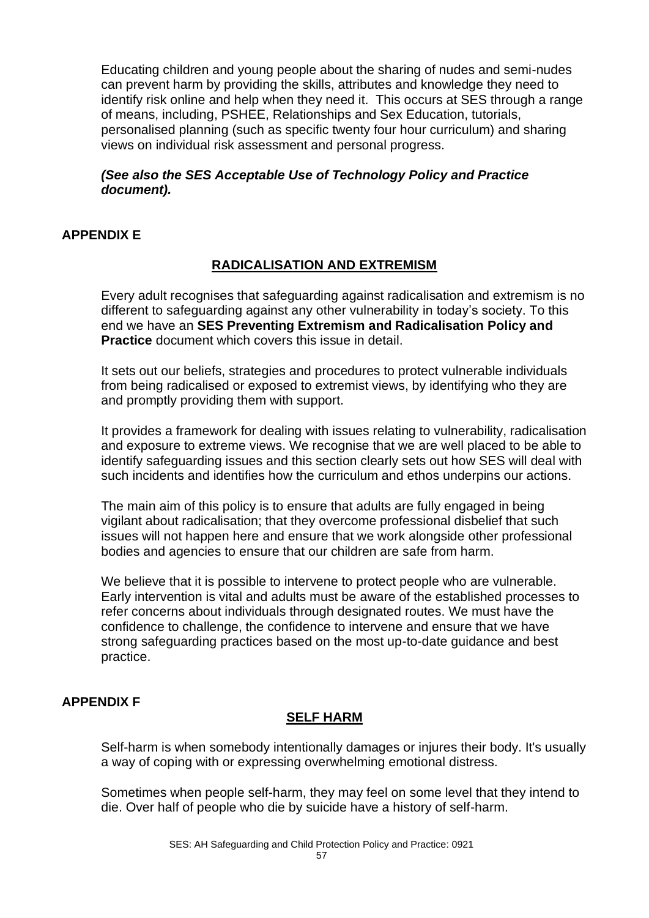Educating children and young people about the sharing of nudes and semi-nudes can prevent harm by providing the skills, attributes and knowledge they need to identify risk online and help when they need it. This occurs at SES through a range of means, including, PSHEE, Relationships and Sex Education, tutorials, personalised planning (such as specific twenty four hour curriculum) and sharing views on individual risk assessment and personal progress.

***(See also the SES Acceptable Use of Technology Policy and Practice document).***

## APPENDIX E

### RADICALISATION AND EXTREMISM

Every adult recognises that safeguarding against radicalisation and extremism is no different to safeguarding against any other vulnerability in today's society. To this end we have an **SES Preventing Extremism and Radicalisation Policy and Practice** document which covers this issue in detail.

It sets out our beliefs, strategies and procedures to protect vulnerable individuals from being radicalised or exposed to extremist views, by identifying who they are and promptly providing them with support.

It provides a framework for dealing with issues relating to vulnerability, radicalisation and exposure to extreme views. We recognise that we are well placed to be able to identify safeguarding issues and this section clearly sets out how SES will deal with such incidents and identifies how the curriculum and ethos underpins our actions.

The main aim of this policy is to ensure that adults are fully engaged in being vigilant about radicalisation; that they overcome professional disbelief that such issues will not happen here and ensure that we work alongside other professional bodies and agencies to ensure that our children are safe from harm.

We believe that it is possible to intervene to protect people who are vulnerable. Early intervention is vital and adults must be aware of the established processes to refer concerns about individuals through designated routes. We must have the confidence to challenge, the confidence to intervene and ensure that we have strong safeguarding practices based on the most up-to-date guidance and best practice.

## APPENDIX F

### SELF HARM

Self-harm is when somebody intentionally damages or injures their body. It's usually a way of coping with or expressing overwhelming emotional distress.

Sometimes when people self-harm, they may feel on some level that they intend to die. Over half of people who die by suicide have a history of self-harm.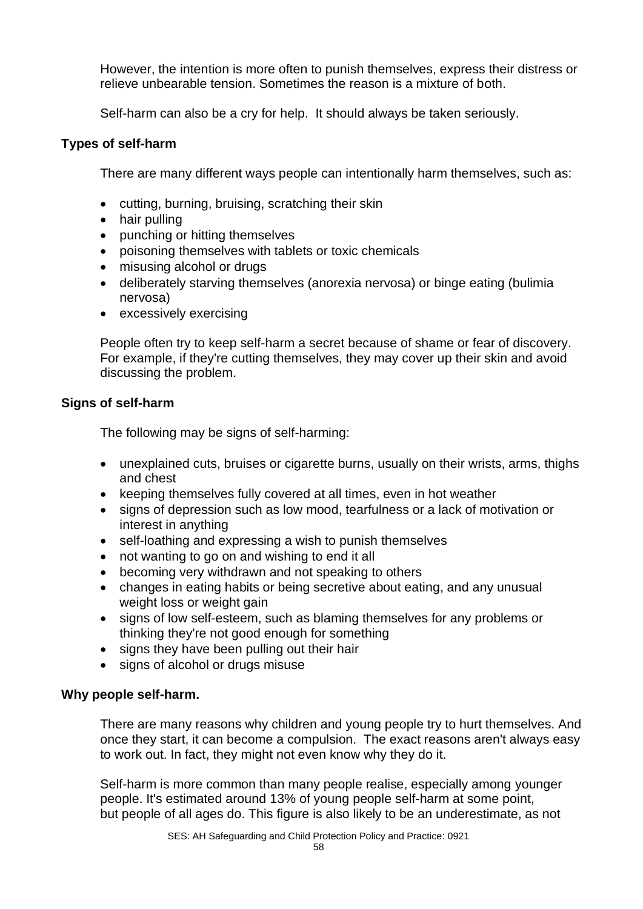However, the intention is more often to punish themselves, express their distress or relieve unbearable tension. Sometimes the reason is a mixture of both.

Self-harm can also be a cry for help. It should always be taken seriously.

**Types of self-harm**

There are many different ways people can intentionally harm themselves, such as:

- cutting, burning, bruising, scratching their skin
- hair pulling
- punching or hitting themselves
- poisoning themselves with tablets or toxic chemicals
- misusing alcohol or drugs
- deliberately starving themselves (anorexia nervosa) or binge eating (bulimia nervosa)
- excessively exercising

People often try to keep self-harm a secret because of shame or fear of discovery. For example, if they're cutting themselves, they may cover up their skin and avoid discussing the problem.

**Signs of self-harm**

The following may be signs of self-harming:

- unexplained cuts, bruises or cigarette burns, usually on their wrists, arms, thighs and chest
- keeping themselves fully covered at all times, even in hot weather
- signs of depression such as low mood, tearfulness or a lack of motivation or interest in anything
- self-loathing and expressing a wish to punish themselves
- not wanting to go on and wishing to end it all
- becoming very withdrawn and not speaking to others
- changes in eating habits or being secretive about eating, and any unusual weight loss or weight gain
- signs of low self-esteem, such as blaming themselves for any problems or thinking they're not good enough for something
- signs they have been pulling out their hair
- signs of alcohol or drugs misuse

**Why people self-harm.**

There are many reasons why children and young people try to hurt themselves. And once they start, it can become a compulsion. The exact reasons aren't always easy to work out. In fact, they might not even know why they do it.

Self-harm is more common than many people realise, especially among younger people. It's estimated around 13% of young people self-harm at some point, but people of all ages do. This figure is also likely to be an underestimate, as not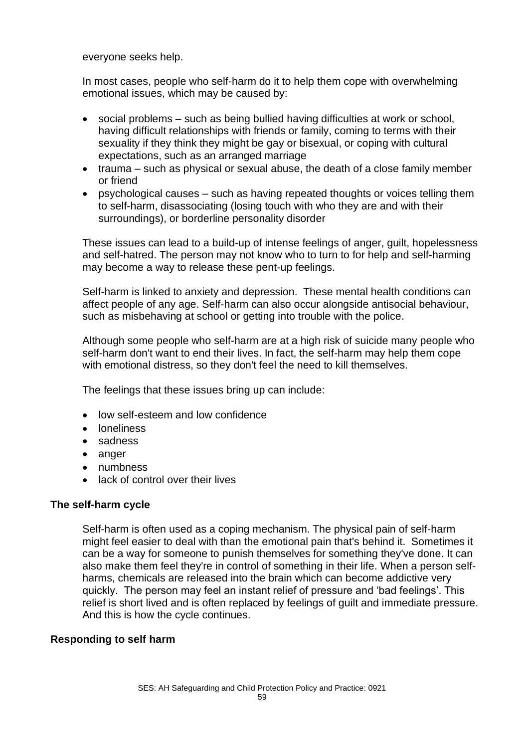everyone seeks help.

In most cases, people who self-harm do it to help them cope with overwhelming emotional issues, which may be caused by:

- social problems – such as being bullied having difficulties at work or school, having difficult relationships with friends or family, coming to terms with their sexuality if they think they might be gay or bisexual, or coping with cultural expectations, such as an arranged marriage
- trauma – such as physical or sexual abuse, the death of a close family member or friend
- psychological causes – such as having repeated thoughts or voices telling them to self-harm, disassociating (losing touch with who they are and with their surroundings), or borderline personality disorder

These issues can lead to a build-up of intense feelings of anger, guilt, hopelessness and self-hatred. The person may not know who to turn to for help and self-harming may become a way to release these pent-up feelings.

Self-harm is linked to anxiety and depression. These mental health conditions can affect people of any age. Self-harm can also occur alongside antisocial behaviour, such as misbehaving at school or getting into trouble with the police.

Although some people who self-harm are at a high risk of suicide many people who self-harm don't want to end their lives. In fact, the self-harm may help them cope with emotional distress, so they don't feel the need to kill themselves.

The feelings that these issues bring up can include:

- low self-esteem and low confidence
- loneliness
- sadness
- anger
- numbness
- lack of control over their lives

### The self-harm cycle

Self-harm is often used as a coping mechanism. The physical pain of self-harm might feel easier to deal with than the emotional pain that's behind it. Sometimes it can be a way for someone to punish themselves for something they've done. It can also make them feel they're in control of something in their life. When a person self-harms, chemicals are released into the brain which can become addictive very quickly. The person may feel an instant relief of pressure and 'bad feelings'. This relief is short lived and is often replaced by feelings of guilt and immediate pressure. And this is how the cycle continues.

### Responding to self harm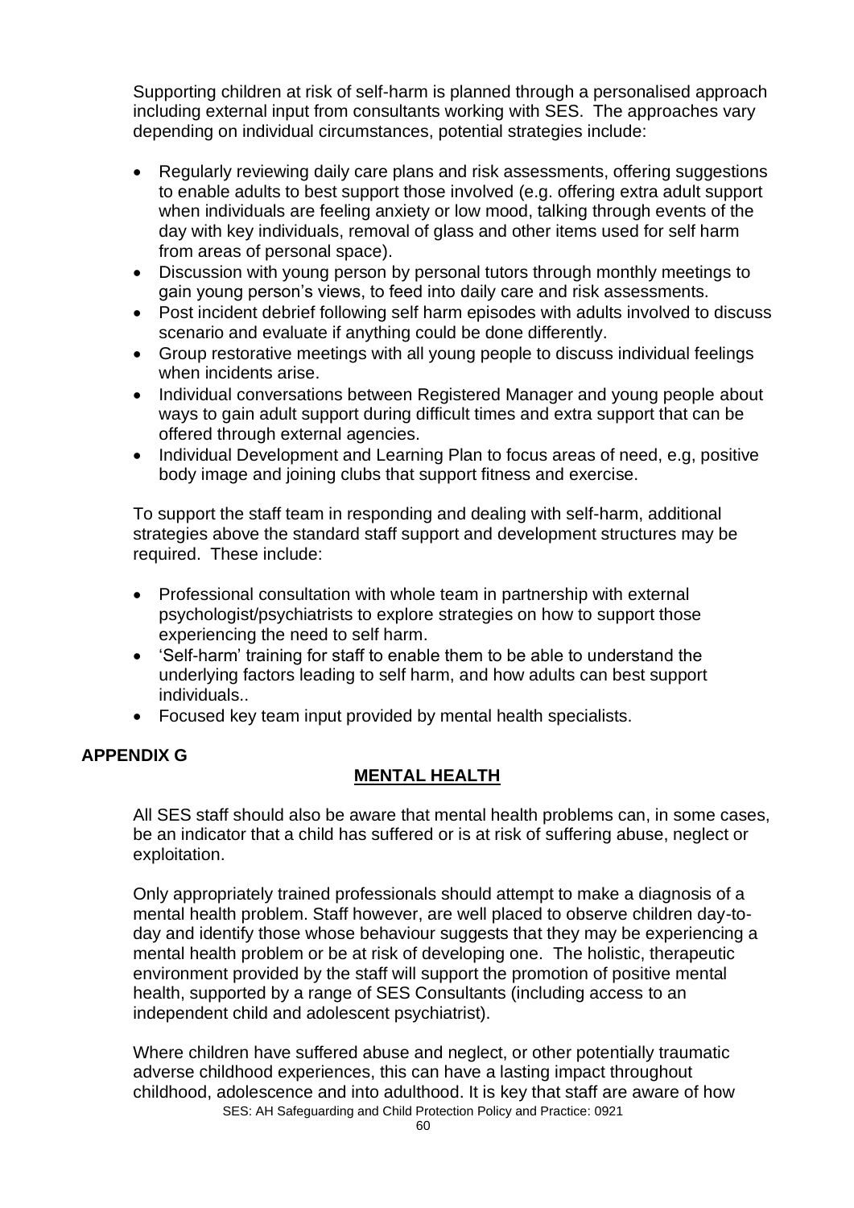Supporting children at risk of self-harm is planned through a personalised approach including external input from consultants working with SES. The approaches vary depending on individual circumstances, potential strategies include:

- Regularly reviewing daily care plans and risk assessments, offering suggestions to enable adults to best support those involved (e.g. offering extra adult support when individuals are feeling anxiety or low mood, talking through events of the day with key individuals, removal of glass and other items used for self harm from areas of personal space).
- Discussion with young person by personal tutors through monthly meetings to gain young person's views, to feed into daily care and risk assessments.
- Post incident debrief following self harm episodes with adults involved to discuss scenario and evaluate if anything could be done differently.
- Group restorative meetings with all young people to discuss individual feelings when incidents arise.
- Individual conversations between Registered Manager and young people about ways to gain adult support during difficult times and extra support that can be offered through external agencies.
- Individual Development and Learning Plan to focus areas of need, e.g, positive body image and joining clubs that support fitness and exercise.

To support the staff team in responding and dealing with self-harm, additional strategies above the standard staff support and development structures may be required. These include:

- Professional consultation with whole team in partnership with external psychologist/psychiatrists to explore strategies on how to support those experiencing the need to self harm.
- 'Self-harm' training for staff to enable them to be able to understand the underlying factors leading to self harm, and how adults can best support individuals..
- Focused key team input provided by mental health specialists.

## APPENDIX G

### MENTAL HEALTH

All SES staff should also be aware that mental health problems can, in some cases, be an indicator that a child has suffered or is at risk of suffering abuse, neglect or exploitation.

Only appropriately trained professionals should attempt to make a diagnosis of a mental health problem. Staff however, are well placed to observe children day-to-day and identify those whose behaviour suggests that they may be experiencing a mental health problem or be at risk of developing one. The holistic, therapeutic environment provided by the staff will support the promotion of positive mental health, supported by a range of SES Consultants (including access to an independent child and adolescent psychiatrist).

Where children have suffered abuse and neglect, or other potentially traumatic adverse childhood experiences, this can have a lasting impact throughout childhood, adolescence and into adulthood. It is key that staff are aware of how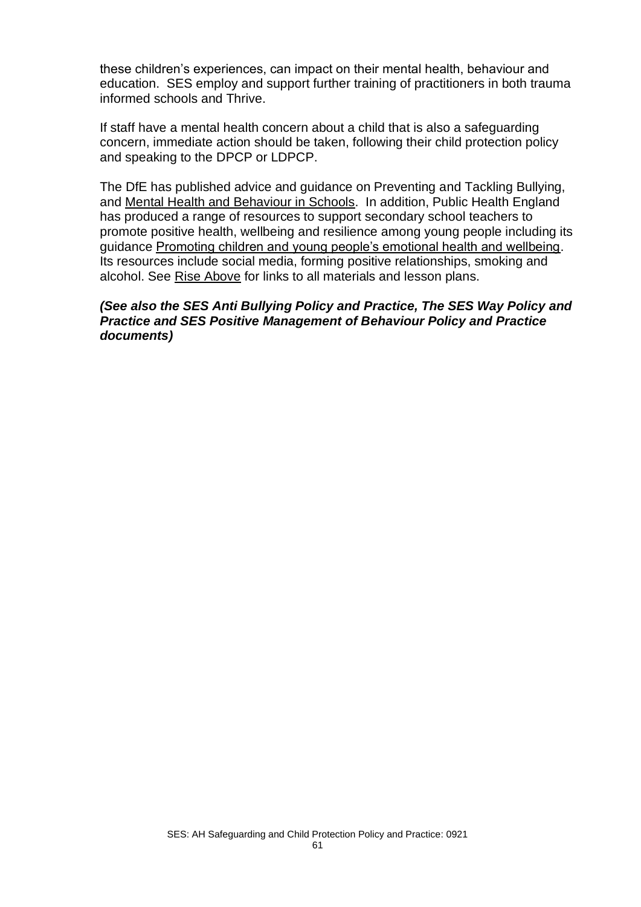these children's experiences, can impact on their mental health, behaviour and education. SES employ and support further training of practitioners in both trauma informed schools and Thrive.

If staff have a mental health concern about a child that is also a safeguarding concern, immediate action should be taken, following their child protection policy and speaking to the DPCP or LDPCP.

The DfE has published advice and guidance on Preventing and Tackling Bullying, and Mental Health and Behaviour in Schools. In addition, Public Health England has produced a range of resources to support secondary school teachers to promote positive health, wellbeing and resilience among young people including its guidance Promoting children and young people's emotional health and wellbeing. Its resources include social media, forming positive relationships, smoking and alcohol. See Rise Above for links to all materials and lesson plans.

***(See also the SES Anti Bullying Policy and Practice, The SES Way Policy and Practice and SES Positive Management of Behaviour Policy and Practice documents)***